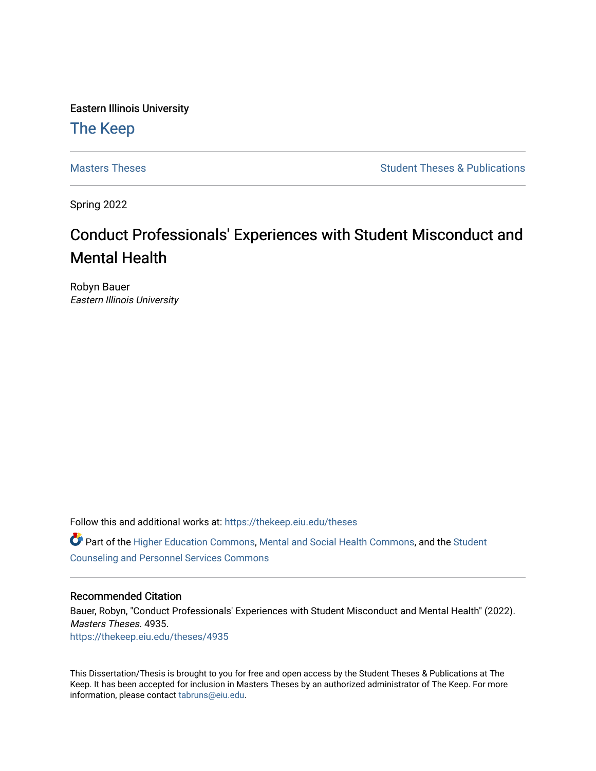Eastern Illinois University

# The Keep

Masters Theses | Student Theses & Publications

Spring 2022

# Conduct Professionals' Experiences with Student Misconduct and Mental Health

Robyn Bauer
*Eastern Illinois University*

Follow this and additional works at: https://thekeep.eiu.edu/theses

Part of the Higher Education Commons, Mental and Social Health Commons, and the Student Counseling and Personnel Services Commons

## Recommended Citation

Bauer, Robyn, "Conduct Professionals' Experiences with Student Misconduct and Mental Health" (2022). *Masters Theses*. 4935.
https://thekeep.eiu.edu/theses/4935

This Dissertation/Thesis is brought to you for free and open access by the Student Theses & Publications at The Keep. It has been accepted for inclusion in Masters Theses by an authorized administrator of The Keep. For more information, please contact tabruns@eiu.edu.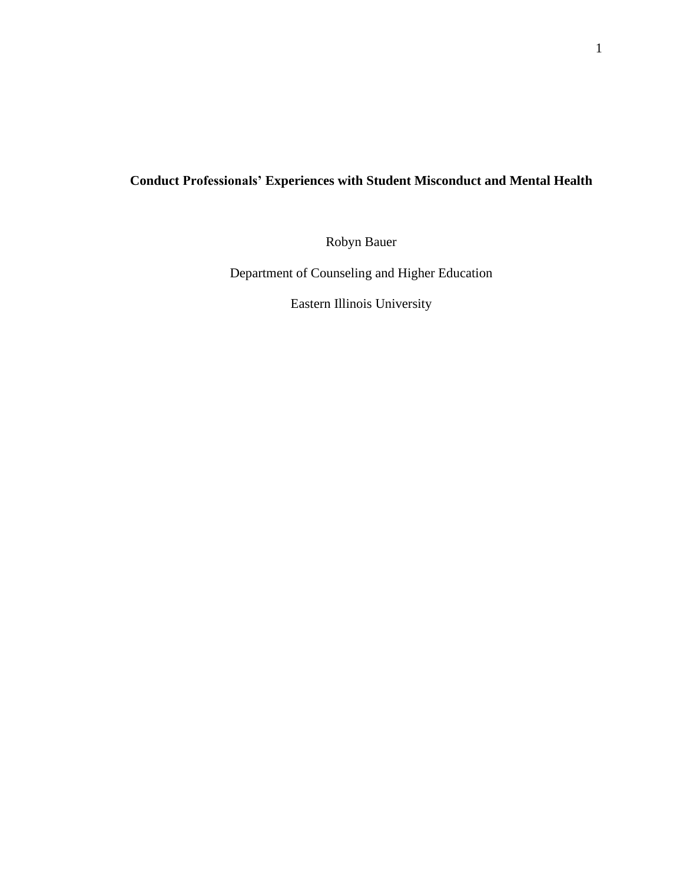# Conduct Professionals' Experiences with Student Misconduct and Mental Health

Robyn Bauer

Department of Counseling and Higher Education

Eastern Illinois University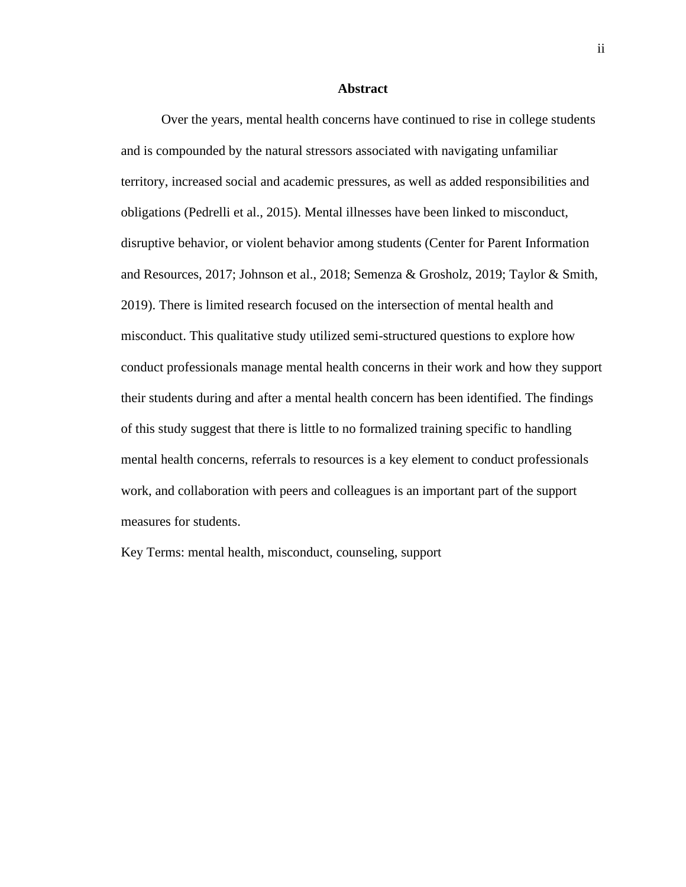# Abstract

Over the years, mental health concerns have continued to rise in college students and is compounded by the natural stressors associated with navigating unfamiliar territory, increased social and academic pressures, as well as added responsibilities and obligations (Pedrelli et al., 2015). Mental illnesses have been linked to misconduct, disruptive behavior, or violent behavior among students (Center for Parent Information and Resources, 2017; Johnson et al., 2018; Semenza & Grosholz, 2019; Taylor & Smith, 2019). There is limited research focused on the intersection of mental health and misconduct. This qualitative study utilized semi-structured questions to explore how conduct professionals manage mental health concerns in their work and how they support their students during and after a mental health concern has been identified. The findings of this study suggest that there is little to no formalized training specific to handling mental health concerns, referrals to resources is a key element to conduct professionals work, and collaboration with peers and colleagues is an important part of the support measures for students.

Key Terms: mental health, misconduct, counseling, support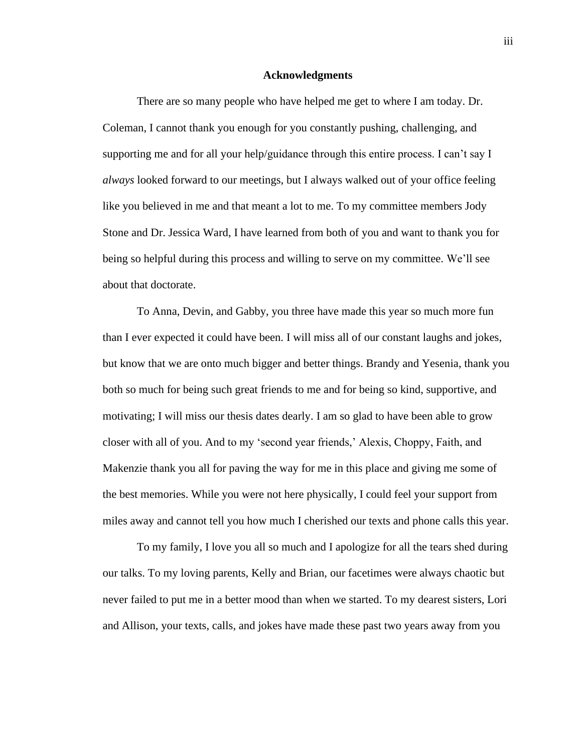# Acknowledgments

There are so many people who have helped me get to where I am today. Dr. Coleman, I cannot thank you enough for you constantly pushing, challenging, and supporting me and for all your help/guidance through this entire process. I can't say I *always* looked forward to our meetings, but I always walked out of your office feeling like you believed in me and that meant a lot to me. To my committee members Jody Stone and Dr. Jessica Ward, I have learned from both of you and want to thank you for being so helpful during this process and willing to serve on my committee. We'll see about that doctorate.

To Anna, Devin, and Gabby, you three have made this year so much more fun than I ever expected it could have been. I will miss all of our constant laughs and jokes, but know that we are onto much bigger and better things. Brandy and Yesenia, thank you both so much for being such great friends to me and for being so kind, supportive, and motivating; I will miss our thesis dates dearly. I am so glad to have been able to grow closer with all of you. And to my 'second year friends,' Alexis, Choppy, Faith, and Makenzie thank you all for paving the way for me in this place and giving me some of the best memories. While you were not here physically, I could feel your support from miles away and cannot tell you how much I cherished our texts and phone calls this year.

To my family, I love you all so much and I apologize for all the tears shed during our talks. To my loving parents, Kelly and Brian, our facetimes were always chaotic but never failed to put me in a better mood than when we started. To my dearest sisters, Lori and Allison, your texts, calls, and jokes have made these past two years away from you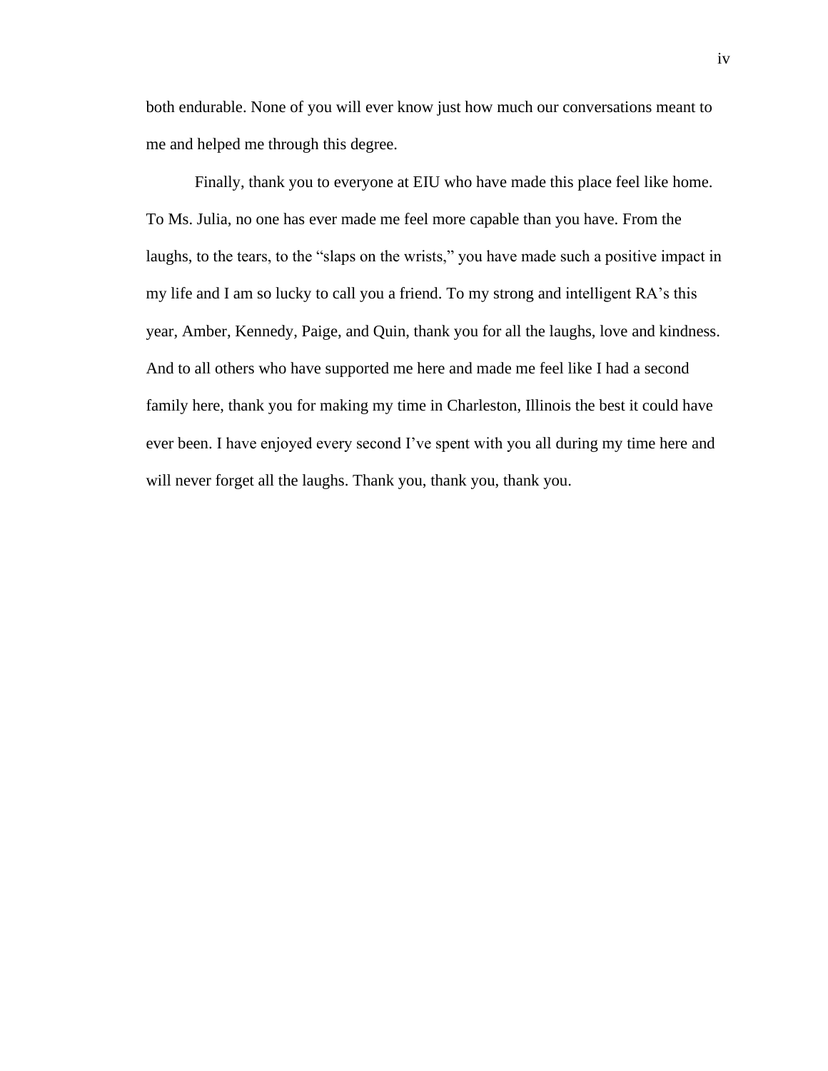both endurable. None of you will ever know just how much our conversations meant to me and helped me through this degree.

Finally, thank you to everyone at EIU who have made this place feel like home. To Ms. Julia, no one has ever made me feel more capable than you have. From the laughs, to the tears, to the "slaps on the wrists," you have made such a positive impact in my life and I am so lucky to call you a friend. To my strong and intelligent RA's this year, Amber, Kennedy, Paige, and Quin, thank you for all the laughs, love and kindness. And to all others who have supported me here and made me feel like I had a second family here, thank you for making my time in Charleston, Illinois the best it could have ever been. I have enjoyed every second I've spent with you all during my time here and will never forget all the laughs. Thank you, thank you, thank you.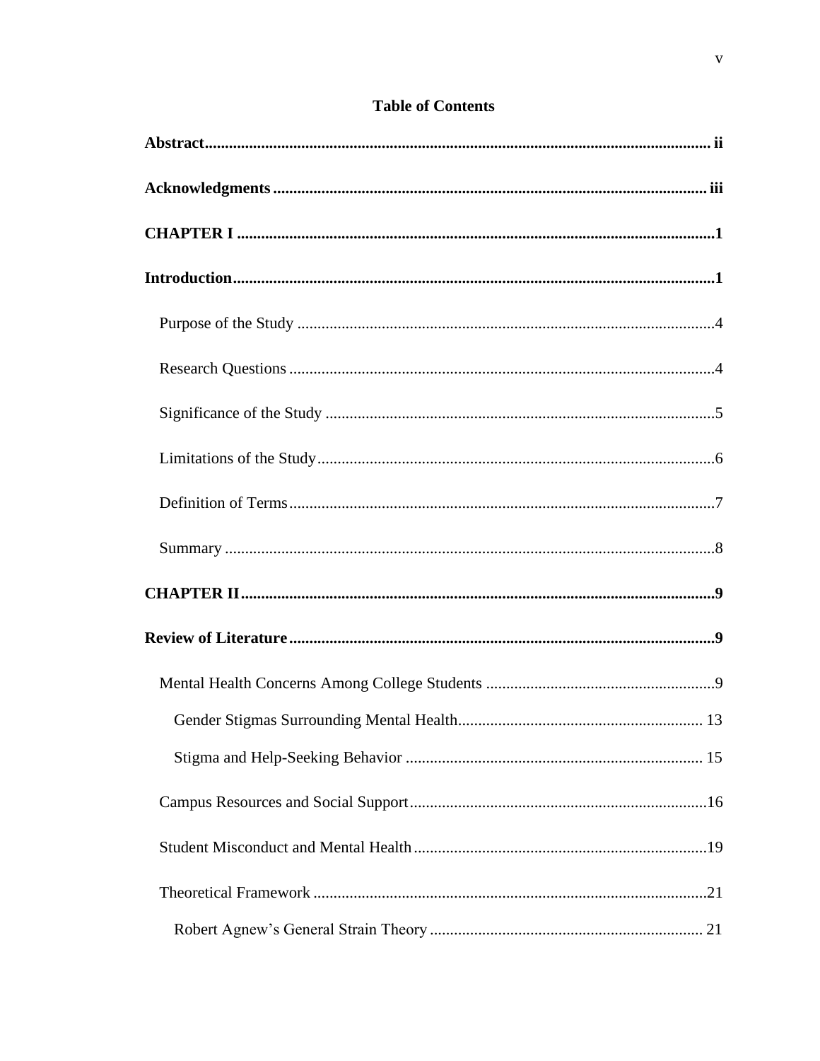# Table of Contents

**Abstract** ........................................................................................................................ ii

**Acknowledgments** ......................................................................................................... iii

**CHAPTER I** ..................................................................................................................... 1

**Introduction** ..................................................................................................................... 1

- Purpose of the Study ...................................................................................................... 4
- Research Questions ........................................................................................................ 4
- Significance of the Study ............................................................................................... 5
- Limitations of the Study ................................................................................................. 6
- Definition of Terms ........................................................................................................ 7
- Summary ........................................................................................................................ 8

**CHAPTER II** .................................................................................................................... 9

**Review of Literature** ........................................................................................................ 9

- Mental Health Concerns Among College Students ........................................................ 9
  - Gender Stigmas Surrounding Mental Health ............................................................ 13
  - Stigma and Help-Seeking Behavior ......................................................................... 15
- Campus Resources and Social Support ......................................................................... 16
- Student Misconduct and Mental Health ........................................................................ 19
- Theoretical Framework ................................................................................................. 21
  - Robert Agnew's General Strain Theory ................................................................... 21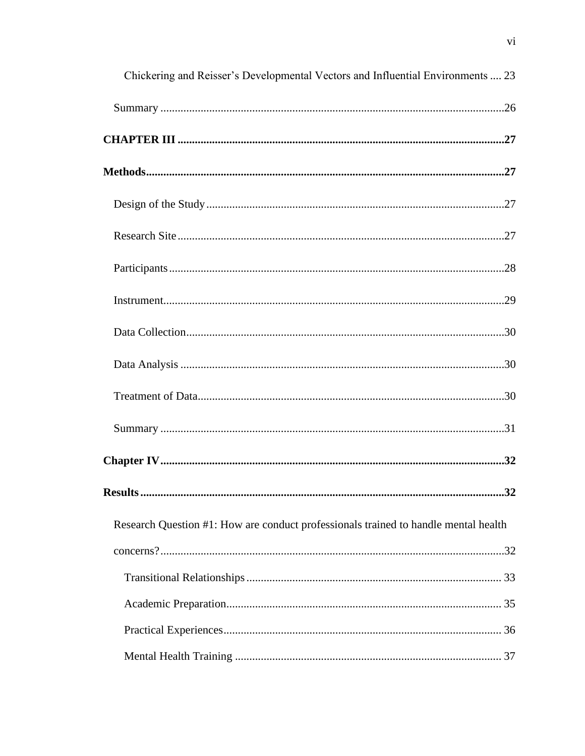Chickering and Reisser's Developmental Vectors and Influential Environments .... 23

Summary .......................................................................................................................26

**CHAPTER III .................................................................................................................27**

**Methods............................................................................................................................27**

Design of the Study.......................................................................................................27

Research Site.................................................................................................................27

Participants....................................................................................................................28

Instrument......................................................................................................................29

Data Collection..............................................................................................................30

Data Analysis ................................................................................................................30

Treatment of Data..........................................................................................................30

Summary .......................................................................................................................31

**Chapter IV.......................................................................................................................32**

**Results..............................................................................................................................32**

Research Question #1: How are conduct professionals trained to handle mental health concerns?.......................................................................................................................32

Transitional Relationships ........................................................................................ 33

Academic Preparation............................................................................................... 35

Practical Experiences................................................................................................ 36

Mental Health Training ............................................................................................ 37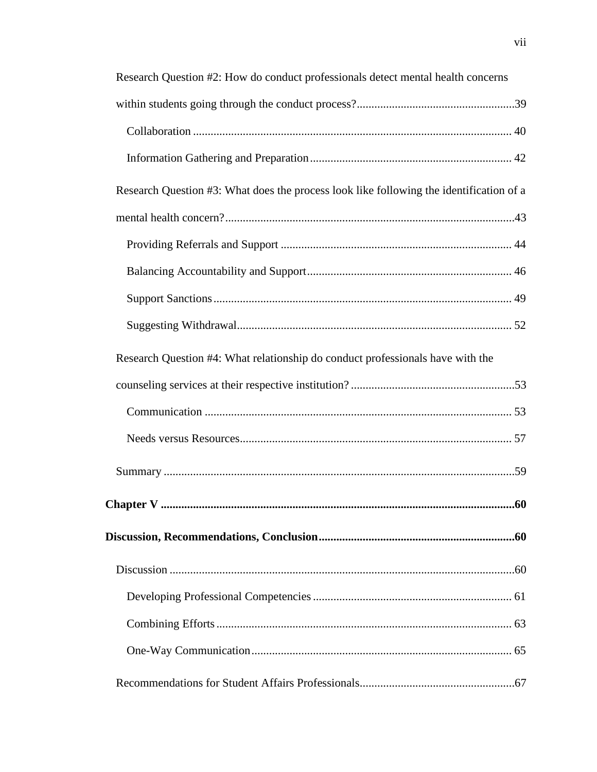Research Question #2: How do conduct professionals detect mental health concerns within students going through the conduct process?......................................................39

Collaboration ............................................................................................................ 40

Information Gathering and Preparation..................................................................... 42

Research Question #3: What does the process look like following the identification of a mental health concern?..................................................................................................43

Providing Referrals and Support ............................................................................... 44

Balancing Accountability and Support...................................................................... 46

Support Sanctions...................................................................................................... 49

Suggesting Withdrawal.............................................................................................. 52

Research Question #4: What relationship do conduct professionals have with the counseling services at their respective institution? ........................................................53

Communication ......................................................................................................... 53

Needs versus Resources............................................................................................. 57

Summary ........................................................................................................................59

**Chapter V ........................................................................................................................60**

**Discussion, Recommendations, Conclusion...................................................................60**

Discussion .....................................................................................................................60

Developing Professional Competencies .................................................................... 61

Combining Efforts ..................................................................................................... 63

One-Way Communication......................................................................................... 65

Recommendations for Student Affairs Professionals.....................................................67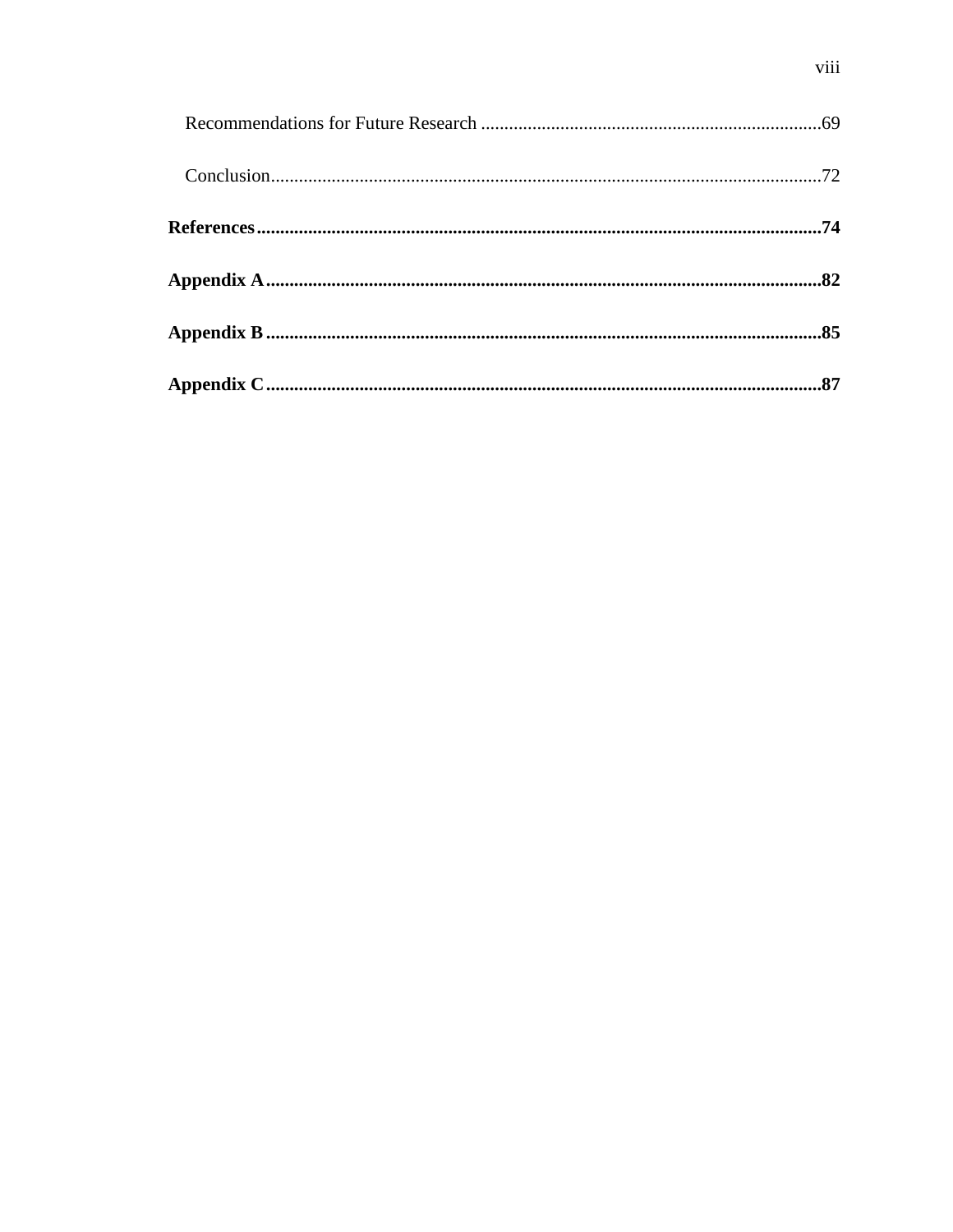Recommendations for Future Research ........................................................................69

Conclusion.....................................................................................................................72

**References.........................................................................................................................74**

**Appendix A.......................................................................................................................82**

**Appendix B.......................................................................................................................85**

**Appendix C.......................................................................................................................87**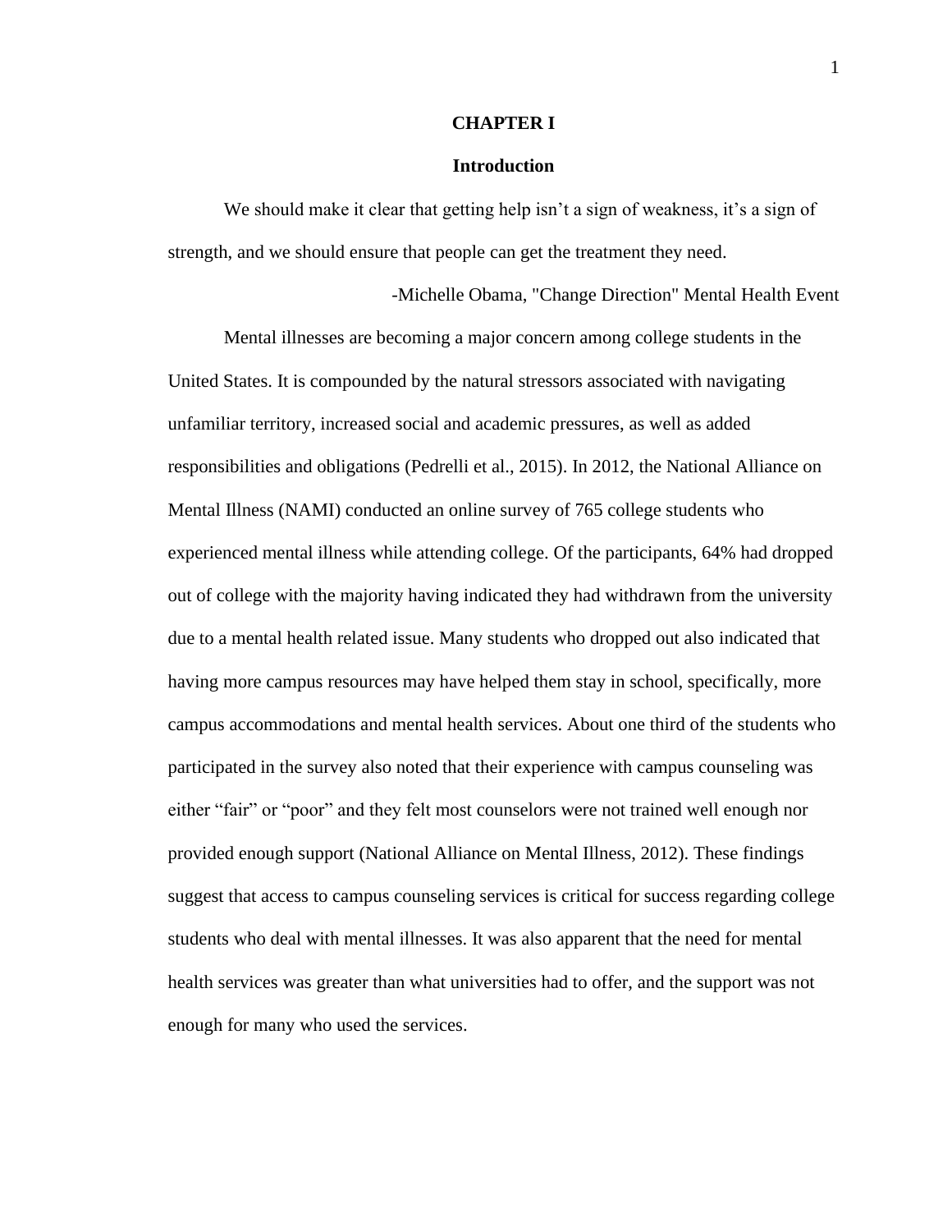# CHAPTER I

## Introduction

We should make it clear that getting help isn't a sign of weakness, it's a sign of strength, and we should ensure that people can get the treatment they need.

-Michelle Obama, "Change Direction" Mental Health Event

Mental illnesses are becoming a major concern among college students in the United States. It is compounded by the natural stressors associated with navigating unfamiliar territory, increased social and academic pressures, as well as added responsibilities and obligations (Pedrelli et al., 2015). In 2012, the National Alliance on Mental Illness (NAMI) conducted an online survey of 765 college students who experienced mental illness while attending college. Of the participants, 64% had dropped out of college with the majority having indicated they had withdrawn from the university due to a mental health related issue. Many students who dropped out also indicated that having more campus resources may have helped them stay in school, specifically, more campus accommodations and mental health services. About one third of the students who participated in the survey also noted that their experience with campus counseling was either "fair" or "poor" and they felt most counselors were not trained well enough nor provided enough support (National Alliance on Mental Illness, 2012). These findings suggest that access to campus counseling services is critical for success regarding college students who deal with mental illnesses. It was also apparent that the need for mental health services was greater than what universities had to offer, and the support was not enough for many who used the services.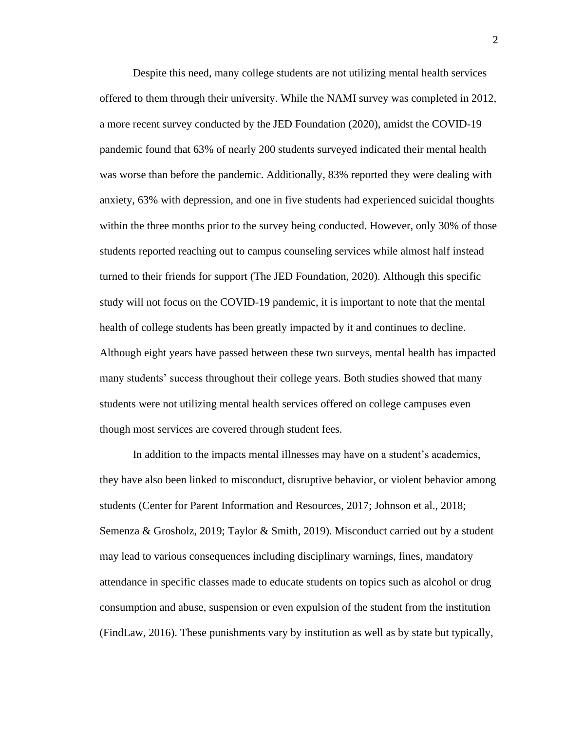Despite this need, many college students are not utilizing mental health services offered to them through their university. While the NAMI survey was completed in 2012, a more recent survey conducted by the JED Foundation (2020), amidst the COVID-19 pandemic found that 63% of nearly 200 students surveyed indicated their mental health was worse than before the pandemic. Additionally, 83% reported they were dealing with anxiety, 63% with depression, and one in five students had experienced suicidal thoughts within the three months prior to the survey being conducted. However, only 30% of those students reported reaching out to campus counseling services while almost half instead turned to their friends for support (The JED Foundation, 2020). Although this specific study will not focus on the COVID-19 pandemic, it is important to note that the mental health of college students has been greatly impacted by it and continues to decline. Although eight years have passed between these two surveys, mental health has impacted many students' success throughout their college years. Both studies showed that many students were not utilizing mental health services offered on college campuses even though most services are covered through student fees.

In addition to the impacts mental illnesses may have on a student's academics, they have also been linked to misconduct, disruptive behavior, or violent behavior among students (Center for Parent Information and Resources, 2017; Johnson et al., 2018; Semenza & Grosholz, 2019; Taylor & Smith, 2019). Misconduct carried out by a student may lead to various consequences including disciplinary warnings, fines, mandatory attendance in specific classes made to educate students on topics such as alcohol or drug consumption and abuse, suspension or even expulsion of the student from the institution (FindLaw, 2016). These punishments vary by institution as well as by state but typically,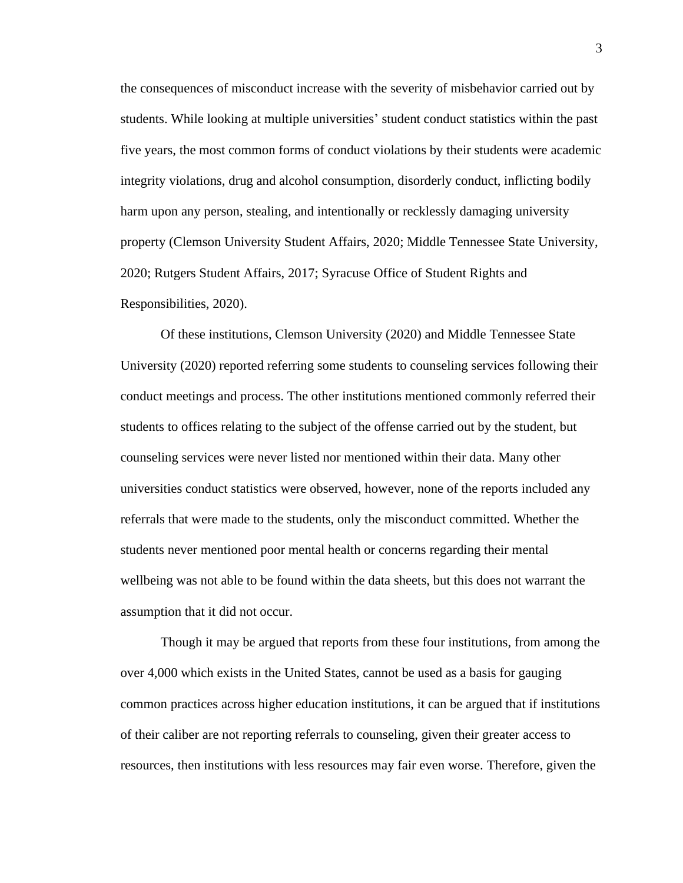the consequences of misconduct increase with the severity of misbehavior carried out by students. While looking at multiple universities' student conduct statistics within the past five years, the most common forms of conduct violations by their students were academic integrity violations, drug and alcohol consumption, disorderly conduct, inflicting bodily harm upon any person, stealing, and intentionally or recklessly damaging university property (Clemson University Student Affairs, 2020; Middle Tennessee State University, 2020; Rutgers Student Affairs, 2017; Syracuse Office of Student Rights and Responsibilities, 2020).

Of these institutions, Clemson University (2020) and Middle Tennessee State University (2020) reported referring some students to counseling services following their conduct meetings and process. The other institutions mentioned commonly referred their students to offices relating to the subject of the offense carried out by the student, but counseling services were never listed nor mentioned within their data. Many other universities conduct statistics were observed, however, none of the reports included any referrals that were made to the students, only the misconduct committed. Whether the students never mentioned poor mental health or concerns regarding their mental wellbeing was not able to be found within the data sheets, but this does not warrant the assumption that it did not occur.

Though it may be argued that reports from these four institutions, from among the over 4,000 which exists in the United States, cannot be used as a basis for gauging common practices across higher education institutions, it can be argued that if institutions of their caliber are not reporting referrals to counseling, given their greater access to resources, then institutions with less resources may fair even worse. Therefore, given the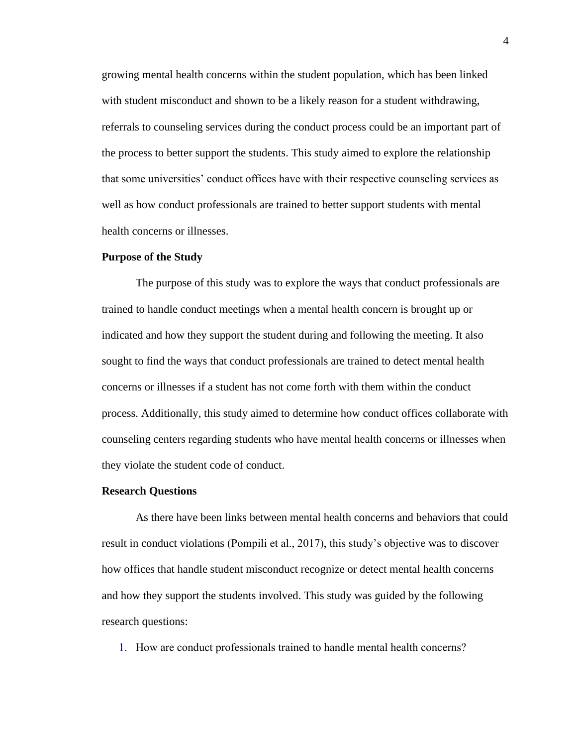growing mental health concerns within the student population, which has been linked with student misconduct and shown to be a likely reason for a student withdrawing, referrals to counseling services during the conduct process could be an important part of the process to better support the students. This study aimed to explore the relationship that some universities' conduct offices have with their respective counseling services as well as how conduct professionals are trained to better support students with mental health concerns or illnesses.

### Purpose of the Study

The purpose of this study was to explore the ways that conduct professionals are trained to handle conduct meetings when a mental health concern is brought up or indicated and how they support the student during and following the meeting. It also sought to find the ways that conduct professionals are trained to detect mental health concerns or illnesses if a student has not come forth with them within the conduct process. Additionally, this study aimed to determine how conduct offices collaborate with counseling centers regarding students who have mental health concerns or illnesses when they violate the student code of conduct.

### Research Questions

As there have been links between mental health concerns and behaviors that could result in conduct violations (Pompili et al., 2017), this study's objective was to discover how offices that handle student misconduct recognize or detect mental health concerns and how they support the students involved. This study was guided by the following research questions:

1. How are conduct professionals trained to handle mental health concerns?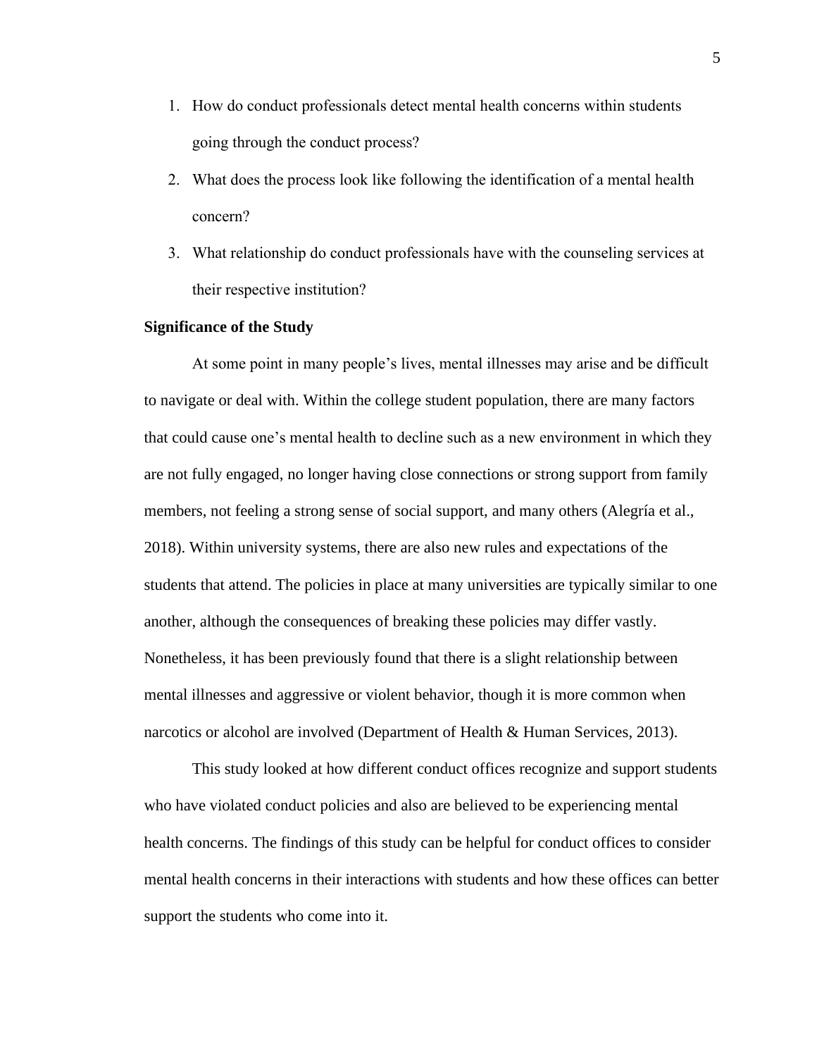1. How do conduct professionals detect mental health concerns within students going through the conduct process?
2. What does the process look like following the identification of a mental health concern?
3. What relationship do conduct professionals have with the counseling services at their respective institution?

**Significance of the Study**

At some point in many people's lives, mental illnesses may arise and be difficult to navigate or deal with. Within the college student population, there are many factors that could cause one's mental health to decline such as a new environment in which they are not fully engaged, no longer having close connections or strong support from family members, not feeling a strong sense of social support, and many others (Alegría et al., 2018). Within university systems, there are also new rules and expectations of the students that attend. The policies in place at many universities are typically similar to one another, although the consequences of breaking these policies may differ vastly. Nonetheless, it has been previously found that there is a slight relationship between mental illnesses and aggressive or violent behavior, though it is more common when narcotics or alcohol are involved (Department of Health & Human Services, 2013).

This study looked at how different conduct offices recognize and support students who have violated conduct policies and also are believed to be experiencing mental health concerns. The findings of this study can be helpful for conduct offices to consider mental health concerns in their interactions with students and how these offices can better support the students who come into it.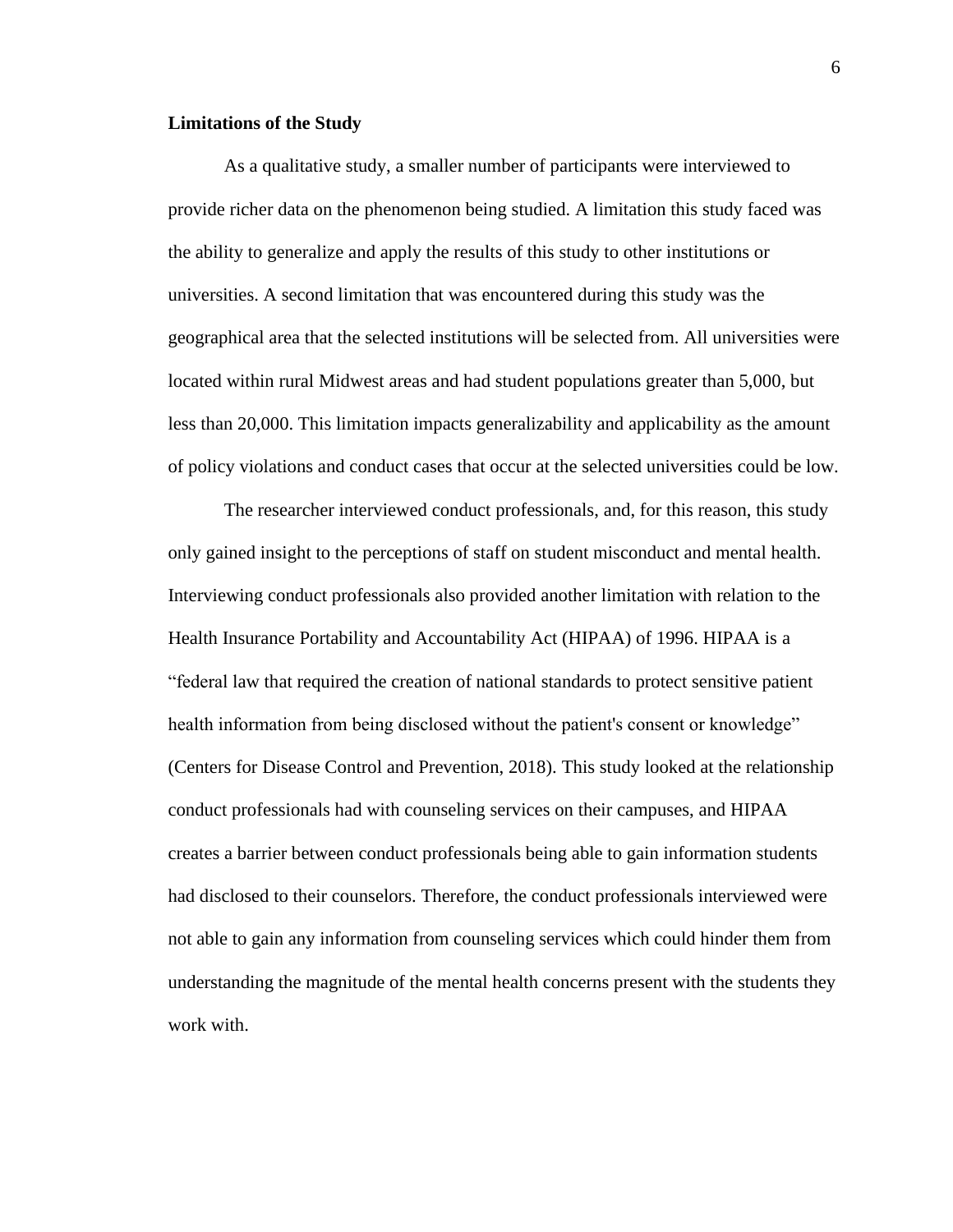## Limitations of the Study

As a qualitative study, a smaller number of participants were interviewed to provide richer data on the phenomenon being studied. A limitation this study faced was the ability to generalize and apply the results of this study to other institutions or universities. A second limitation that was encountered during this study was the geographical area that the selected institutions will be selected from. All universities were located within rural Midwest areas and had student populations greater than 5,000, but less than 20,000. This limitation impacts generalizability and applicability as the amount of policy violations and conduct cases that occur at the selected universities could be low.

The researcher interviewed conduct professionals, and, for this reason, this study only gained insight to the perceptions of staff on student misconduct and mental health. Interviewing conduct professionals also provided another limitation with relation to the Health Insurance Portability and Accountability Act (HIPAA) of 1996. HIPAA is a "federal law that required the creation of national standards to protect sensitive patient health information from being disclosed without the patient's consent or knowledge" (Centers for Disease Control and Prevention, 2018). This study looked at the relationship conduct professionals had with counseling services on their campuses, and HIPAA creates a barrier between conduct professionals being able to gain information students had disclosed to their counselors. Therefore, the conduct professionals interviewed were not able to gain any information from counseling services which could hinder them from understanding the magnitude of the mental health concerns present with the students they work with.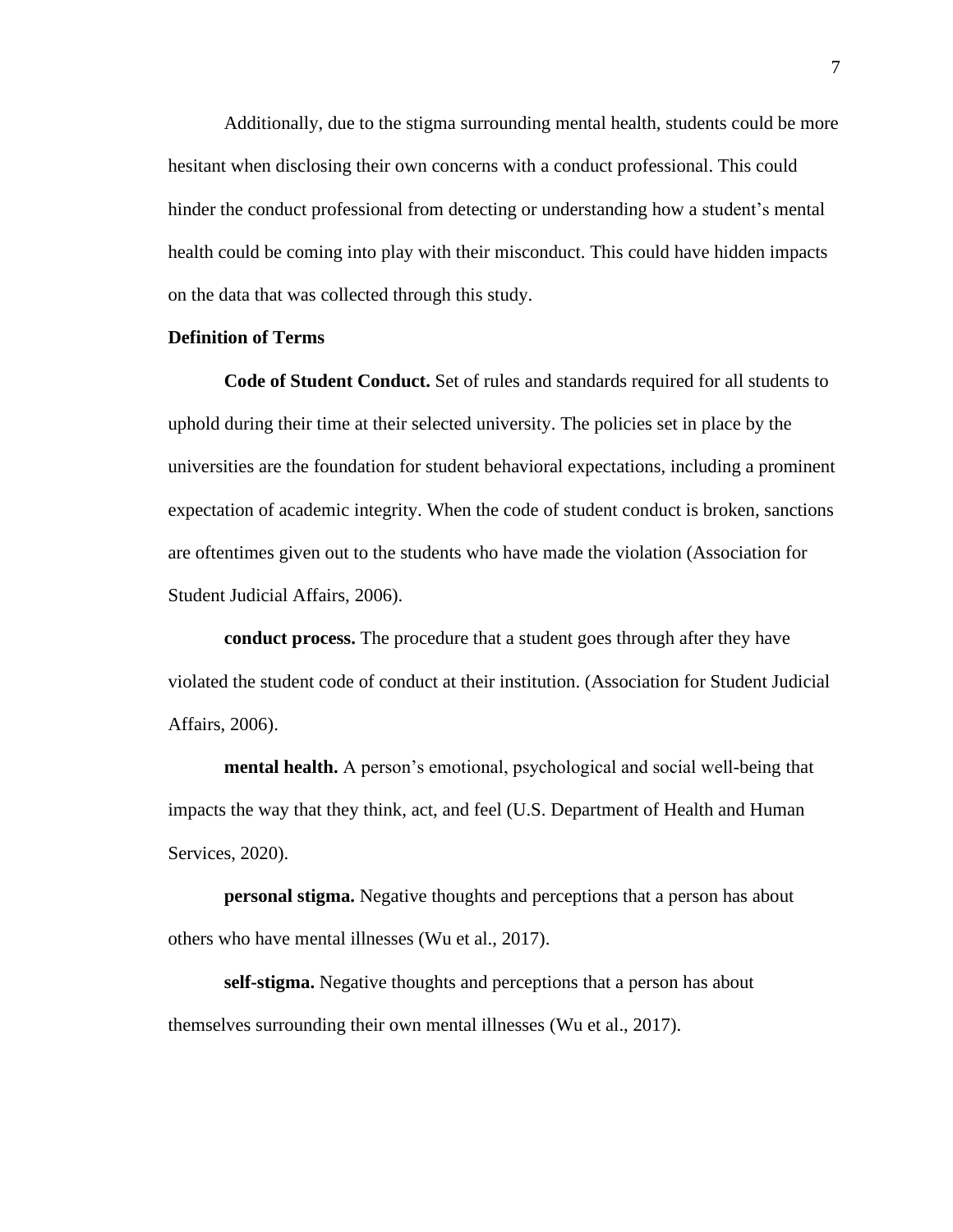Additionally, due to the stigma surrounding mental health, students could be more hesitant when disclosing their own concerns with a conduct professional. This could hinder the conduct professional from detecting or understanding how a student's mental health could be coming into play with their misconduct. This could have hidden impacts on the data that was collected through this study.

**Definition of Terms**

**Code of Student Conduct.** Set of rules and standards required for all students to uphold during their time at their selected university. The policies set in place by the universities are the foundation for student behavioral expectations, including a prominent expectation of academic integrity. When the code of student conduct is broken, sanctions are oftentimes given out to the students who have made the violation (Association for Student Judicial Affairs, 2006).

**conduct process.** The procedure that a student goes through after they have violated the student code of conduct at their institution. (Association for Student Judicial Affairs, 2006).

**mental health.** A person's emotional, psychological and social well-being that impacts the way that they think, act, and feel (U.S. Department of Health and Human Services, 2020).

**personal stigma.** Negative thoughts and perceptions that a person has about others who have mental illnesses (Wu et al., 2017).

**self-stigma.** Negative thoughts and perceptions that a person has about themselves surrounding their own mental illnesses (Wu et al., 2017).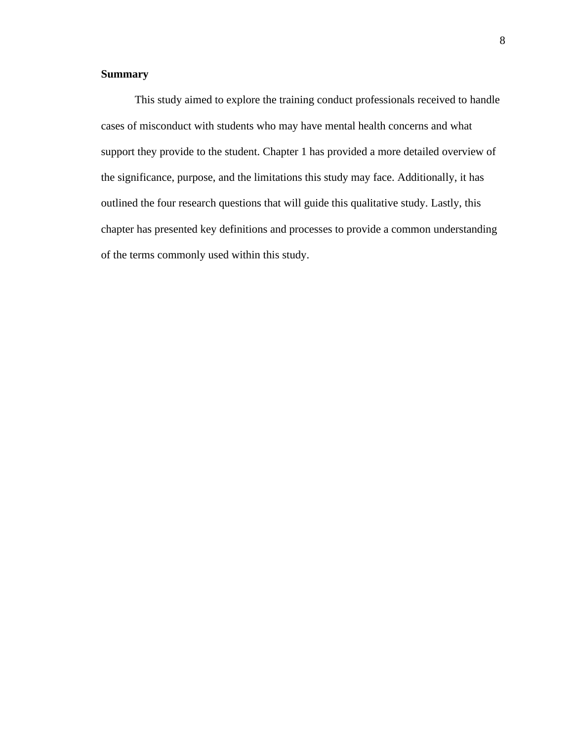**Summary**

This study aimed to explore the training conduct professionals received to handle cases of misconduct with students who may have mental health concerns and what support they provide to the student. Chapter 1 has provided a more detailed overview of the significance, purpose, and the limitations this study may face. Additionally, it has outlined the four research questions that will guide this qualitative study. Lastly, this chapter has presented key definitions and processes to provide a common understanding of the terms commonly used within this study.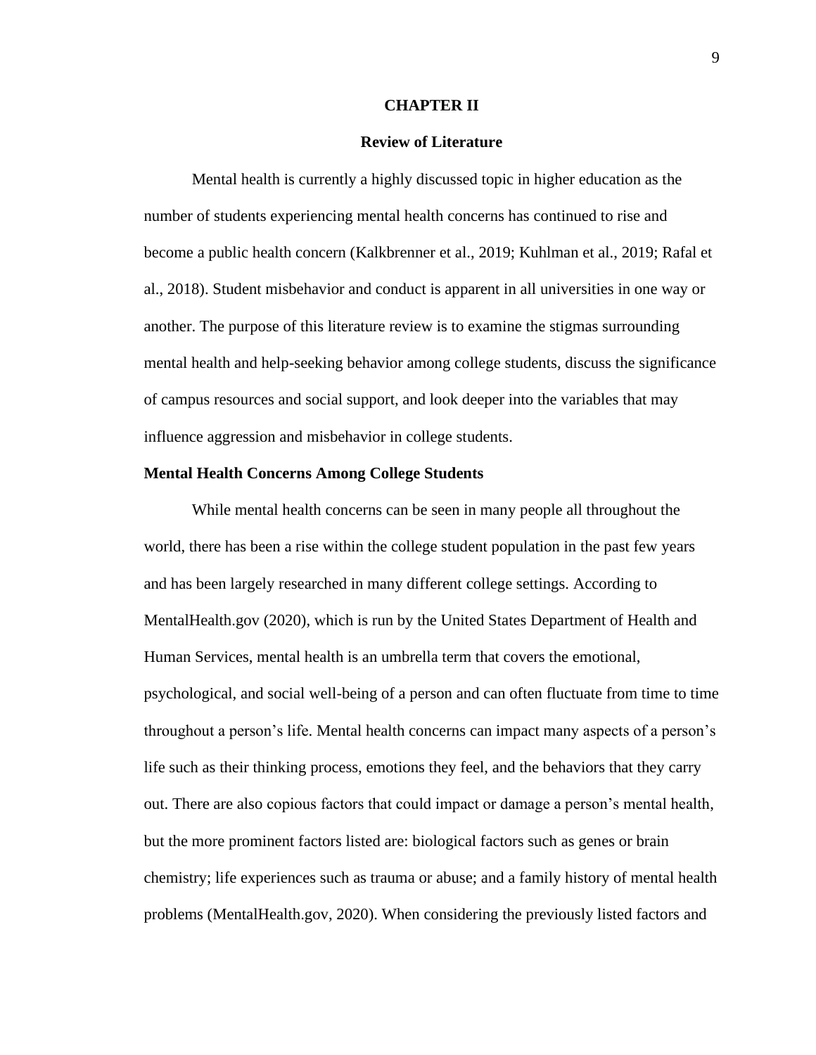# CHAPTER II

## Review of Literature

Mental health is currently a highly discussed topic in higher education as the number of students experiencing mental health concerns has continued to rise and become a public health concern (Kalkbrenner et al., 2019; Kuhlman et al., 2019; Rafal et al., 2018). Student misbehavior and conduct is apparent in all universities in one way or another. The purpose of this literature review is to examine the stigmas surrounding mental health and help-seeking behavior among college students, discuss the significance of campus resources and social support, and look deeper into the variables that may influence aggression and misbehavior in college students.

### Mental Health Concerns Among College Students

While mental health concerns can be seen in many people all throughout the world, there has been a rise within the college student population in the past few years and has been largely researched in many different college settings. According to MentalHealth.gov (2020), which is run by the United States Department of Health and Human Services, mental health is an umbrella term that covers the emotional, psychological, and social well-being of a person and can often fluctuate from time to time throughout a person's life. Mental health concerns can impact many aspects of a person's life such as their thinking process, emotions they feel, and the behaviors that they carry out. There are also copious factors that could impact or damage a person's mental health, but the more prominent factors listed are: biological factors such as genes or brain chemistry; life experiences such as trauma or abuse; and a family history of mental health problems (MentalHealth.gov, 2020). When considering the previously listed factors and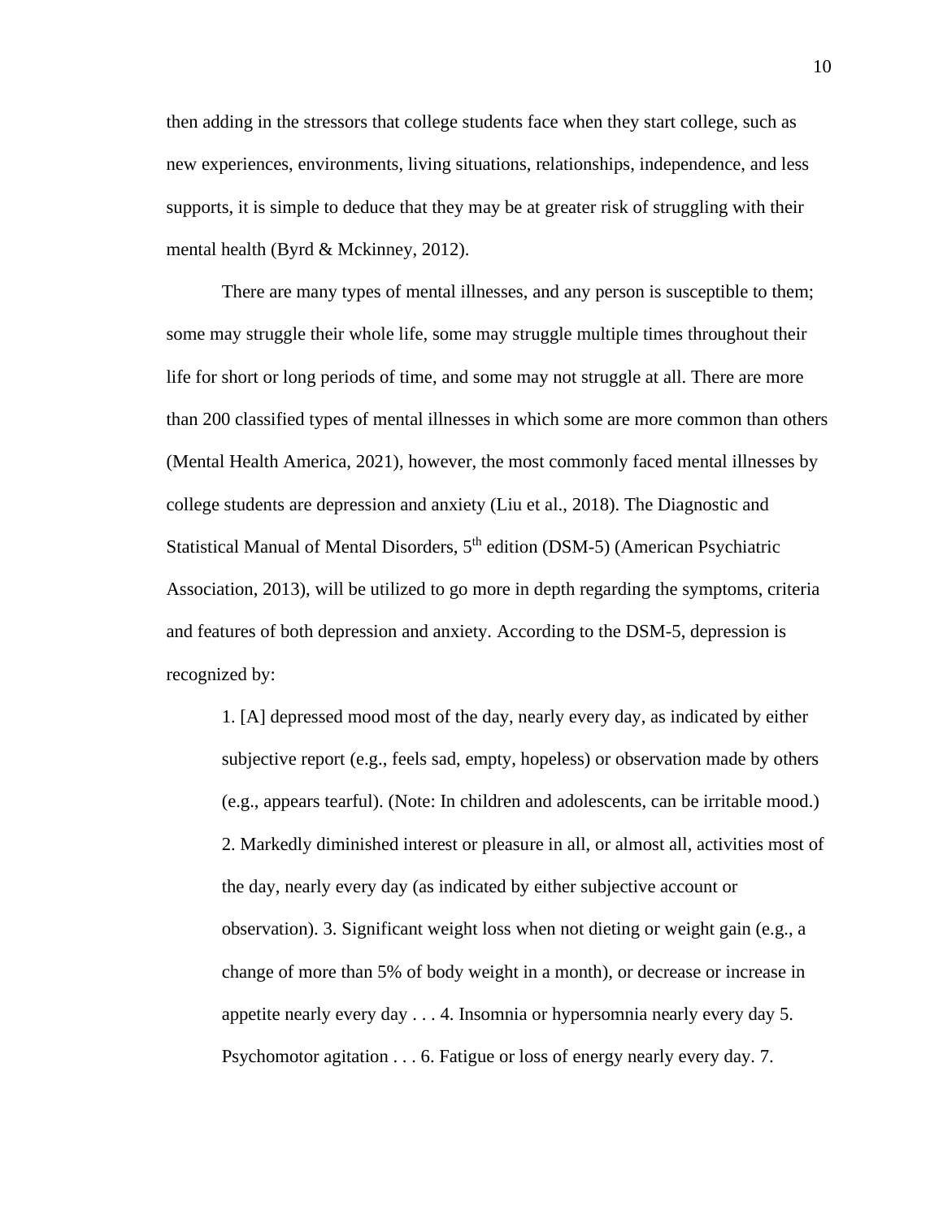then adding in the stressors that college students face when they start college, such as new experiences, environments, living situations, relationships, independence, and less supports, it is simple to deduce that they may be at greater risk of struggling with their mental health (Byrd & Mckinney, 2012).

There are many types of mental illnesses, and any person is susceptible to them; some may struggle their whole life, some may struggle multiple times throughout their life for short or long periods of time, and some may not struggle at all. There are more than 200 classified types of mental illnesses in which some are more common than others (Mental Health America, 2021), however, the most commonly faced mental illnesses by college students are depression and anxiety (Liu et al., 2018). The Diagnostic and Statistical Manual of Mental Disorders, 5th edition (DSM-5) (American Psychiatric Association, 2013), will be utilized to go more in depth regarding the symptoms, criteria and features of both depression and anxiety. According to the DSM-5, depression is recognized by:

> 1. [A] depressed mood most of the day, nearly every day, as indicated by either subjective report (e.g., feels sad, empty, hopeless) or observation made by others (e.g., appears tearful). (Note: In children and adolescents, can be irritable mood.) 2. Markedly diminished interest or pleasure in all, or almost all, activities most of the day, nearly every day (as indicated by either subjective account or observation). 3. Significant weight loss when not dieting or weight gain (e.g., a change of more than 5% of body weight in a month), or decrease or increase in appetite nearly every day . . . 4. Insomnia or hypersomnia nearly every day 5. Psychomotor agitation . . . 6. Fatigue or loss of energy nearly every day. 7.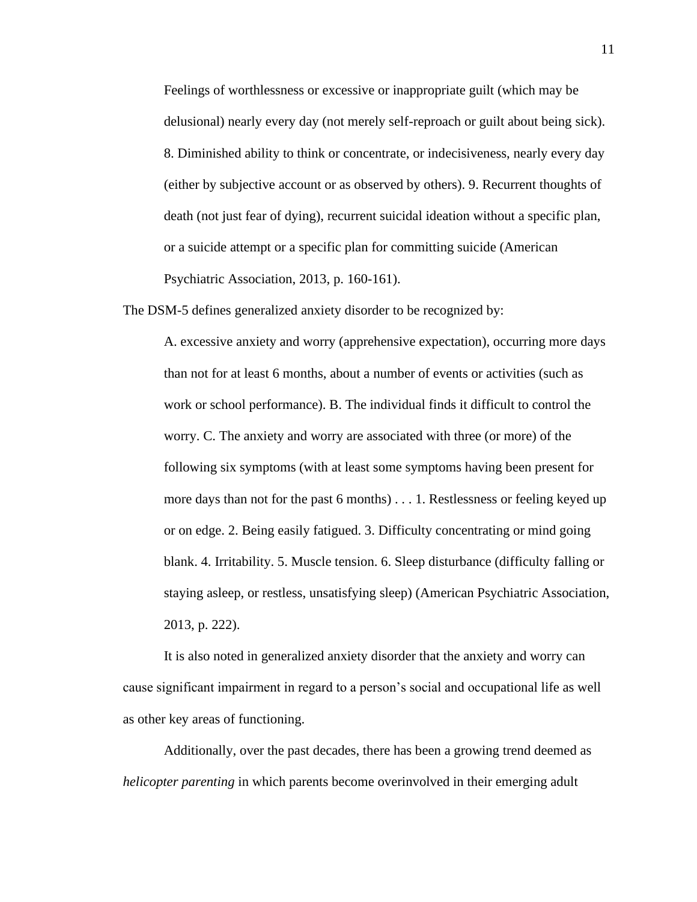> Feelings of worthlessness or excessive or inappropriate guilt (which may be delusional) nearly every day (not merely self-reproach or guilt about being sick). 8. Diminished ability to think or concentrate, or indecisiveness, nearly every day (either by subjective account or as observed by others). 9. Recurrent thoughts of death (not just fear of dying), recurrent suicidal ideation without a specific plan, or a suicide attempt or a specific plan for committing suicide (American Psychiatric Association, 2013, p. 160-161).

The DSM-5 defines generalized anxiety disorder to be recognized by:

> A. excessive anxiety and worry (apprehensive expectation), occurring more days than not for at least 6 months, about a number of events or activities (such as work or school performance). B. The individual finds it difficult to control the worry. C. The anxiety and worry are associated with three (or more) of the following six symptoms (with at least some symptoms having been present for more days than not for the past 6 months) . . . 1. Restlessness or feeling keyed up or on edge. 2. Being easily fatigued. 3. Difficulty concentrating or mind going blank. 4. Irritability. 5. Muscle tension. 6. Sleep disturbance (difficulty falling or staying asleep, or restless, unsatisfying sleep) (American Psychiatric Association, 2013, p. 222).

It is also noted in generalized anxiety disorder that the anxiety and worry can cause significant impairment in regard to a person's social and occupational life as well as other key areas of functioning.

Additionally, over the past decades, there has been a growing trend deemed as *helicopter parenting* in which parents become overinvolved in their emerging adult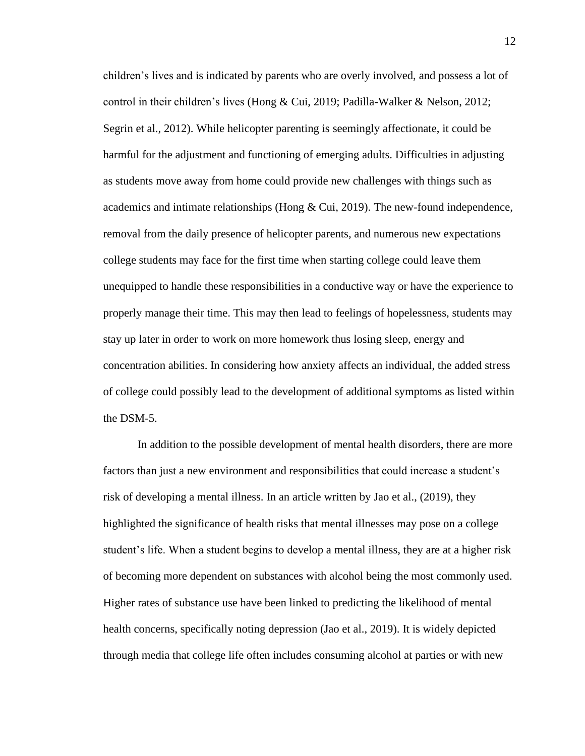children's lives and is indicated by parents who are overly involved, and possess a lot of control in their children's lives (Hong & Cui, 2019; Padilla-Walker & Nelson, 2012; Segrin et al., 2012). While helicopter parenting is seemingly affectionate, it could be harmful for the adjustment and functioning of emerging adults. Difficulties in adjusting as students move away from home could provide new challenges with things such as academics and intimate relationships (Hong & Cui, 2019). The new-found independence, removal from the daily presence of helicopter parents, and numerous new expectations college students may face for the first time when starting college could leave them unequipped to handle these responsibilities in a conductive way or have the experience to properly manage their time. This may then lead to feelings of hopelessness, students may stay up later in order to work on more homework thus losing sleep, energy and concentration abilities. In considering how anxiety affects an individual, the added stress of college could possibly lead to the development of additional symptoms as listed within the DSM-5.

In addition to the possible development of mental health disorders, there are more factors than just a new environment and responsibilities that could increase a student's risk of developing a mental illness. In an article written by Jao et al., (2019), they highlighted the significance of health risks that mental illnesses may pose on a college student's life. When a student begins to develop a mental illness, they are at a higher risk of becoming more dependent on substances with alcohol being the most commonly used. Higher rates of substance use have been linked to predicting the likelihood of mental health concerns, specifically noting depression (Jao et al., 2019). It is widely depicted through media that college life often includes consuming alcohol at parties or with new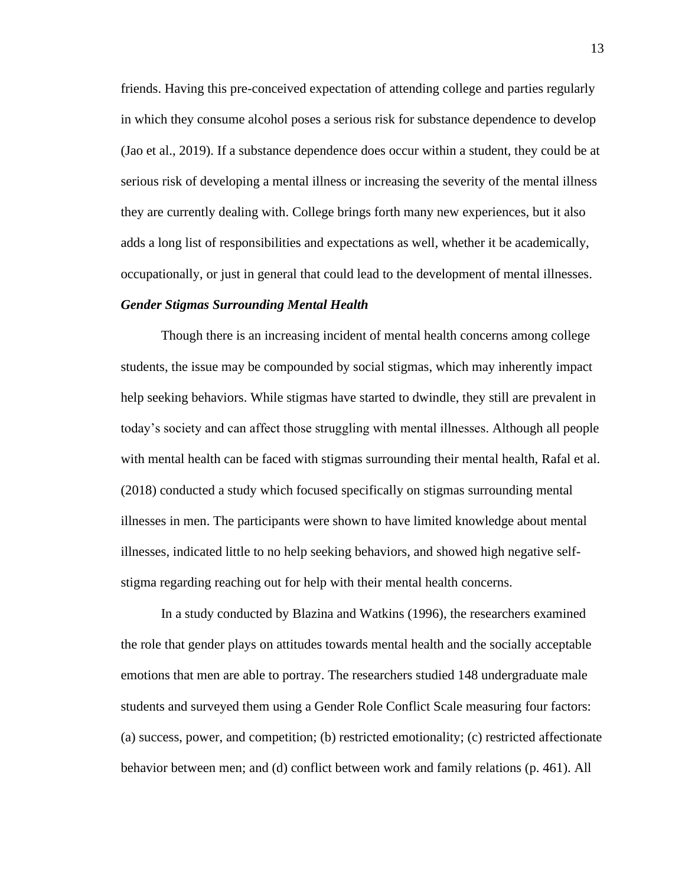friends. Having this pre-conceived expectation of attending college and parties regularly in which they consume alcohol poses a serious risk for substance dependence to develop (Jao et al., 2019). If a substance dependence does occur within a student, they could be at serious risk of developing a mental illness or increasing the severity of the mental illness they are currently dealing with. College brings forth many new experiences, but it also adds a long list of responsibilities and expectations as well, whether it be academically, occupationally, or just in general that could lead to the development of mental illnesses.

### ***Gender Stigmas Surrounding Mental Health***

Though there is an increasing incident of mental health concerns among college students, the issue may be compounded by social stigmas, which may inherently impact help seeking behaviors. While stigmas have started to dwindle, they still are prevalent in today's society and can affect those struggling with mental illnesses. Although all people with mental health can be faced with stigmas surrounding their mental health, Rafal et al. (2018) conducted a study which focused specifically on stigmas surrounding mental illnesses in men. The participants were shown to have limited knowledge about mental illnesses, indicated little to no help seeking behaviors, and showed high negative self-stigma regarding reaching out for help with their mental health concerns.

In a study conducted by Blazina and Watkins (1996), the researchers examined the role that gender plays on attitudes towards mental health and the socially acceptable emotions that men are able to portray. The researchers studied 148 undergraduate male students and surveyed them using a Gender Role Conflict Scale measuring four factors: (a) success, power, and competition; (b) restricted emotionality; (c) restricted affectionate behavior between men; and (d) conflict between work and family relations (p. 461). All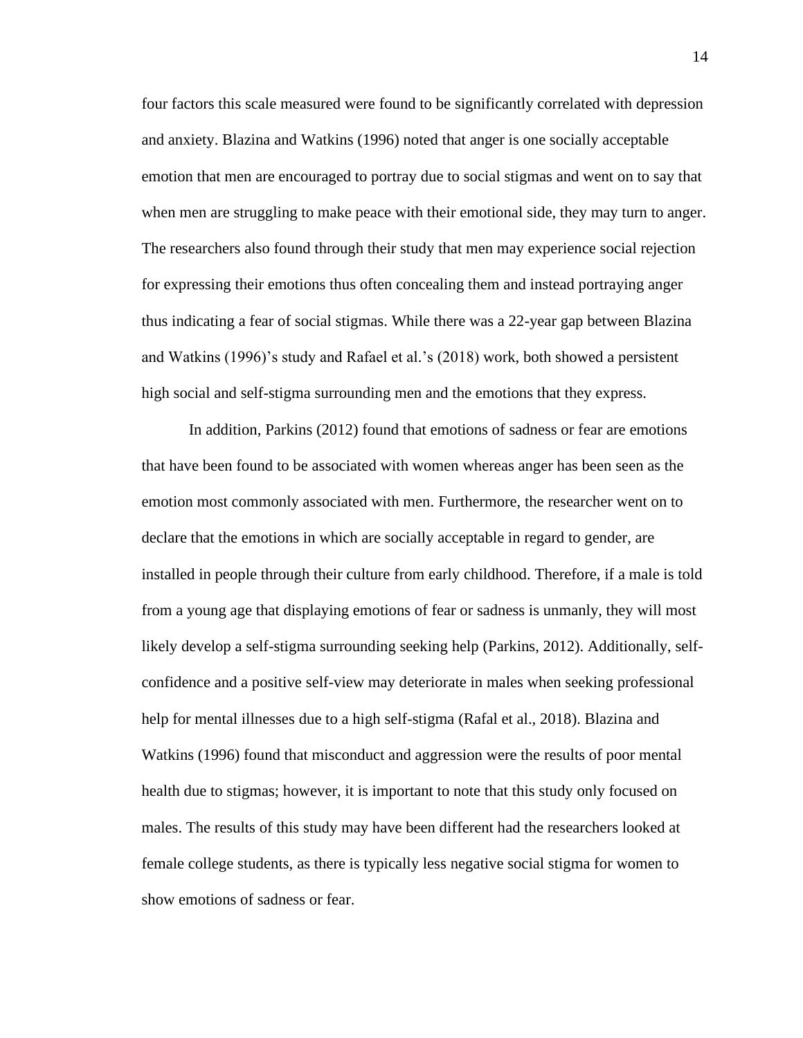four factors this scale measured were found to be significantly correlated with depression and anxiety. Blazina and Watkins (1996) noted that anger is one socially acceptable emotion that men are encouraged to portray due to social stigmas and went on to say that when men are struggling to make peace with their emotional side, they may turn to anger. The researchers also found through their study that men may experience social rejection for expressing their emotions thus often concealing them and instead portraying anger thus indicating a fear of social stigmas. While there was a 22-year gap between Blazina and Watkins (1996)'s study and Rafael et al.'s (2018) work, both showed a persistent high social and self-stigma surrounding men and the emotions that they express.

In addition, Parkins (2012) found that emotions of sadness or fear are emotions that have been found to be associated with women whereas anger has been seen as the emotion most commonly associated with men. Furthermore, the researcher went on to declare that the emotions in which are socially acceptable in regard to gender, are installed in people through their culture from early childhood. Therefore, if a male is told from a young age that displaying emotions of fear or sadness is unmanly, they will most likely develop a self-stigma surrounding seeking help (Parkins, 2012). Additionally, self-confidence and a positive self-view may deteriorate in males when seeking professional help for mental illnesses due to a high self-stigma (Rafal et al., 2018). Blazina and Watkins (1996) found that misconduct and aggression were the results of poor mental health due to stigmas; however, it is important to note that this study only focused on males. The results of this study may have been different had the researchers looked at female college students, as there is typically less negative social stigma for women to show emotions of sadness or fear.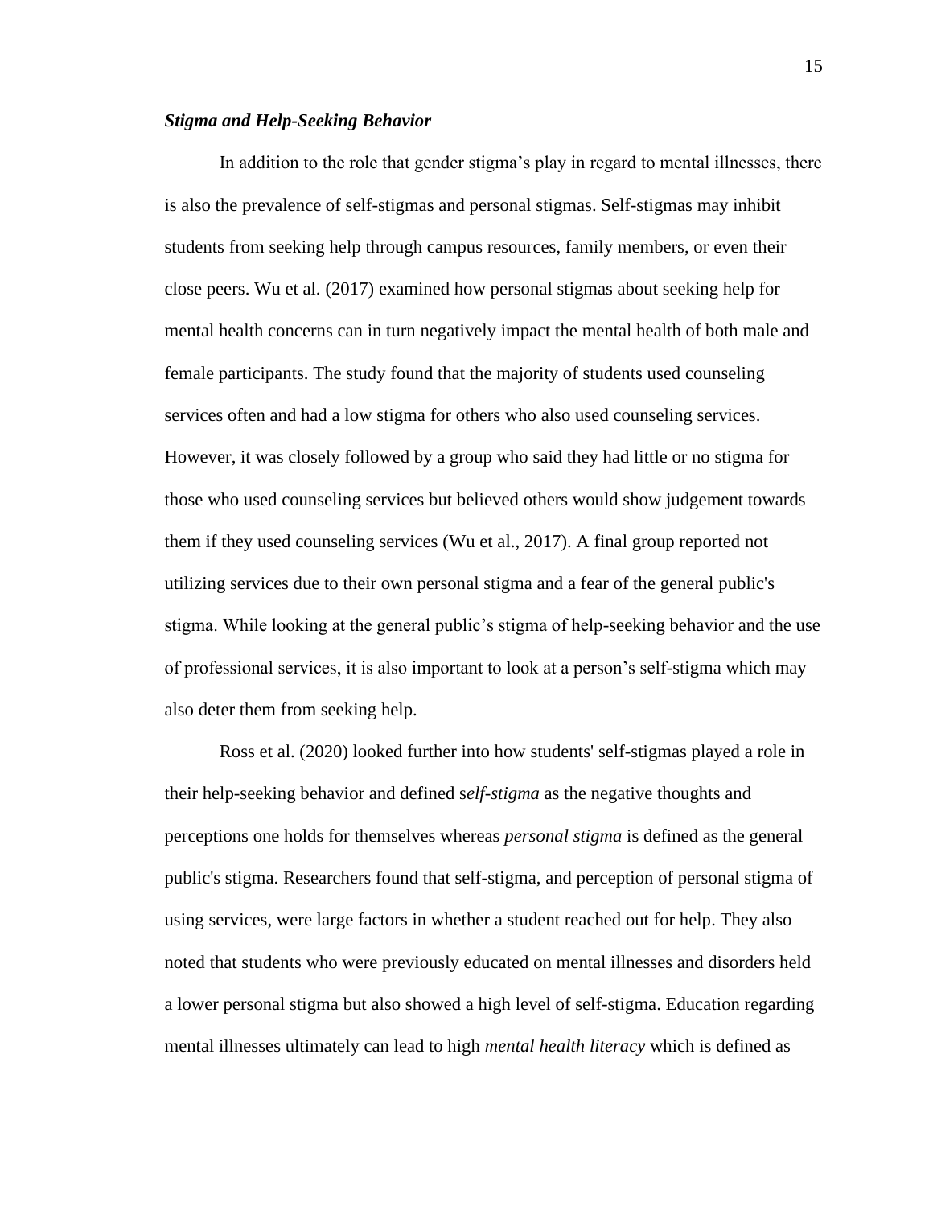### ***Stigma and Help-Seeking Behavior***

In addition to the role that gender stigma's play in regard to mental illnesses, there is also the prevalence of self-stigmas and personal stigmas. Self-stigmas may inhibit students from seeking help through campus resources, family members, or even their close peers. Wu et al. (2017) examined how personal stigmas about seeking help for mental health concerns can in turn negatively impact the mental health of both male and female participants. The study found that the majority of students used counseling services often and had a low stigma for others who also used counseling services. However, it was closely followed by a group who said they had little or no stigma for those who used counseling services but believed others would show judgement towards them if they used counseling services (Wu et al., 2017). A final group reported not utilizing services due to their own personal stigma and a fear of the general public's stigma. While looking at the general public's stigma of help-seeking behavior and the use of professional services, it is also important to look at a person's self-stigma which may also deter them from seeking help.

Ross et al. (2020) looked further into how students' self-stigmas played a role in their help-seeking behavior and defined s*elf-stigma* as the negative thoughts and perceptions one holds for themselves whereas *personal stigma* is defined as the general public's stigma. Researchers found that self-stigma, and perception of personal stigma of using services, were large factors in whether a student reached out for help. They also noted that students who were previously educated on mental illnesses and disorders held a lower personal stigma but also showed a high level of self-stigma. Education regarding mental illnesses ultimately can lead to high *mental health literacy* which is defined as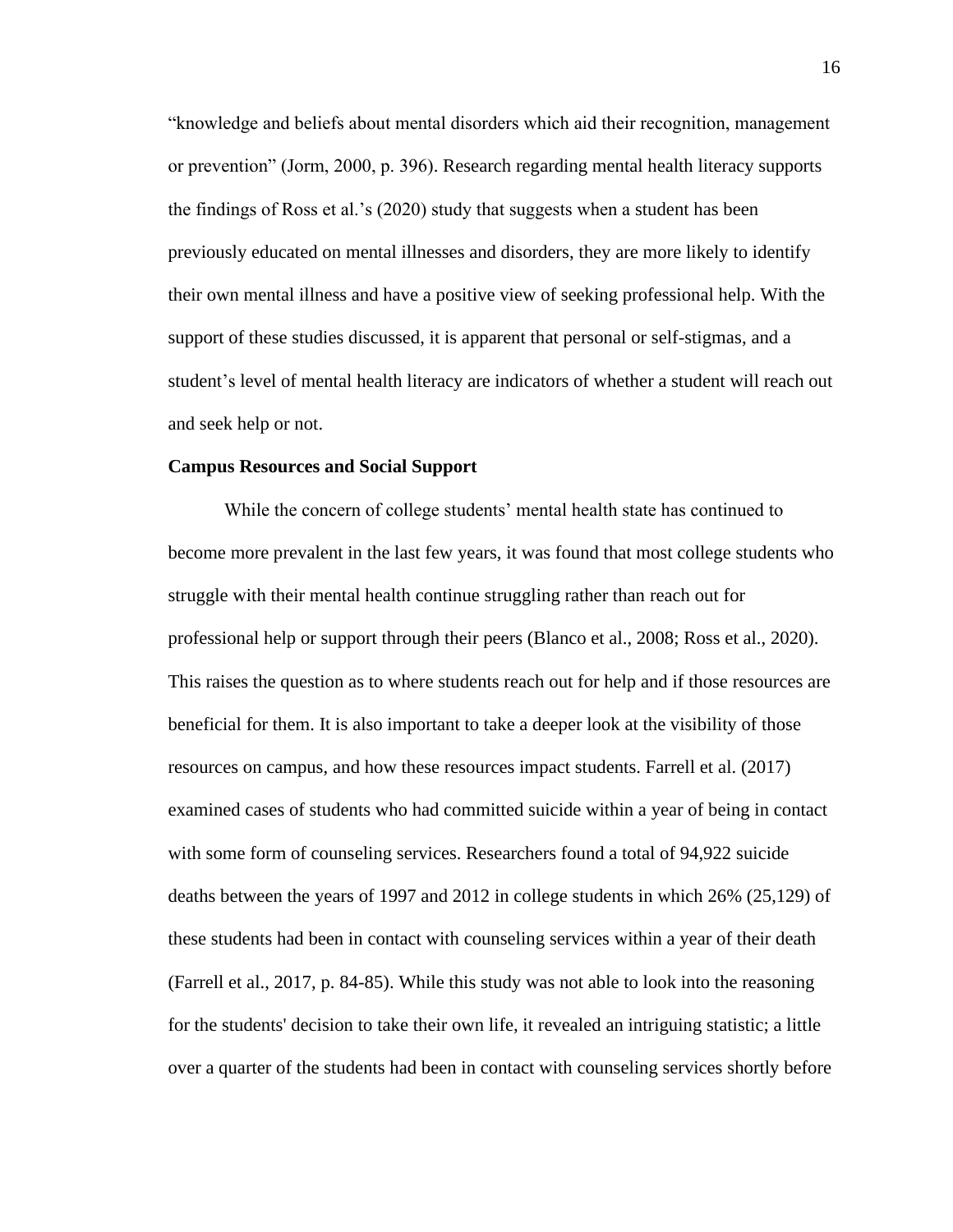"knowledge and beliefs about mental disorders which aid their recognition, management or prevention" (Jorm, 2000, p. 396). Research regarding mental health literacy supports the findings of Ross et al.'s (2020) study that suggests when a student has been previously educated on mental illnesses and disorders, they are more likely to identify their own mental illness and have a positive view of seeking professional help. With the support of these studies discussed, it is apparent that personal or self-stigmas, and a student's level of mental health literacy are indicators of whether a student will reach out and seek help or not.

**Campus Resources and Social Support**

While the concern of college students' mental health state has continued to become more prevalent in the last few years, it was found that most college students who struggle with their mental health continue struggling rather than reach out for professional help or support through their peers (Blanco et al., 2008; Ross et al., 2020). This raises the question as to where students reach out for help and if those resources are beneficial for them. It is also important to take a deeper look at the visibility of those resources on campus, and how these resources impact students. Farrell et al. (2017) examined cases of students who had committed suicide within a year of being in contact with some form of counseling services. Researchers found a total of 94,922 suicide deaths between the years of 1997 and 2012 in college students in which 26% (25,129) of these students had been in contact with counseling services within a year of their death (Farrell et al., 2017, p. 84-85). While this study was not able to look into the reasoning for the students' decision to take their own life, it revealed an intriguing statistic; a little over a quarter of the students had been in contact with counseling services shortly before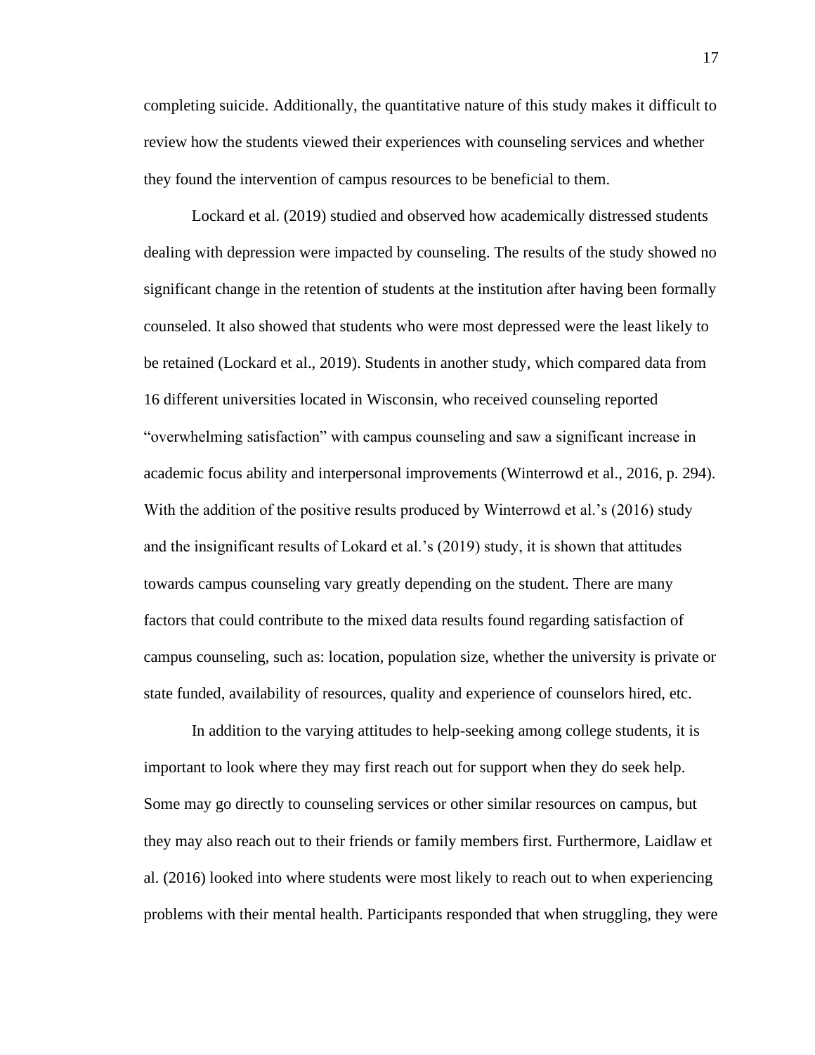completing suicide. Additionally, the quantitative nature of this study makes it difficult to review how the students viewed their experiences with counseling services and whether they found the intervention of campus resources to be beneficial to them.

Lockard et al. (2019) studied and observed how academically distressed students dealing with depression were impacted by counseling. The results of the study showed no significant change in the retention of students at the institution after having been formally counseled. It also showed that students who were most depressed were the least likely to be retained (Lockard et al., 2019). Students in another study, which compared data from 16 different universities located in Wisconsin, who received counseling reported "overwhelming satisfaction" with campus counseling and saw a significant increase in academic focus ability and interpersonal improvements (Winterrowd et al., 2016, p. 294). With the addition of the positive results produced by Winterrowd et al.'s (2016) study and the insignificant results of Lokard et al.'s (2019) study, it is shown that attitudes towards campus counseling vary greatly depending on the student. There are many factors that could contribute to the mixed data results found regarding satisfaction of campus counseling, such as: location, population size, whether the university is private or state funded, availability of resources, quality and experience of counselors hired, etc.

In addition to the varying attitudes to help-seeking among college students, it is important to look where they may first reach out for support when they do seek help. Some may go directly to counseling services or other similar resources on campus, but they may also reach out to their friends or family members first. Furthermore, Laidlaw et al. (2016) looked into where students were most likely to reach out to when experiencing problems with their mental health. Participants responded that when struggling, they were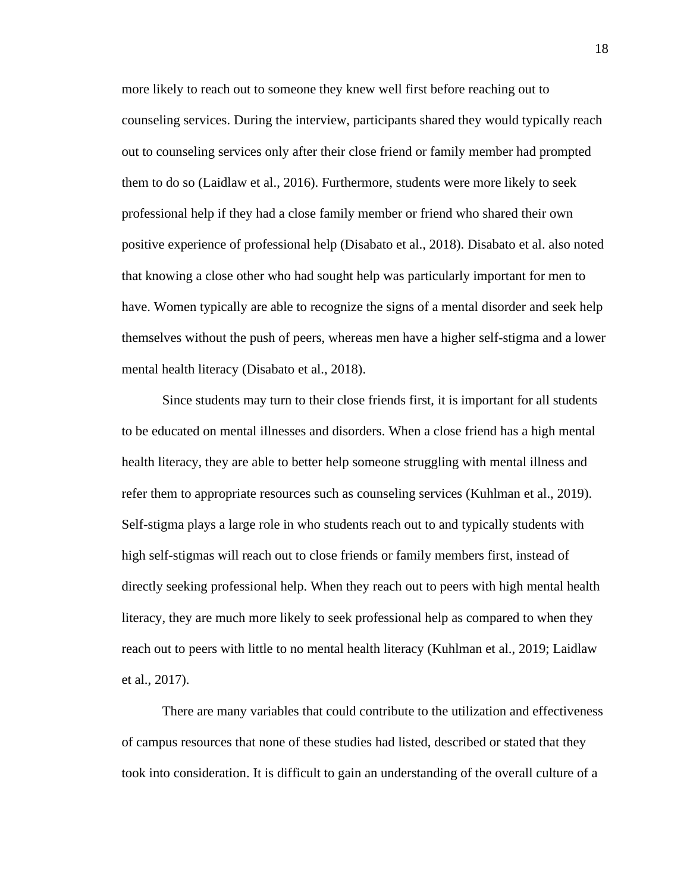more likely to reach out to someone they knew well first before reaching out to counseling services. During the interview, participants shared they would typically reach out to counseling services only after their close friend or family member had prompted them to do so (Laidlaw et al., 2016). Furthermore, students were more likely to seek professional help if they had a close family member or friend who shared their own positive experience of professional help (Disabato et al., 2018). Disabato et al. also noted that knowing a close other who had sought help was particularly important for men to have. Women typically are able to recognize the signs of a mental disorder and seek help themselves without the push of peers, whereas men have a higher self-stigma and a lower mental health literacy (Disabato et al., 2018).

Since students may turn to their close friends first, it is important for all students to be educated on mental illnesses and disorders. When a close friend has a high mental health literacy, they are able to better help someone struggling with mental illness and refer them to appropriate resources such as counseling services (Kuhlman et al., 2019). Self-stigma plays a large role in who students reach out to and typically students with high self-stigmas will reach out to close friends or family members first, instead of directly seeking professional help. When they reach out to peers with high mental health literacy, they are much more likely to seek professional help as compared to when they reach out to peers with little to no mental health literacy (Kuhlman et al., 2019; Laidlaw et al., 2017).

There are many variables that could contribute to the utilization and effectiveness of campus resources that none of these studies had listed, described or stated that they took into consideration. It is difficult to gain an understanding of the overall culture of a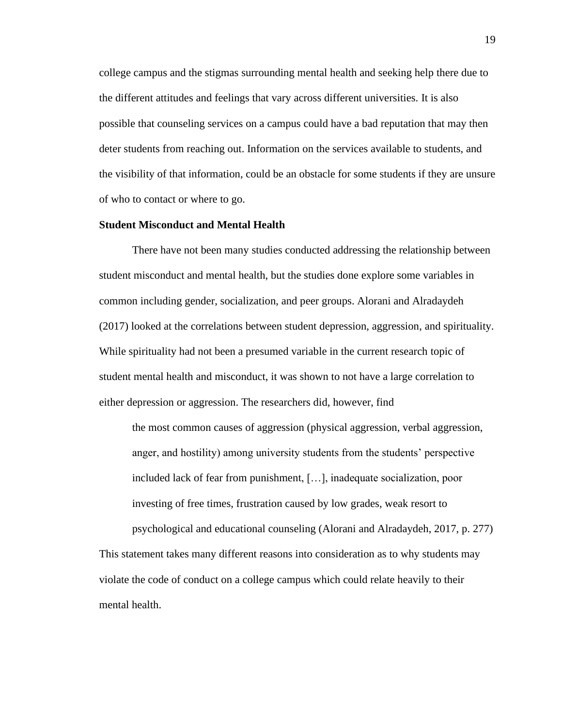college campus and the stigmas surrounding mental health and seeking help there due to the different attitudes and feelings that vary across different universities. It is also possible that counseling services on a campus could have a bad reputation that may then deter students from reaching out. Information on the services available to students, and the visibility of that information, could be an obstacle for some students if they are unsure of who to contact or where to go.

**Student Misconduct and Mental Health**

There have not been many studies conducted addressing the relationship between student misconduct and mental health, but the studies done explore some variables in common including gender, socialization, and peer groups. Alorani and Alradaydeh (2017) looked at the correlations between student depression, aggression, and spirituality. While spirituality had not been a presumed variable in the current research topic of student mental health and misconduct, it was shown to not have a large correlation to either depression or aggression. The researchers did, however, find

> the most common causes of aggression (physical aggression, verbal aggression, anger, and hostility) among university students from the students' perspective included lack of fear from punishment, […], inadequate socialization, poor investing of free times, frustration caused by low grades, weak resort to psychological and educational counseling (Alorani and Alradaydeh, 2017, p. 277)

This statement takes many different reasons into consideration as to why students may violate the code of conduct on a college campus which could relate heavily to their mental health.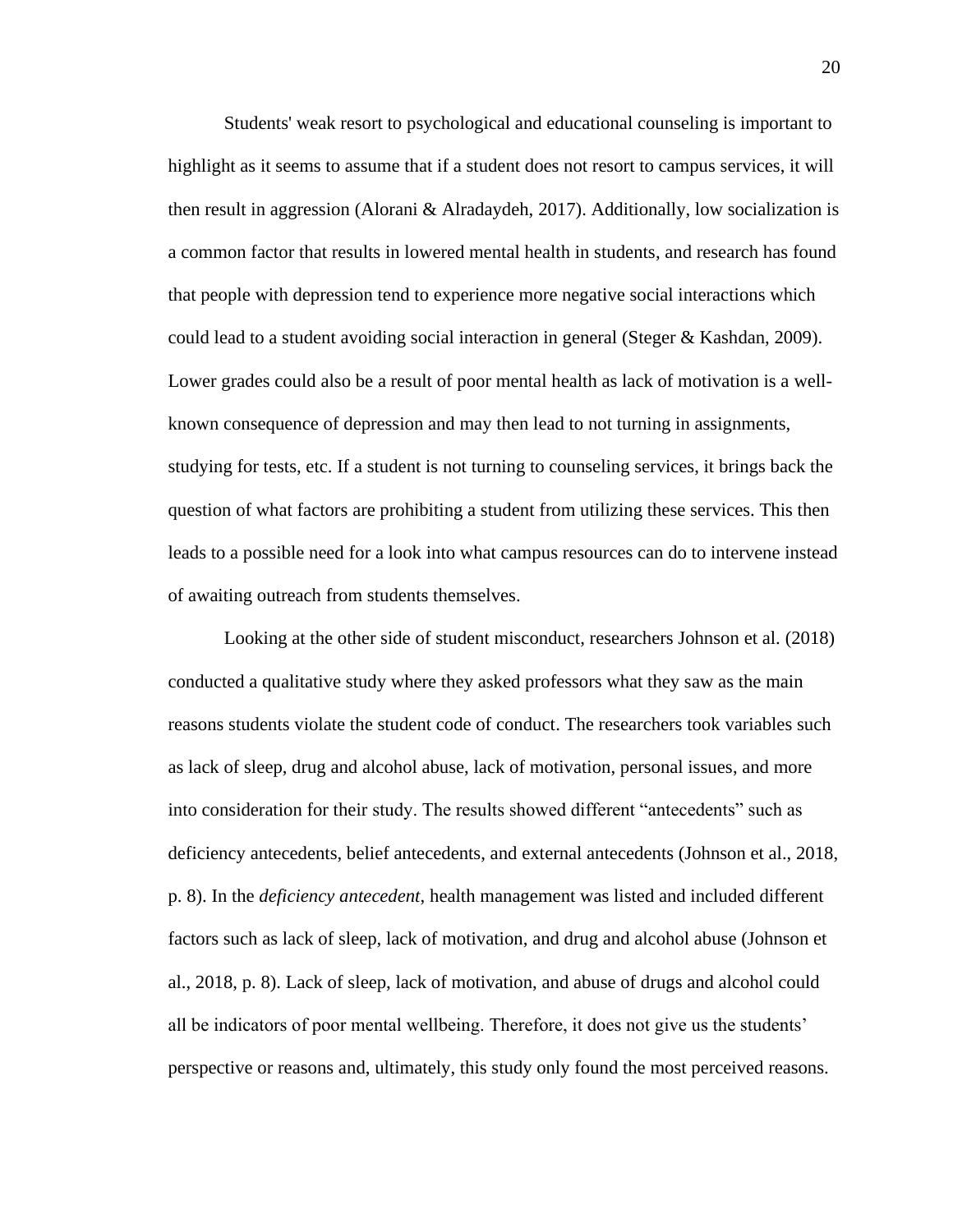Students' weak resort to psychological and educational counseling is important to highlight as it seems to assume that if a student does not resort to campus services, it will then result in aggression (Alorani & Alradaydeh, 2017). Additionally, low socialization is a common factor that results in lowered mental health in students, and research has found that people with depression tend to experience more negative social interactions which could lead to a student avoiding social interaction in general (Steger & Kashdan, 2009). Lower grades could also be a result of poor mental health as lack of motivation is a well-known consequence of depression and may then lead to not turning in assignments, studying for tests, etc. If a student is not turning to counseling services, it brings back the question of what factors are prohibiting a student from utilizing these services. This then leads to a possible need for a look into what campus resources can do to intervene instead of awaiting outreach from students themselves.

Looking at the other side of student misconduct, researchers Johnson et al. (2018) conducted a qualitative study where they asked professors what they saw as the main reasons students violate the student code of conduct. The researchers took variables such as lack of sleep, drug and alcohol abuse, lack of motivation, personal issues, and more into consideration for their study. The results showed different "antecedents" such as deficiency antecedents, belief antecedents, and external antecedents (Johnson et al., 2018, p. 8). In the *deficiency antecedent*, health management was listed and included different factors such as lack of sleep, lack of motivation, and drug and alcohol abuse (Johnson et al., 2018, p. 8). Lack of sleep, lack of motivation, and abuse of drugs and alcohol could all be indicators of poor mental wellbeing. Therefore, it does not give us the students' perspective or reasons and, ultimately, this study only found the most perceived reasons.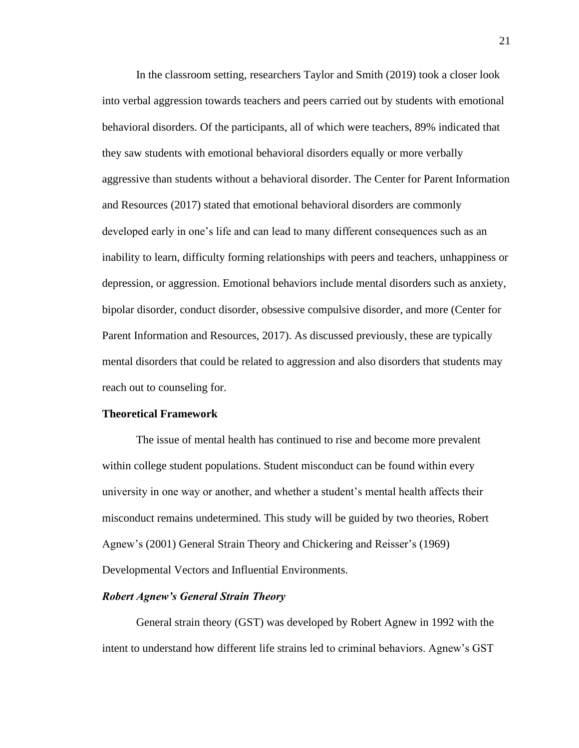In the classroom setting, researchers Taylor and Smith (2019) took a closer look into verbal aggression towards teachers and peers carried out by students with emotional behavioral disorders. Of the participants, all of which were teachers, 89% indicated that they saw students with emotional behavioral disorders equally or more verbally aggressive than students without a behavioral disorder. The Center for Parent Information and Resources (2017) stated that emotional behavioral disorders are commonly developed early in one's life and can lead to many different consequences such as an inability to learn, difficulty forming relationships with peers and teachers, unhappiness or depression, or aggression. Emotional behaviors include mental disorders such as anxiety, bipolar disorder, conduct disorder, obsessive compulsive disorder, and more (Center for Parent Information and Resources, 2017). As discussed previously, these are typically mental disorders that could be related to aggression and also disorders that students may reach out to counseling for.

## Theoretical Framework

The issue of mental health has continued to rise and become more prevalent within college student populations. Student misconduct can be found within every university in one way or another, and whether a student's mental health affects their misconduct remains undetermined. This study will be guided by two theories, Robert Agnew's (2001) General Strain Theory and Chickering and Reisser's (1969) Developmental Vectors and Influential Environments.

### *Robert Agnew's General Strain Theory*

General strain theory (GST) was developed by Robert Agnew in 1992 with the intent to understand how different life strains led to criminal behaviors. Agnew's GST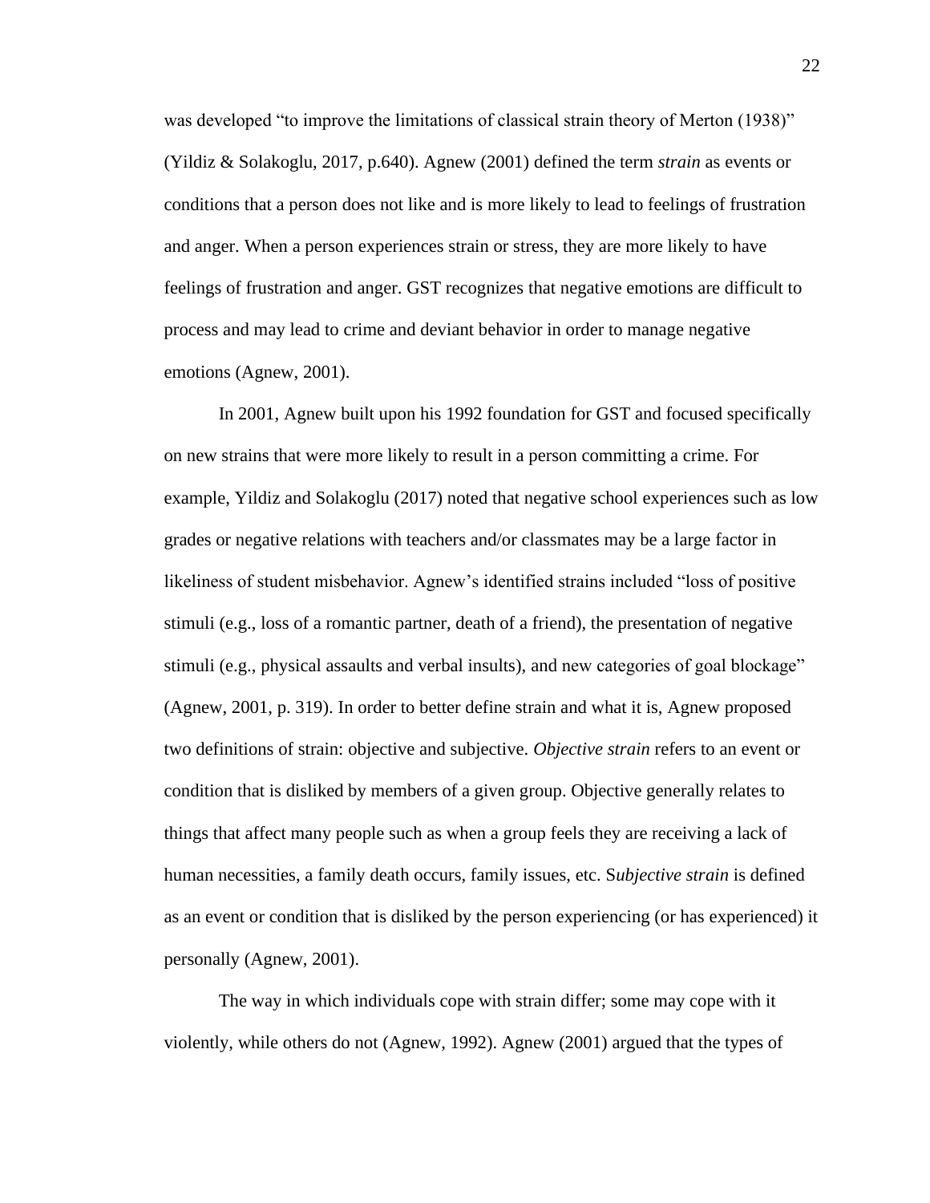was developed "to improve the limitations of classical strain theory of Merton (1938)" (Yildiz & Solakoglu, 2017, p.640). Agnew (2001) defined the term *strain* as events or conditions that a person does not like and is more likely to lead to feelings of frustration and anger. When a person experiences strain or stress, they are more likely to have feelings of frustration and anger. GST recognizes that negative emotions are difficult to process and may lead to crime and deviant behavior in order to manage negative emotions (Agnew, 2001).

In 2001, Agnew built upon his 1992 foundation for GST and focused specifically on new strains that were more likely to result in a person committing a crime. For example, Yildiz and Solakoglu (2017) noted that negative school experiences such as low grades or negative relations with teachers and/or classmates may be a large factor in likeliness of student misbehavior. Agnew's identified strains included "loss of positive stimuli (e.g., loss of a romantic partner, death of a friend), the presentation of negative stimuli (e.g., physical assaults and verbal insults), and new categories of goal blockage" (Agnew, 2001, p. 319). In order to better define strain and what it is, Agnew proposed two definitions of strain: objective and subjective. *Objective strain* refers to an event or condition that is disliked by members of a given group. Objective generally relates to things that affect many people such as when a group feels they are receiving a lack of human necessities, a family death occurs, family issues, etc. S*ubjective strain* is defined as an event or condition that is disliked by the person experiencing (or has experienced) it personally (Agnew, 2001).

The way in which individuals cope with strain differ; some may cope with it violently, while others do not (Agnew, 1992). Agnew (2001) argued that the types of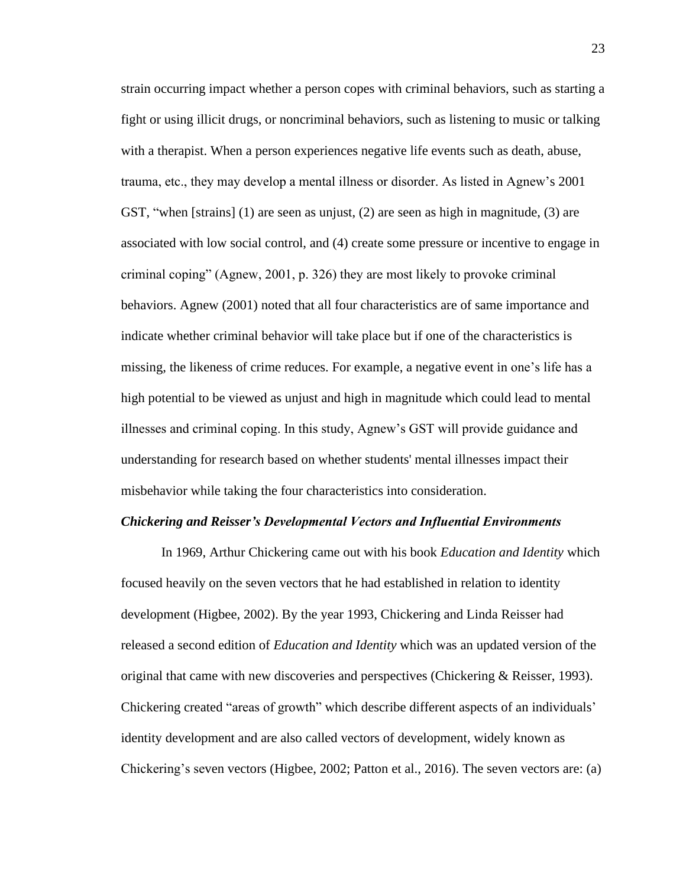strain occurring impact whether a person copes with criminal behaviors, such as starting a fight or using illicit drugs, or noncriminal behaviors, such as listening to music or talking with a therapist. When a person experiences negative life events such as death, abuse, trauma, etc., they may develop a mental illness or disorder. As listed in Agnew's 2001 GST, "when [strains] (1) are seen as unjust, (2) are seen as high in magnitude, (3) are associated with low social control, and (4) create some pressure or incentive to engage in criminal coping" (Agnew, 2001, p. 326) they are most likely to provoke criminal behaviors. Agnew (2001) noted that all four characteristics are of same importance and indicate whether criminal behavior will take place but if one of the characteristics is missing, the likeness of crime reduces. For example, a negative event in one's life has a high potential to be viewed as unjust and high in magnitude which could lead to mental illnesses and criminal coping. In this study, Agnew's GST will provide guidance and understanding for research based on whether students' mental illnesses impact their misbehavior while taking the four characteristics into consideration.

### *Chickering and Reisser's Developmental Vectors and Influential Environments*

In 1969, Arthur Chickering came out with his book *Education and Identity* which focused heavily on the seven vectors that he had established in relation to identity development (Higbee, 2002). By the year 1993, Chickering and Linda Reisser had released a second edition of *Education and Identity* which was an updated version of the original that came with new discoveries and perspectives (Chickering & Reisser, 1993). Chickering created "areas of growth" which describe different aspects of an individuals' identity development and are also called vectors of development, widely known as Chickering's seven vectors (Higbee, 2002; Patton et al., 2016). The seven vectors are: (a)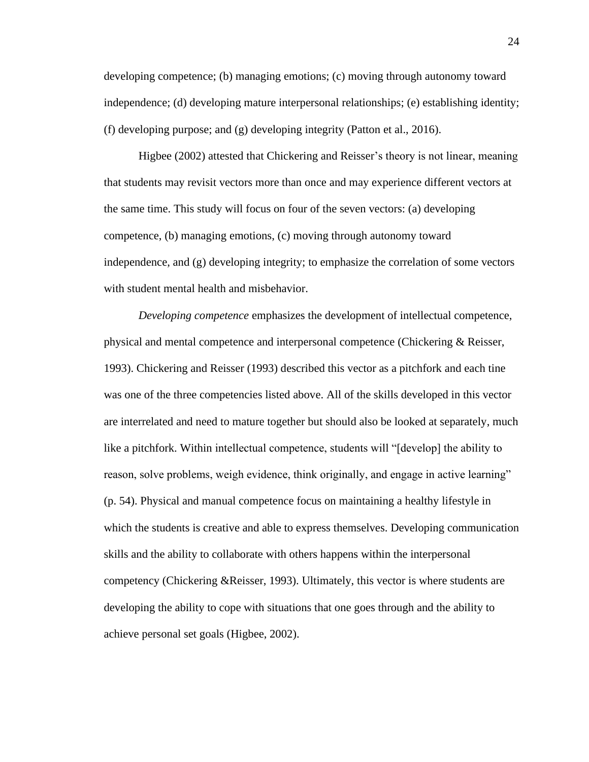developing competence; (b) managing emotions; (c) moving through autonomy toward independence; (d) developing mature interpersonal relationships; (e) establishing identity; (f) developing purpose; and (g) developing integrity (Patton et al., 2016).

Higbee (2002) attested that Chickering and Reisser's theory is not linear, meaning that students may revisit vectors more than once and may experience different vectors at the same time. This study will focus on four of the seven vectors: (a) developing competence, (b) managing emotions, (c) moving through autonomy toward independence, and (g) developing integrity; to emphasize the correlation of some vectors with student mental health and misbehavior.

*Developing competence* emphasizes the development of intellectual competence, physical and mental competence and interpersonal competence (Chickering & Reisser, 1993). Chickering and Reisser (1993) described this vector as a pitchfork and each tine was one of the three competencies listed above. All of the skills developed in this vector are interrelated and need to mature together but should also be looked at separately, much like a pitchfork. Within intellectual competence, students will "[develop] the ability to reason, solve problems, weigh evidence, think originally, and engage in active learning" (p. 54). Physical and manual competence focus on maintaining a healthy lifestyle in which the students is creative and able to express themselves. Developing communication skills and the ability to collaborate with others happens within the interpersonal competency (Chickering &Reisser, 1993). Ultimately, this vector is where students are developing the ability to cope with situations that one goes through and the ability to achieve personal set goals (Higbee, 2002).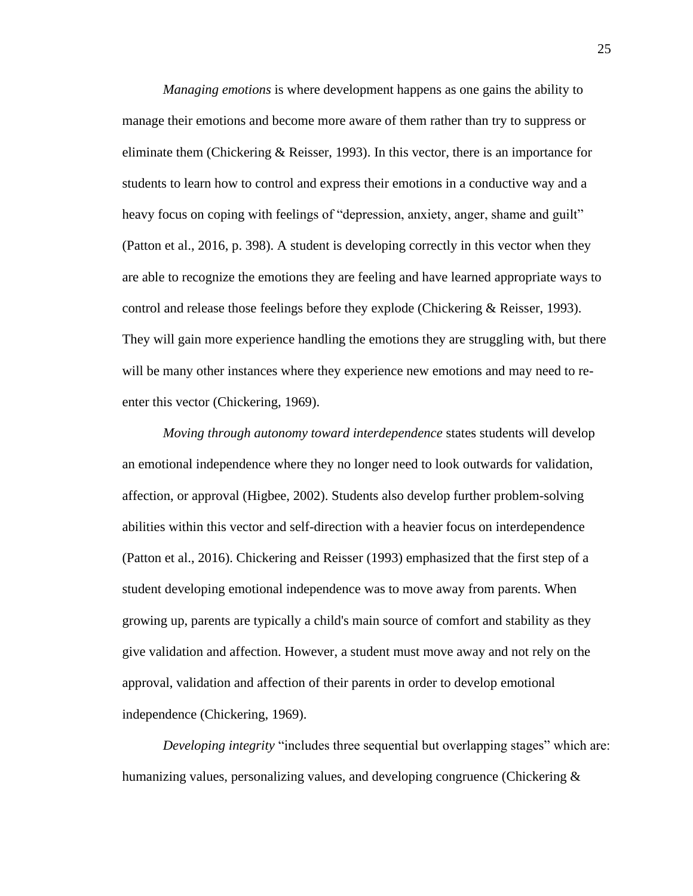*Managing emotions* is where development happens as one gains the ability to manage their emotions and become more aware of them rather than try to suppress or eliminate them (Chickering & Reisser, 1993). In this vector, there is an importance for students to learn how to control and express their emotions in a conductive way and a heavy focus on coping with feelings of "depression, anxiety, anger, shame and guilt" (Patton et al., 2016, p. 398). A student is developing correctly in this vector when they are able to recognize the emotions they are feeling and have learned appropriate ways to control and release those feelings before they explode (Chickering & Reisser, 1993). They will gain more experience handling the emotions they are struggling with, but there will be many other instances where they experience new emotions and may need to re-enter this vector (Chickering, 1969).

*Moving through autonomy toward interdependence* states students will develop an emotional independence where they no longer need to look outwards for validation, affection, or approval (Higbee, 2002). Students also develop further problem-solving abilities within this vector and self-direction with a heavier focus on interdependence (Patton et al., 2016). Chickering and Reisser (1993) emphasized that the first step of a student developing emotional independence was to move away from parents. When growing up, parents are typically a child's main source of comfort and stability as they give validation and affection. However, a student must move away and not rely on the approval, validation and affection of their parents in order to develop emotional independence (Chickering, 1969).

*Developing integrity* "includes three sequential but overlapping stages" which are: humanizing values, personalizing values, and developing congruence (Chickering &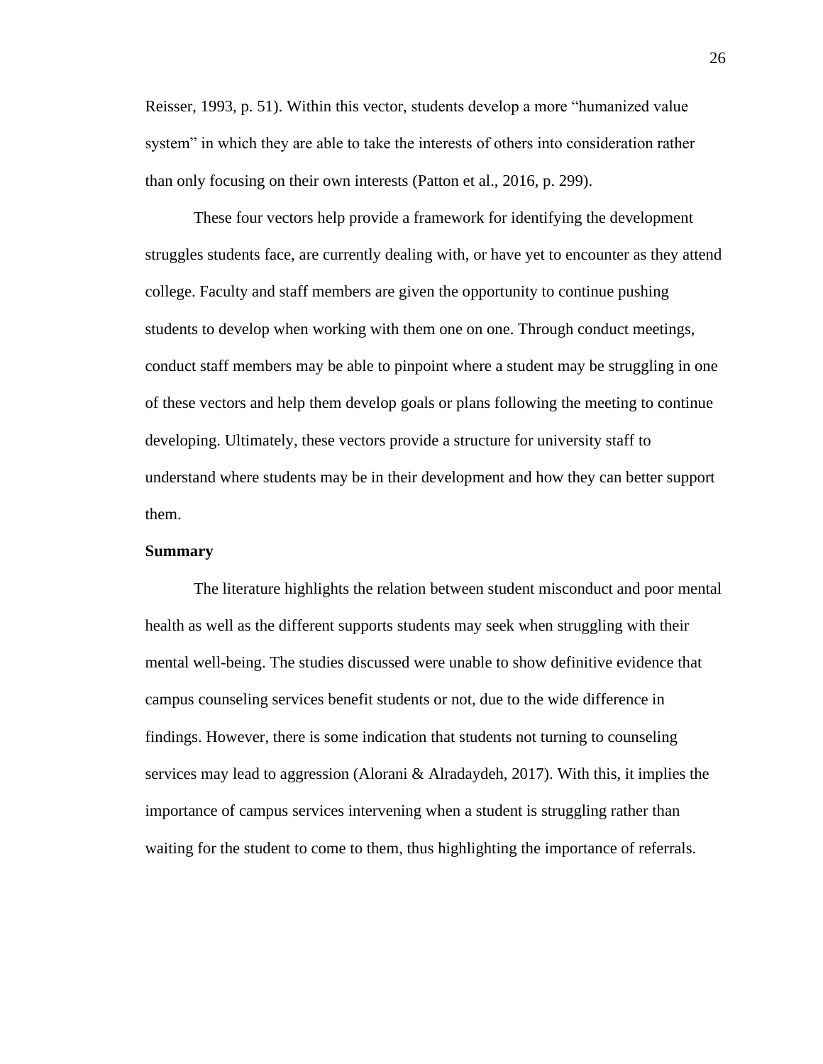Reisser, 1993, p. 51). Within this vector, students develop a more "humanized value system" in which they are able to take the interests of others into consideration rather than only focusing on their own interests (Patton et al., 2016, p. 299).

These four vectors help provide a framework for identifying the development struggles students face, are currently dealing with, or have yet to encounter as they attend college. Faculty and staff members are given the opportunity to continue pushing students to develop when working with them one on one. Through conduct meetings, conduct staff members may be able to pinpoint where a student may be struggling in one of these vectors and help them develop goals or plans following the meeting to continue developing. Ultimately, these vectors provide a structure for university staff to understand where students may be in their development and how they can better support them.

## Summary

The literature highlights the relation between student misconduct and poor mental health as well as the different supports students may seek when struggling with their mental well-being. The studies discussed were unable to show definitive evidence that campus counseling services benefit students or not, due to the wide difference in findings. However, there is some indication that students not turning to counseling services may lead to aggression (Alorani & Alradaydeh, 2017). With this, it implies the importance of campus services intervening when a student is struggling rather than waiting for the student to come to them, thus highlighting the importance of referrals.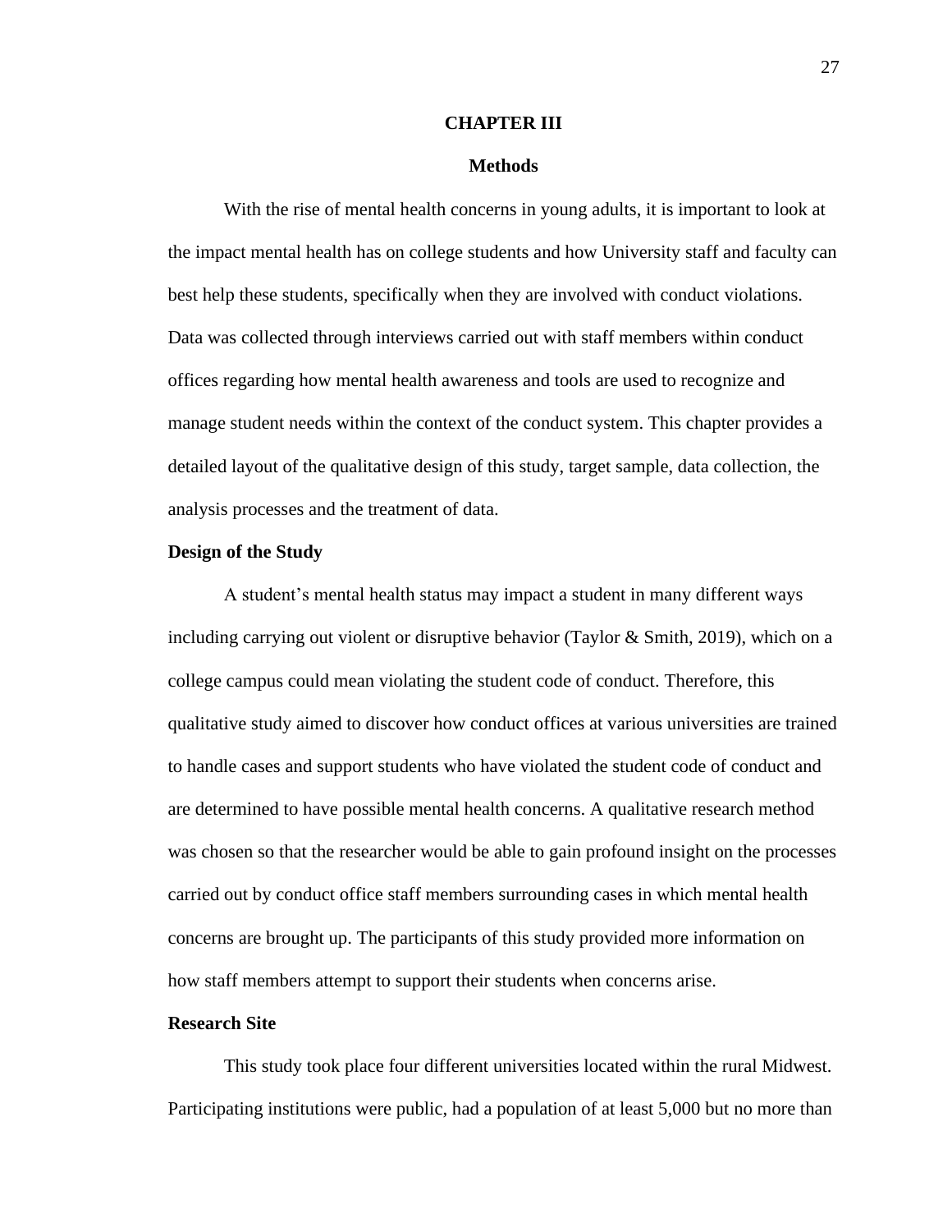# CHAPTER III

## Methods

With the rise of mental health concerns in young adults, it is important to look at the impact mental health has on college students and how University staff and faculty can best help these students, specifically when they are involved with conduct violations. Data was collected through interviews carried out with staff members within conduct offices regarding how mental health awareness and tools are used to recognize and manage student needs within the context of the conduct system. This chapter provides a detailed layout of the qualitative design of this study, target sample, data collection, the analysis processes and the treatment of data.

### Design of the Study

A student's mental health status may impact a student in many different ways including carrying out violent or disruptive behavior (Taylor & Smith, 2019), which on a college campus could mean violating the student code of conduct. Therefore, this qualitative study aimed to discover how conduct offices at various universities are trained to handle cases and support students who have violated the student code of conduct and are determined to have possible mental health concerns. A qualitative research method was chosen so that the researcher would be able to gain profound insight on the processes carried out by conduct office staff members surrounding cases in which mental health concerns are brought up. The participants of this study provided more information on how staff members attempt to support their students when concerns arise.

### Research Site

This study took place four different universities located within the rural Midwest. Participating institutions were public, had a population of at least 5,000 but no more than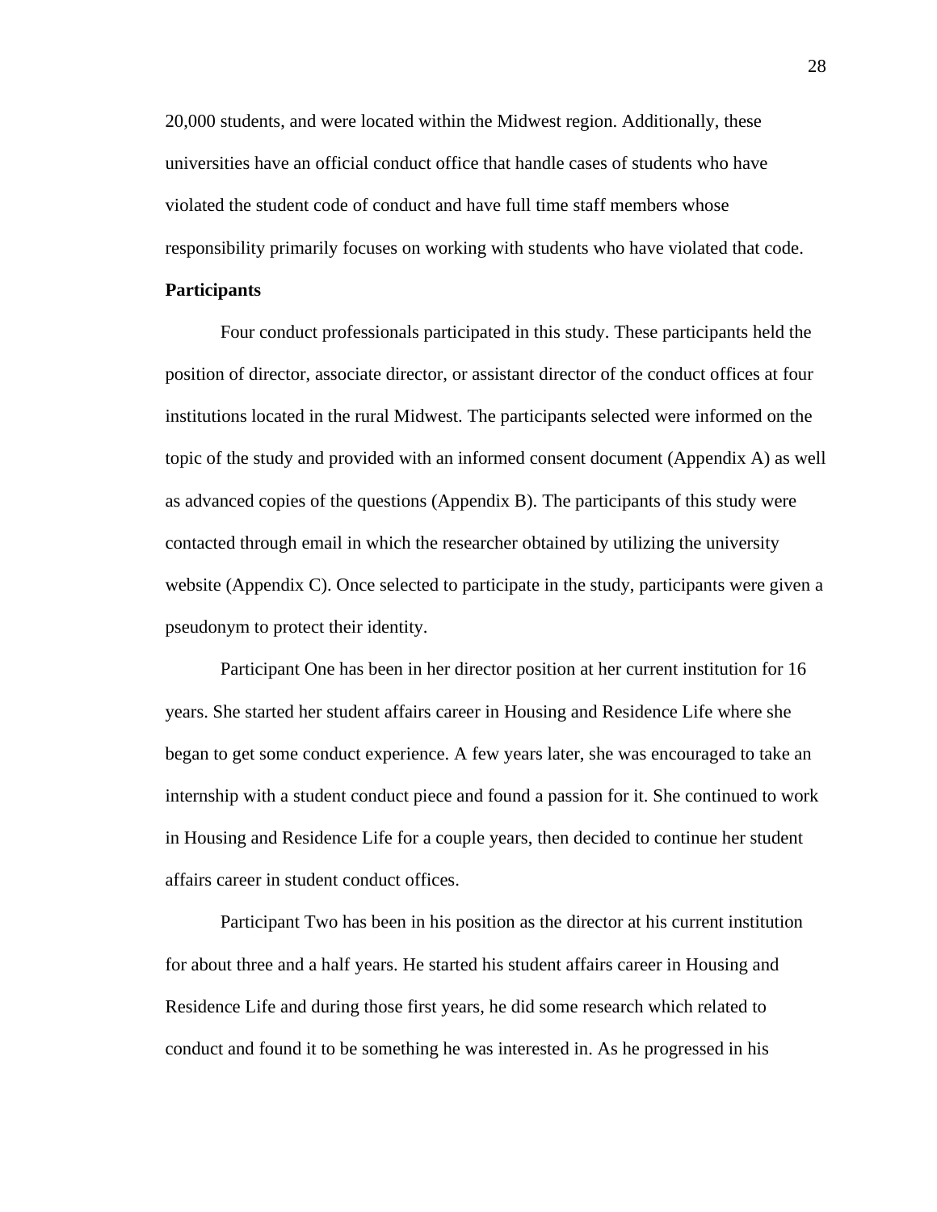20,000 students, and were located within the Midwest region. Additionally, these universities have an official conduct office that handle cases of students who have violated the student code of conduct and have full time staff members whose responsibility primarily focuses on working with students who have violated that code.

**Participants**

Four conduct professionals participated in this study. These participants held the position of director, associate director, or assistant director of the conduct offices at four institutions located in the rural Midwest. The participants selected were informed on the topic of the study and provided with an informed consent document (Appendix A) as well as advanced copies of the questions (Appendix B). The participants of this study were contacted through email in which the researcher obtained by utilizing the university website (Appendix C). Once selected to participate in the study, participants were given a pseudonym to protect their identity.

Participant One has been in her director position at her current institution for 16 years. She started her student affairs career in Housing and Residence Life where she began to get some conduct experience. A few years later, she was encouraged to take an internship with a student conduct piece and found a passion for it. She continued to work in Housing and Residence Life for a couple years, then decided to continue her student affairs career in student conduct offices.

Participant Two has been in his position as the director at his current institution for about three and a half years. He started his student affairs career in Housing and Residence Life and during those first years, he did some research which related to conduct and found it to be something he was interested in. As he progressed in his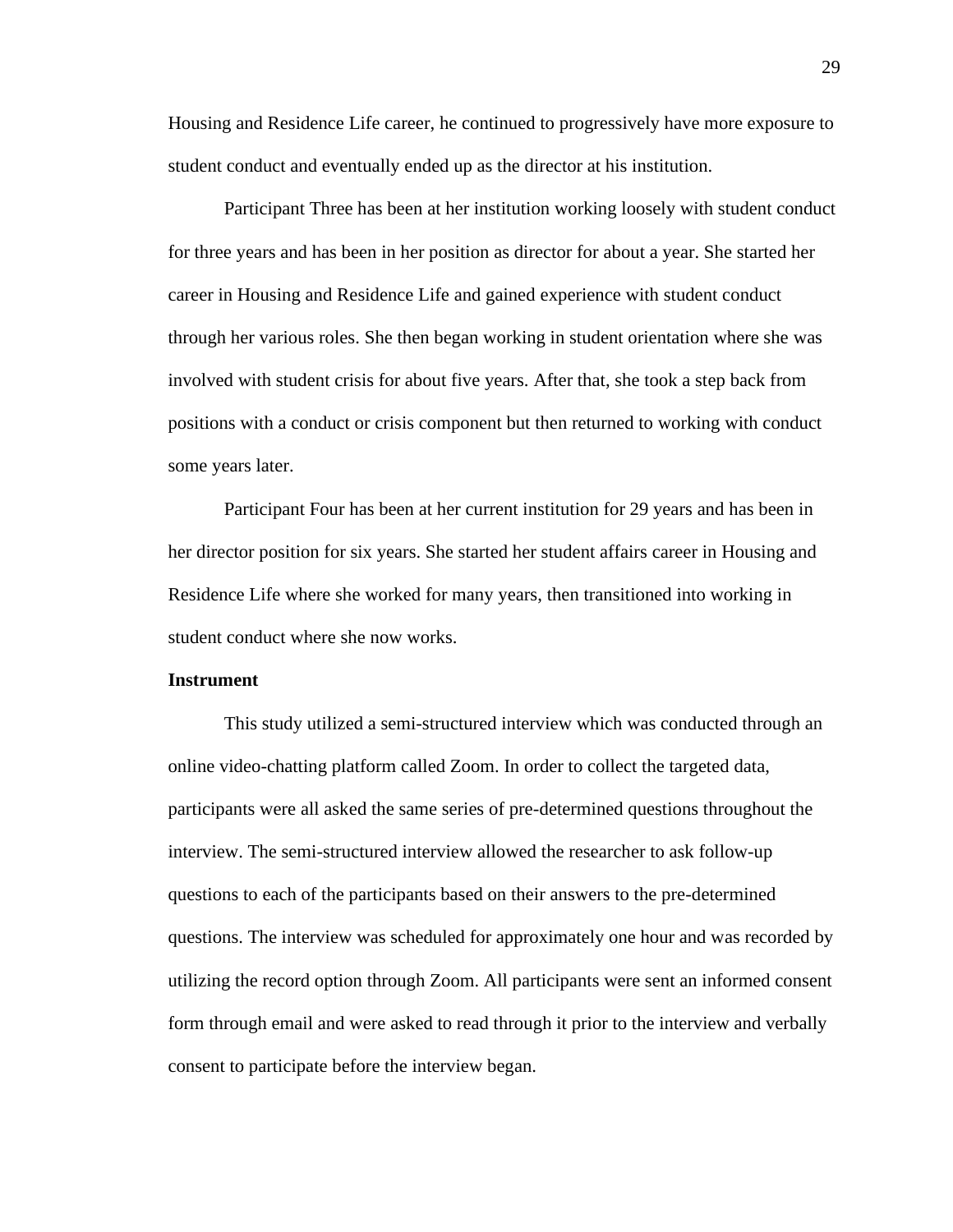Housing and Residence Life career, he continued to progressively have more exposure to student conduct and eventually ended up as the director at his institution.

Participant Three has been at her institution working loosely with student conduct for three years and has been in her position as director for about a year. She started her career in Housing and Residence Life and gained experience with student conduct through her various roles. She then began working in student orientation where she was involved with student crisis for about five years. After that, she took a step back from positions with a conduct or crisis component but then returned to working with conduct some years later.

Participant Four has been at her current institution for 29 years and has been in her director position for six years. She started her student affairs career in Housing and Residence Life where she worked for many years, then transitioned into working in student conduct where she now works.

**Instrument**

This study utilized a semi-structured interview which was conducted through an online video-chatting platform called Zoom. In order to collect the targeted data, participants were all asked the same series of pre-determined questions throughout the interview. The semi-structured interview allowed the researcher to ask follow-up questions to each of the participants based on their answers to the pre-determined questions. The interview was scheduled for approximately one hour and was recorded by utilizing the record option through Zoom. All participants were sent an informed consent form through email and were asked to read through it prior to the interview and verbally consent to participate before the interview began.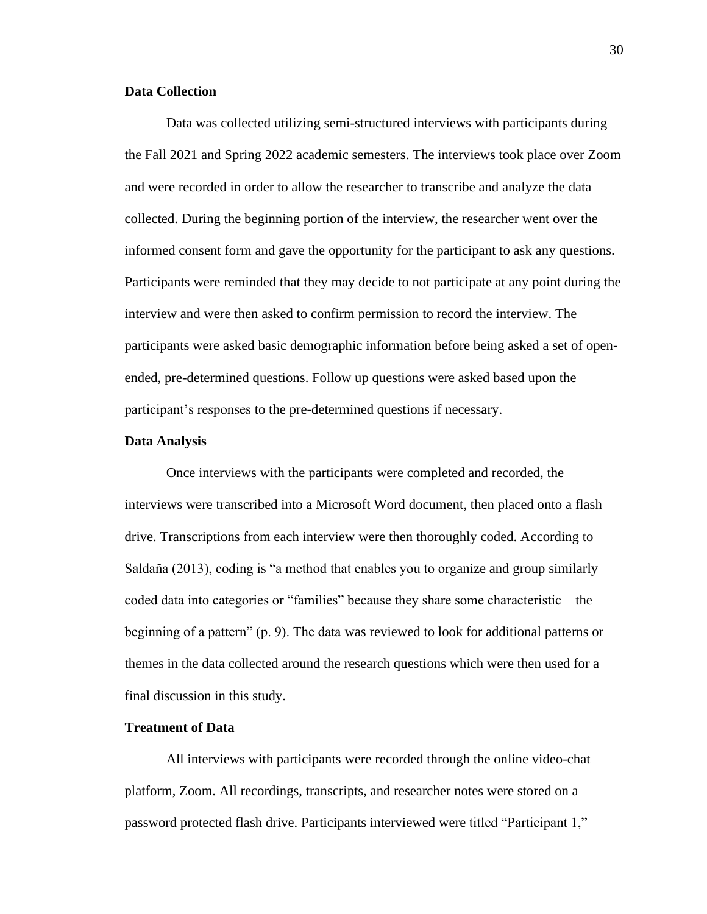### Data Collection

Data was collected utilizing semi-structured interviews with participants during the Fall 2021 and Spring 2022 academic semesters. The interviews took place over Zoom and were recorded in order to allow the researcher to transcribe and analyze the data collected. During the beginning portion of the interview, the researcher went over the informed consent form and gave the opportunity for the participant to ask any questions. Participants were reminded that they may decide to not participate at any point during the interview and were then asked to confirm permission to record the interview. The participants were asked basic demographic information before being asked a set of open-ended, pre-determined questions. Follow up questions were asked based upon the participant's responses to the pre-determined questions if necessary.

### Data Analysis

Once interviews with the participants were completed and recorded, the interviews were transcribed into a Microsoft Word document, then placed onto a flash drive. Transcriptions from each interview were then thoroughly coded. According to Saldaña (2013), coding is "a method that enables you to organize and group similarly coded data into categories or "families" because they share some characteristic – the beginning of a pattern" (p. 9). The data was reviewed to look for additional patterns or themes in the data collected around the research questions which were then used for a final discussion in this study.

### Treatment of Data

All interviews with participants were recorded through the online video-chat platform, Zoom. All recordings, transcripts, and researcher notes were stored on a password protected flash drive. Participants interviewed were titled "Participant 1,"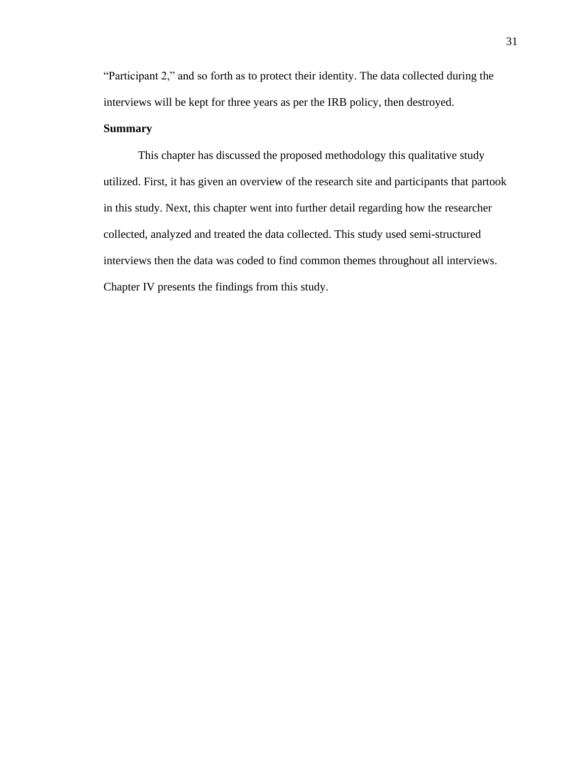"Participant 2," and so forth as to protect their identity. The data collected during the interviews will be kept for three years as per the IRB policy, then destroyed.

**Summary**

This chapter has discussed the proposed methodology this qualitative study utilized. First, it has given an overview of the research site and participants that partook in this study. Next, this chapter went into further detail regarding how the researcher collected, analyzed and treated the data collected. This study used semi-structured interviews then the data was coded to find common themes throughout all interviews. Chapter IV presents the findings from this study.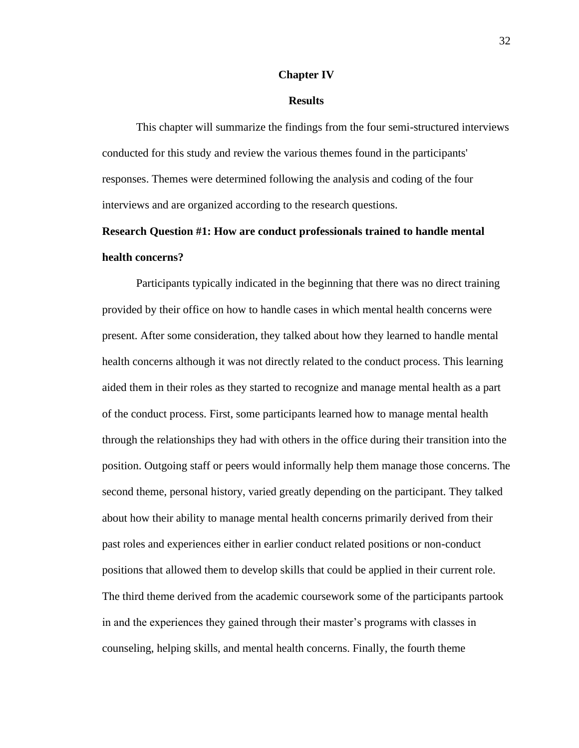# Chapter IV

## Results

This chapter will summarize the findings from the four semi-structured interviews conducted for this study and review the various themes found in the participants' responses. Themes were determined following the analysis and coding of the four interviews and are organized according to the research questions.

### Research Question #1: How are conduct professionals trained to handle mental health concerns?

Participants typically indicated in the beginning that there was no direct training provided by their office on how to handle cases in which mental health concerns were present. After some consideration, they talked about how they learned to handle mental health concerns although it was not directly related to the conduct process. This learning aided them in their roles as they started to recognize and manage mental health as a part of the conduct process. First, some participants learned how to manage mental health through the relationships they had with others in the office during their transition into the position. Outgoing staff or peers would informally help them manage those concerns. The second theme, personal history, varied greatly depending on the participant. They talked about how their ability to manage mental health concerns primarily derived from their past roles and experiences either in earlier conduct related positions or non-conduct positions that allowed them to develop skills that could be applied in their current role. The third theme derived from the academic coursework some of the participants partook in and the experiences they gained through their master's programs with classes in counseling, helping skills, and mental health concerns. Finally, the fourth theme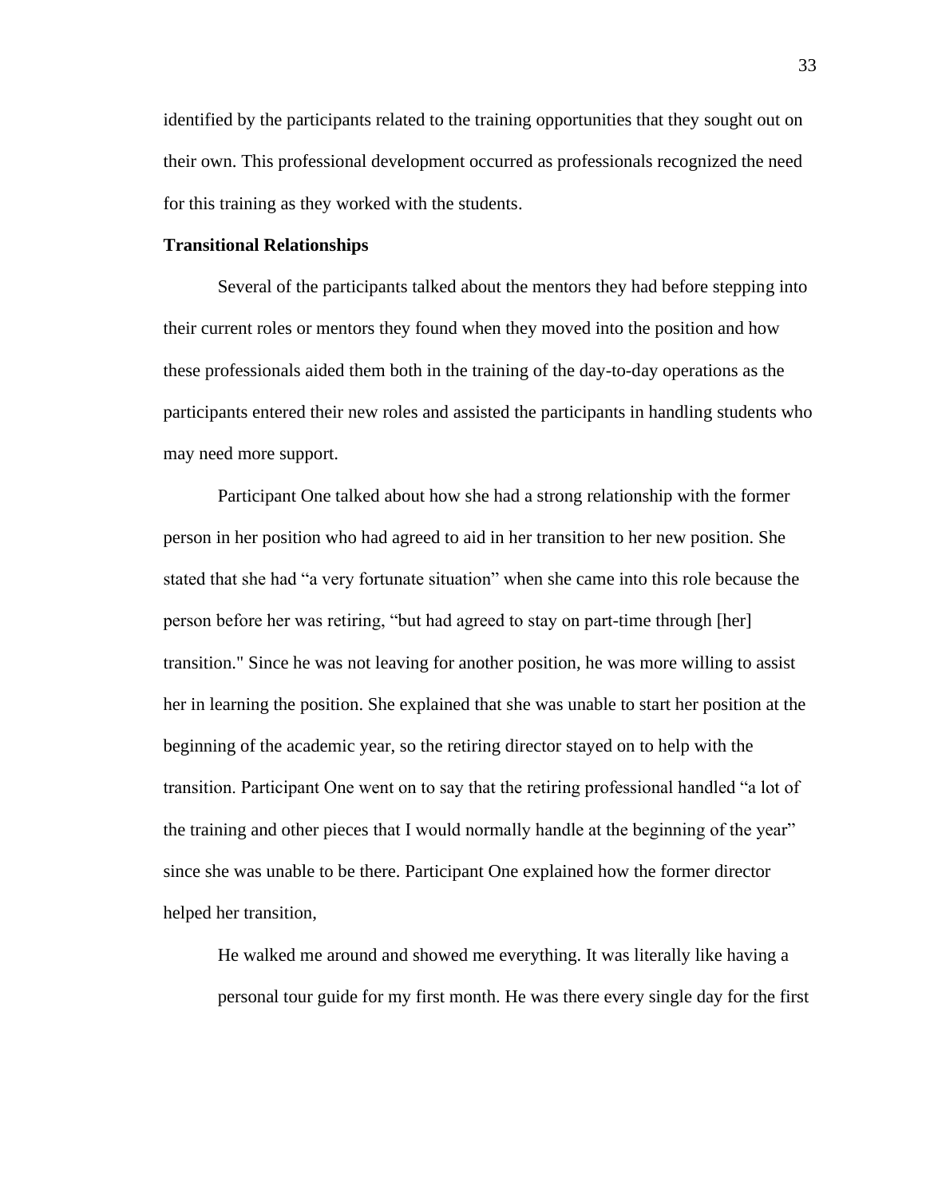identified by the participants related to the training opportunities that they sought out on their own. This professional development occurred as professionals recognized the need for this training as they worked with the students.

**Transitional Relationships**

Several of the participants talked about the mentors they had before stepping into their current roles or mentors they found when they moved into the position and how these professionals aided them both in the training of the day-to-day operations as the participants entered their new roles and assisted the participants in handling students who may need more support.

Participant One talked about how she had a strong relationship with the former person in her position who had agreed to aid in her transition to her new position. She stated that she had “a very fortunate situation” when she came into this role because the person before her was retiring, “but had agreed to stay on part-time through [her] transition." Since he was not leaving for another position, he was more willing to assist her in learning the position. She explained that she was unable to start her position at the beginning of the academic year, so the retiring director stayed on to help with the transition. Participant One went on to say that the retiring professional handled “a lot of the training and other pieces that I would normally handle at the beginning of the year” since she was unable to be there. Participant One explained how the former director helped her transition,

> He walked me around and showed me everything. It was literally like having a personal tour guide for my first month. He was there every single day for the first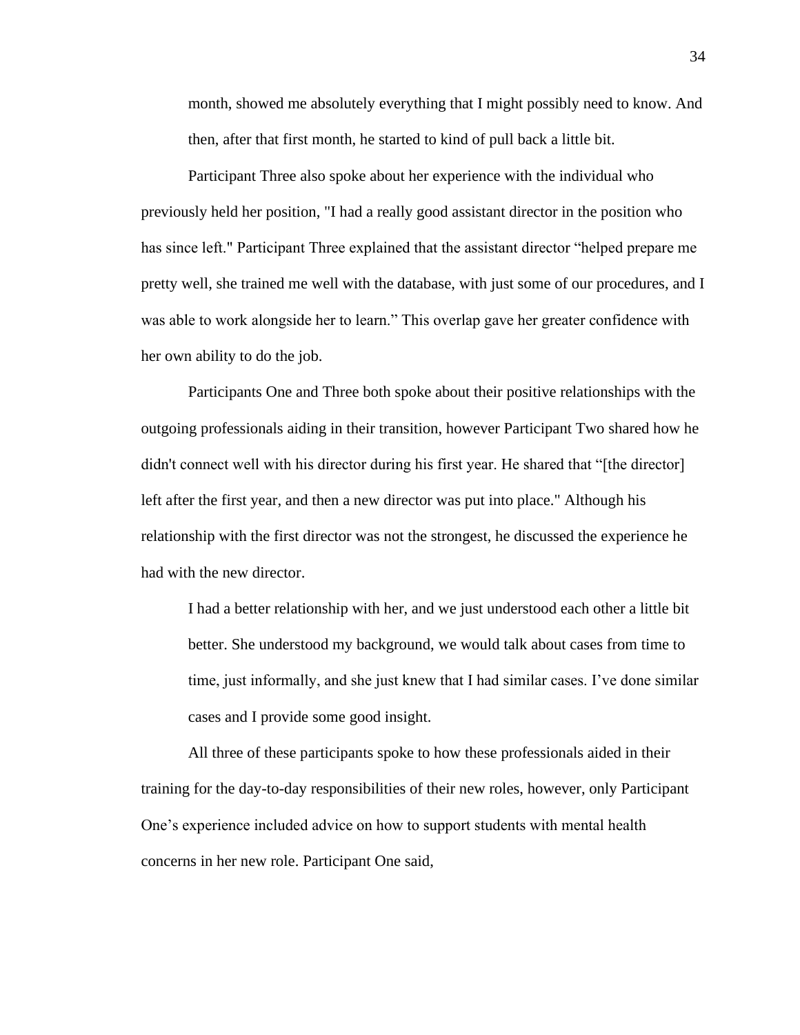> month, showed me absolutely everything that I might possibly need to know. And then, after that first month, he started to kind of pull back a little bit.

Participant Three also spoke about her experience with the individual who previously held her position, "I had a really good assistant director in the position who has since left." Participant Three explained that the assistant director "helped prepare me pretty well, she trained me well with the database, with just some of our procedures, and I was able to work alongside her to learn." This overlap gave her greater confidence with her own ability to do the job.

Participants One and Three both spoke about their positive relationships with the outgoing professionals aiding in their transition, however Participant Two shared how he didn't connect well with his director during his first year. He shared that "[the director] left after the first year, and then a new director was put into place." Although his relationship with the first director was not the strongest, he discussed the experience he had with the new director.

> I had a better relationship with her, and we just understood each other a little bit better. She understood my background, we would talk about cases from time to time, just informally, and she just knew that I had similar cases. I've done similar cases and I provide some good insight.

All three of these participants spoke to how these professionals aided in their training for the day-to-day responsibilities of their new roles, however, only Participant One's experience included advice on how to support students with mental health concerns in her new role. Participant One said,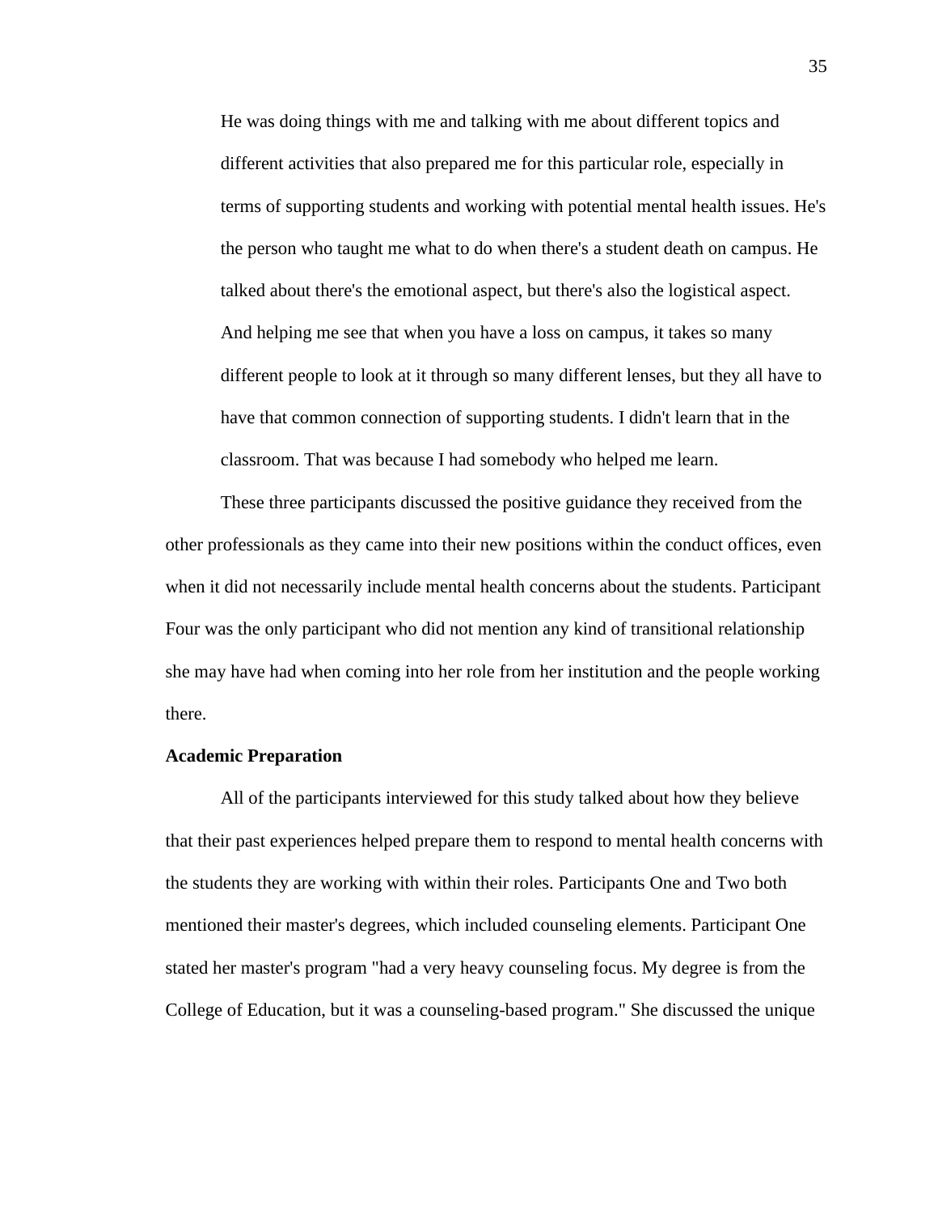> He was doing things with me and talking with me about different topics and different activities that also prepared me for this particular role, especially in terms of supporting students and working with potential mental health issues. He's the person who taught me what to do when there's a student death on campus. He talked about there's the emotional aspect, but there's also the logistical aspect. And helping me see that when you have a loss on campus, it takes so many different people to look at it through so many different lenses, but they all have to have that common connection of supporting students. I didn't learn that in the classroom. That was because I had somebody who helped me learn.

These three participants discussed the positive guidance they received from the other professionals as they came into their new positions within the conduct offices, even when it did not necessarily include mental health concerns about the students. Participant Four was the only participant who did not mention any kind of transitional relationship she may have had when coming into her role from her institution and the people working there.

**Academic Preparation**

All of the participants interviewed for this study talked about how they believe that their past experiences helped prepare them to respond to mental health concerns with the students they are working with within their roles. Participants One and Two both mentioned their master's degrees, which included counseling elements. Participant One stated her master's program "had a very heavy counseling focus. My degree is from the College of Education, but it was a counseling-based program." She discussed the unique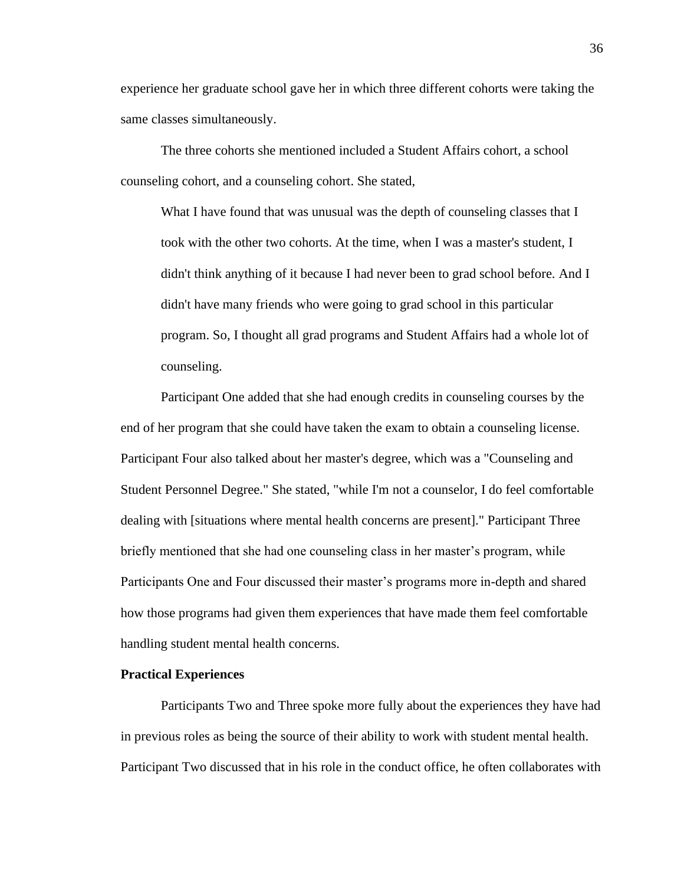experience her graduate school gave her in which three different cohorts were taking the same classes simultaneously.

The three cohorts she mentioned included a Student Affairs cohort, a school counseling cohort, and a counseling cohort. She stated,

> What I have found that was unusual was the depth of counseling classes that I took with the other two cohorts. At the time, when I was a master's student, I didn't think anything of it because I had never been to grad school before. And I didn't have many friends who were going to grad school in this particular program. So, I thought all grad programs and Student Affairs had a whole lot of counseling.

Participant One added that she had enough credits in counseling courses by the end of her program that she could have taken the exam to obtain a counseling license. Participant Four also talked about her master's degree, which was a "Counseling and Student Personnel Degree." She stated, "while I'm not a counselor, I do feel comfortable dealing with [situations where mental health concerns are present]." Participant Three briefly mentioned that she had one counseling class in her master's program, while Participants One and Four discussed their master's programs more in-depth and shared how those programs had given them experiences that have made them feel comfortable handling student mental health concerns.

**Practical Experiences**

Participants Two and Three spoke more fully about the experiences they have had in previous roles as being the source of their ability to work with student mental health. Participant Two discussed that in his role in the conduct office, he often collaborates with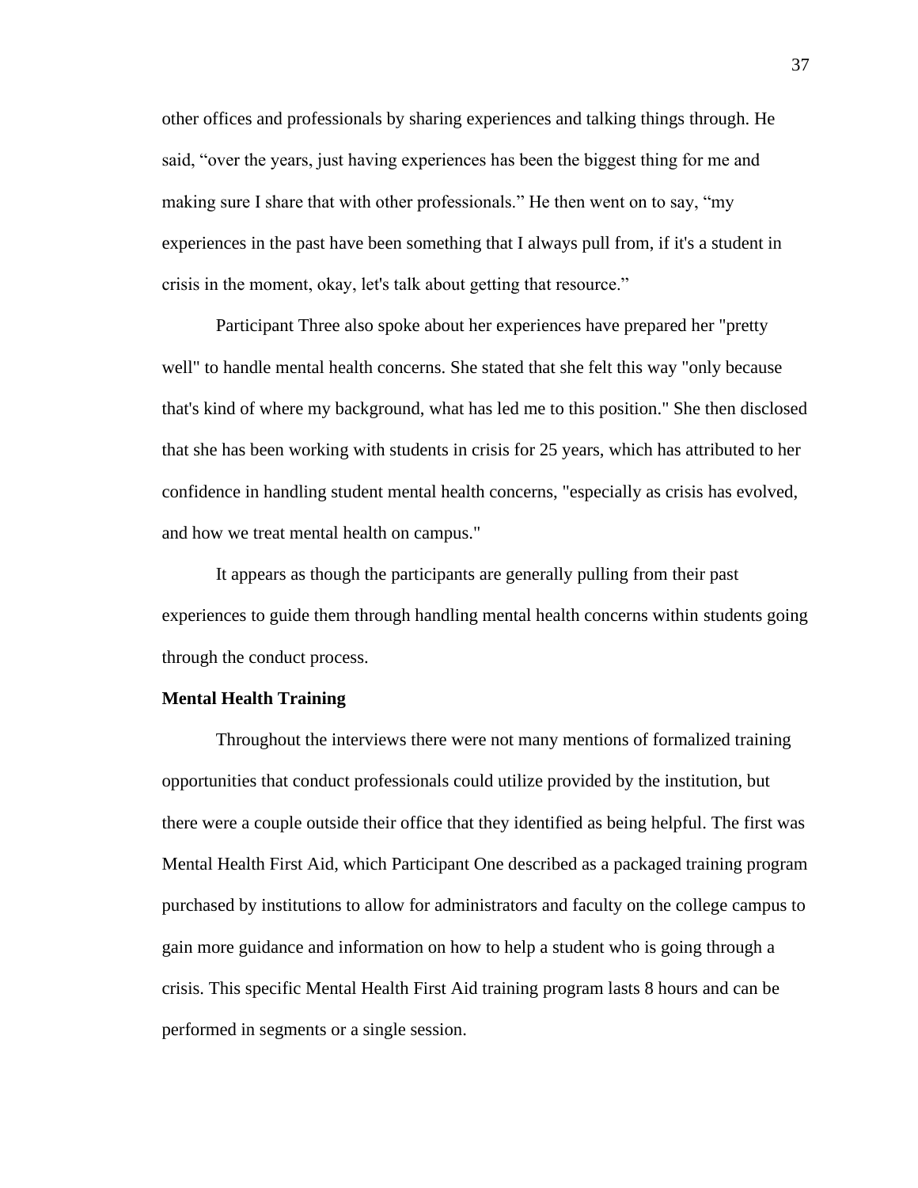other offices and professionals by sharing experiences and talking things through. He said, “over the years, just having experiences has been the biggest thing for me and making sure I share that with other professionals.” He then went on to say, “my experiences in the past have been something that I always pull from, if it's a student in crisis in the moment, okay, let's talk about getting that resource.”

Participant Three also spoke about her experiences have prepared her "pretty well" to handle mental health concerns. She stated that she felt this way "only because that's kind of where my background, what has led me to this position." She then disclosed that she has been working with students in crisis for 25 years, which has attributed to her confidence in handling student mental health concerns, "especially as crisis has evolved, and how we treat mental health on campus."

It appears as though the participants are generally pulling from their past experiences to guide them through handling mental health concerns within students going through the conduct process.

**Mental Health Training**

Throughout the interviews there were not many mentions of formalized training opportunities that conduct professionals could utilize provided by the institution, but there were a couple outside their office that they identified as being helpful. The first was Mental Health First Aid, which Participant One described as a packaged training program purchased by institutions to allow for administrators and faculty on the college campus to gain more guidance and information on how to help a student who is going through a crisis. This specific Mental Health First Aid training program lasts 8 hours and can be performed in segments or a single session.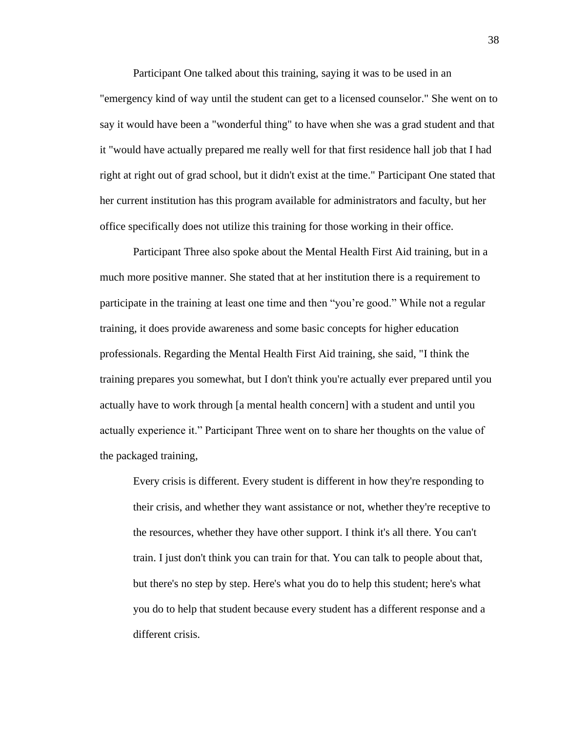Participant One talked about this training, saying it was to be used in an "emergency kind of way until the student can get to a licensed counselor." She went on to say it would have been a "wonderful thing" to have when she was a grad student and that it "would have actually prepared me really well for that first residence hall job that I had right at right out of grad school, but it didn't exist at the time." Participant One stated that her current institution has this program available for administrators and faculty, but her office specifically does not utilize this training for those working in their office.

Participant Three also spoke about the Mental Health First Aid training, but in a much more positive manner. She stated that at her institution there is a requirement to participate in the training at least one time and then "you're good." While not a regular training, it does provide awareness and some basic concepts for higher education professionals. Regarding the Mental Health First Aid training, she said, "I think the training prepares you somewhat, but I don't think you're actually ever prepared until you actually have to work through [a mental health concern] with a student and until you actually experience it." Participant Three went on to share her thoughts on the value of the packaged training,

> Every crisis is different. Every student is different in how they're responding to their crisis, and whether they want assistance or not, whether they're receptive to the resources, whether they have other support. I think it's all there. You can't train. I just don't think you can train for that. You can talk to people about that, but there's no step by step. Here's what you do to help this student; here's what you do to help that student because every student has a different response and a different crisis.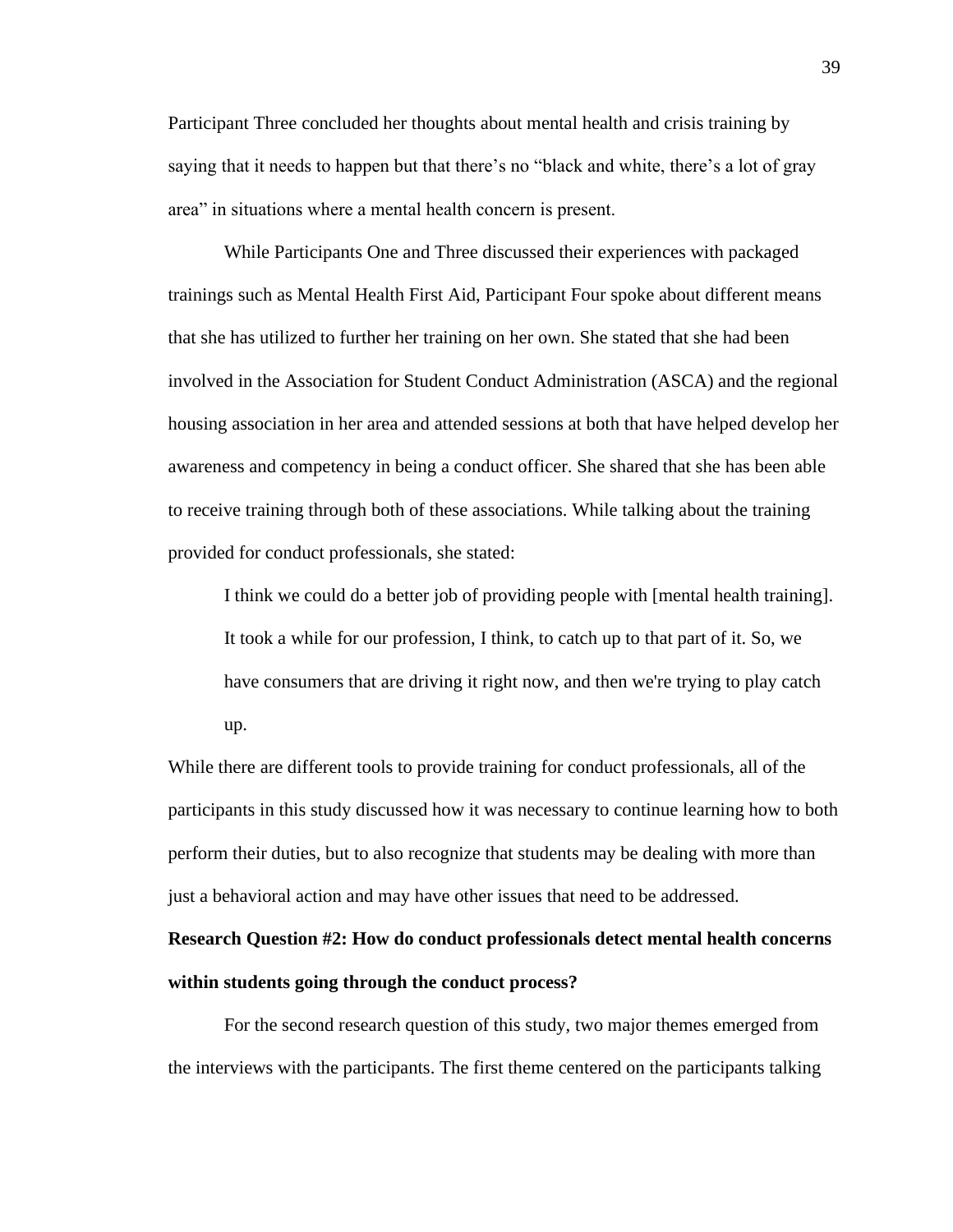Participant Three concluded her thoughts about mental health and crisis training by saying that it needs to happen but that there's no "black and white, there's a lot of gray area" in situations where a mental health concern is present.

While Participants One and Three discussed their experiences with packaged trainings such as Mental Health First Aid, Participant Four spoke about different means that she has utilized to further her training on her own. She stated that she had been involved in the Association for Student Conduct Administration (ASCA) and the regional housing association in her area and attended sessions at both that have helped develop her awareness and competency in being a conduct officer. She shared that she has been able to receive training through both of these associations. While talking about the training provided for conduct professionals, she stated:

> I think we could do a better job of providing people with [mental health training]. It took a while for our profession, I think, to catch up to that part of it. So, we have consumers that are driving it right now, and then we're trying to play catch up.

While there are different tools to provide training for conduct professionals, all of the participants in this study discussed how it was necessary to continue learning how to both perform their duties, but to also recognize that students may be dealing with more than just a behavioral action and may have other issues that need to be addressed.

**Research Question #2: How do conduct professionals detect mental health concerns within students going through the conduct process?**

For the second research question of this study, two major themes emerged from the interviews with the participants. The first theme centered on the participants talking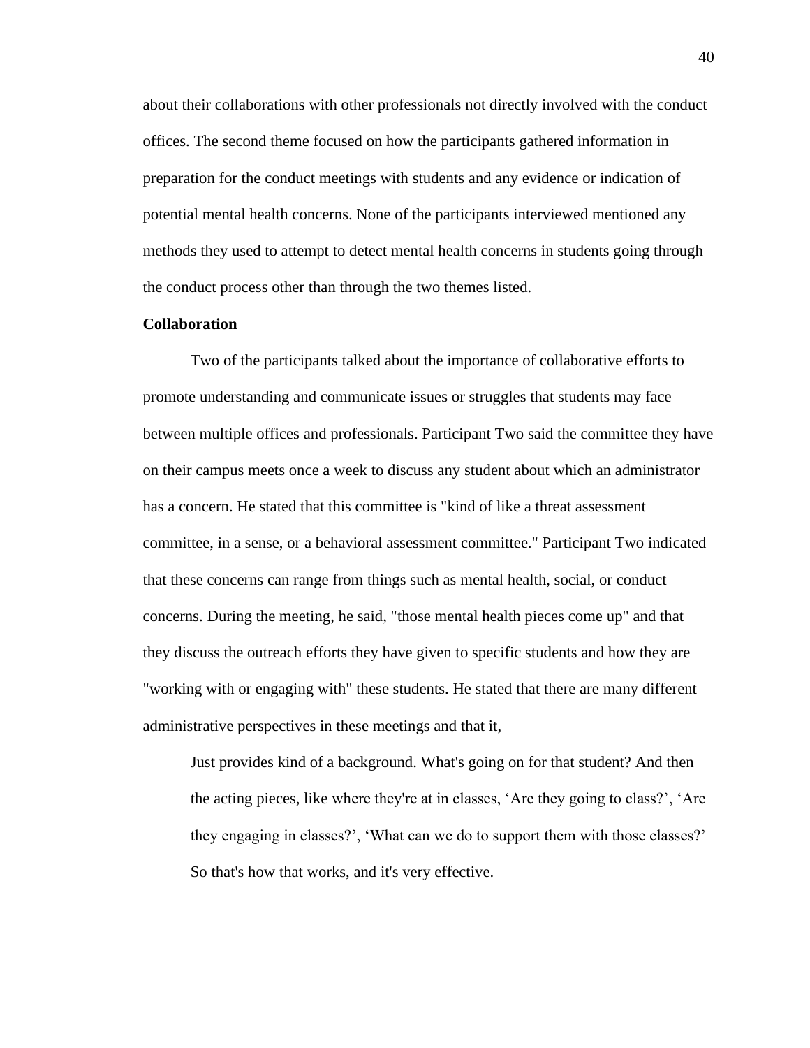about their collaborations with other professionals not directly involved with the conduct offices. The second theme focused on how the participants gathered information in preparation for the conduct meetings with students and any evidence or indication of potential mental health concerns. None of the participants interviewed mentioned any methods they used to attempt to detect mental health concerns in students going through the conduct process other than through the two themes listed.

**Collaboration**

Two of the participants talked about the importance of collaborative efforts to promote understanding and communicate issues or struggles that students may face between multiple offices and professionals. Participant Two said the committee they have on their campus meets once a week to discuss any student about which an administrator has a concern. He stated that this committee is "kind of like a threat assessment committee, in a sense, or a behavioral assessment committee." Participant Two indicated that these concerns can range from things such as mental health, social, or conduct concerns. During the meeting, he said, "those mental health pieces come up" and that they discuss the outreach efforts they have given to specific students and how they are "working with or engaging with" these students. He stated that there are many different administrative perspectives in these meetings and that it,

> Just provides kind of a background. What's going on for that student? And then the acting pieces, like where they're at in classes, 'Are they going to class?', 'Are they engaging in classes?', 'What can we do to support them with those classes?' So that's how that works, and it's very effective.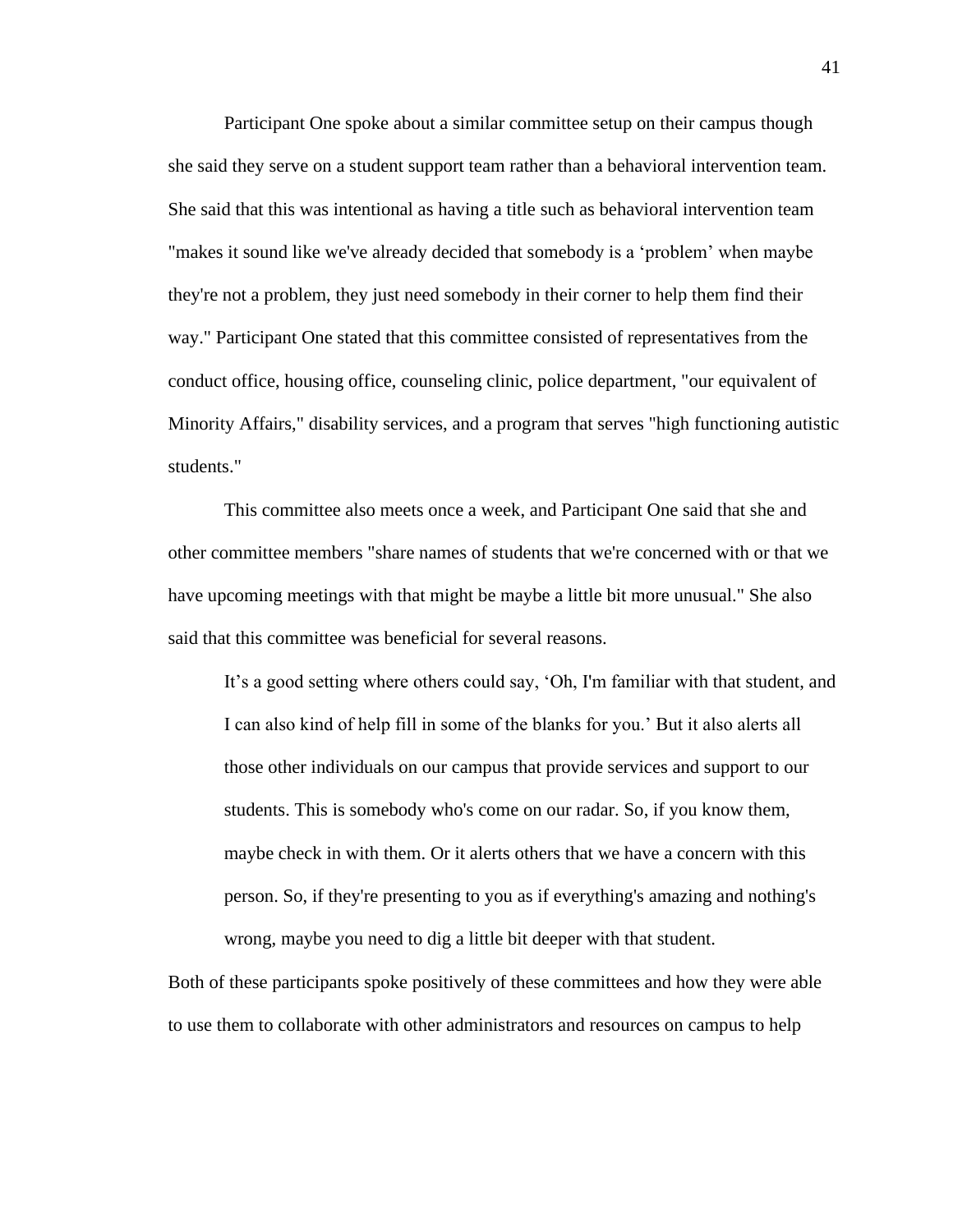Participant One spoke about a similar committee setup on their campus though she said they serve on a student support team rather than a behavioral intervention team. She said that this was intentional as having a title such as behavioral intervention team "makes it sound like we've already decided that somebody is a 'problem' when maybe they're not a problem, they just need somebody in their corner to help them find their way." Participant One stated that this committee consisted of representatives from the conduct office, housing office, counseling clinic, police department, "our equivalent of Minority Affairs," disability services, and a program that serves "high functioning autistic students."

This committee also meets once a week, and Participant One said that she and other committee members "share names of students that we're concerned with or that we have upcoming meetings with that might be maybe a little bit more unusual." She also said that this committee was beneficial for several reasons.

> It's a good setting where others could say, 'Oh, I'm familiar with that student, and I can also kind of help fill in some of the blanks for you.' But it also alerts all those other individuals on our campus that provide services and support to our students. This is somebody who's come on our radar. So, if you know them, maybe check in with them. Or it alerts others that we have a concern with this person. So, if they're presenting to you as if everything's amazing and nothing's wrong, maybe you need to dig a little bit deeper with that student.

Both of these participants spoke positively of these committees and how they were able to use them to collaborate with other administrators and resources on campus to help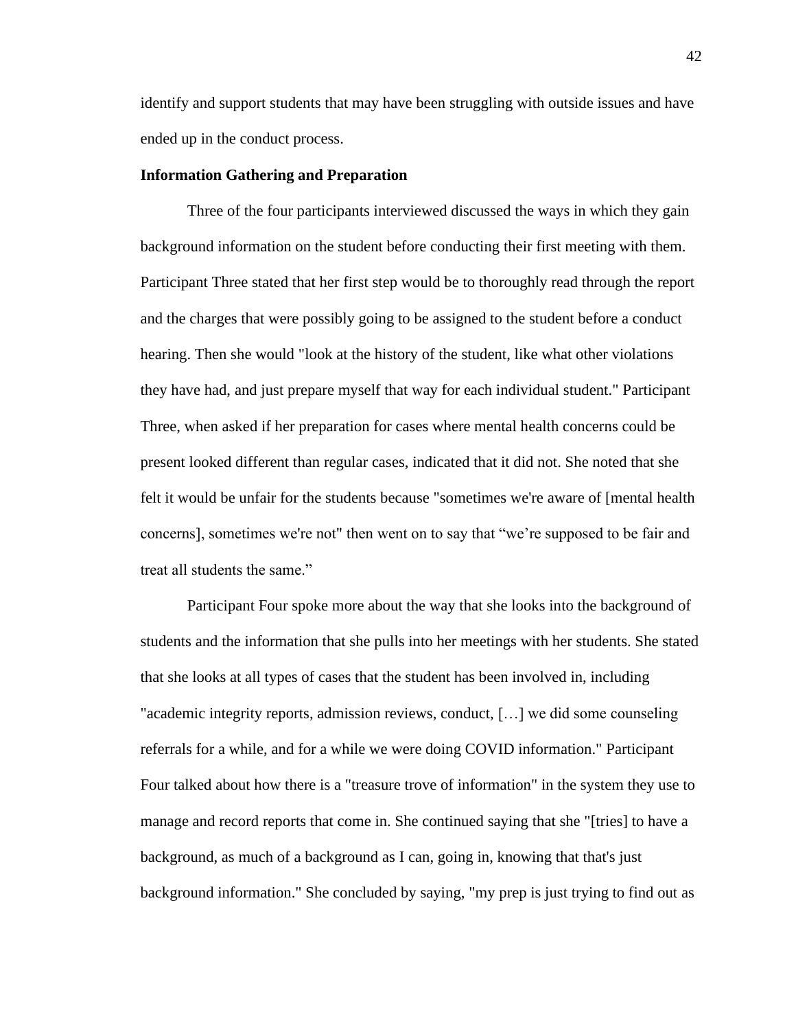identify and support students that may have been struggling with outside issues and have ended up in the conduct process.

**Information Gathering and Preparation**

Three of the four participants interviewed discussed the ways in which they gain background information on the student before conducting their first meeting with them. Participant Three stated that her first step would be to thoroughly read through the report and the charges that were possibly going to be assigned to the student before a conduct hearing. Then she would "look at the history of the student, like what other violations they have had, and just prepare myself that way for each individual student." Participant Three, when asked if her preparation for cases where mental health concerns could be present looked different than regular cases, indicated that it did not. She noted that she felt it would be unfair for the students because "sometimes we're aware of [mental health concerns], sometimes we're not" then went on to say that "we're supposed to be fair and treat all students the same."

Participant Four spoke more about the way that she looks into the background of students and the information that she pulls into her meetings with her students. She stated that she looks at all types of cases that the student has been involved in, including "academic integrity reports, admission reviews, conduct, […] we did some counseling referrals for a while, and for a while we were doing COVID information." Participant Four talked about how there is a "treasure trove of information" in the system they use to manage and record reports that come in. She continued saying that she "[tries] to have a background, as much of a background as I can, going in, knowing that that's just background information." She concluded by saying, "my prep is just trying to find out as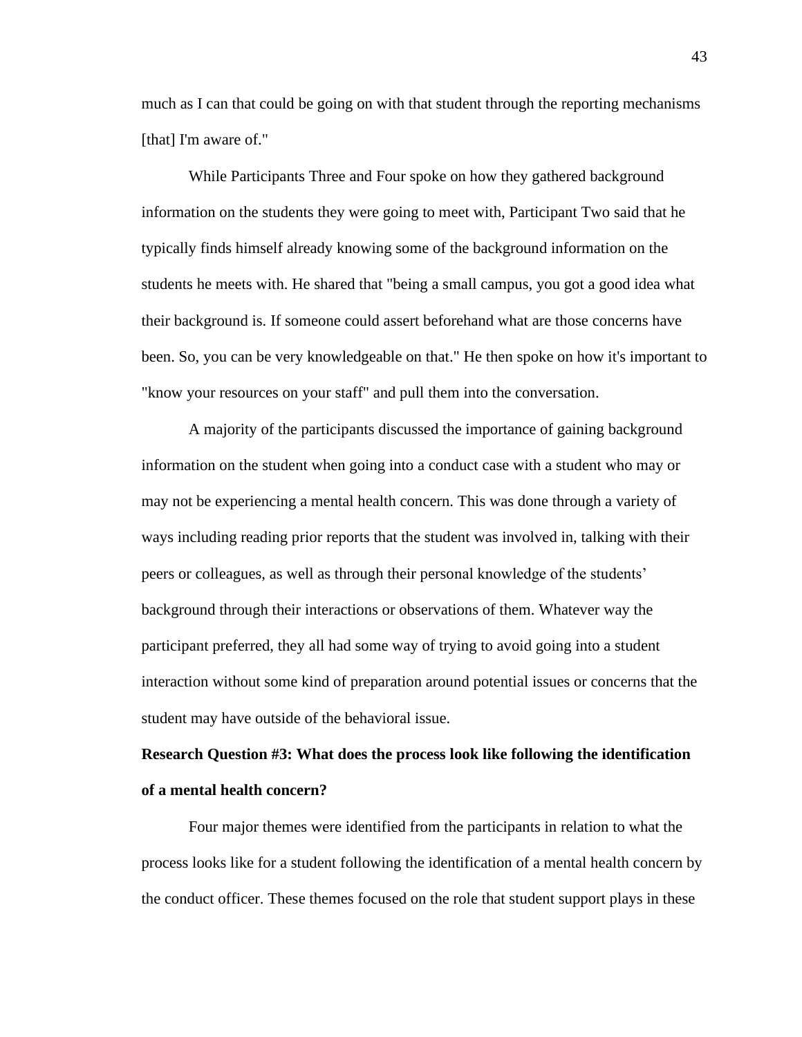much as I can that could be going on with that student through the reporting mechanisms [that] I'm aware of."

While Participants Three and Four spoke on how they gathered background information on the students they were going to meet with, Participant Two said that he typically finds himself already knowing some of the background information on the students he meets with. He shared that "being a small campus, you got a good idea what their background is. If someone could assert beforehand what are those concerns have been. So, you can be very knowledgeable on that." He then spoke on how it's important to "know your resources on your staff" and pull them into the conversation.

A majority of the participants discussed the importance of gaining background information on the student when going into a conduct case with a student who may or may not be experiencing a mental health concern. This was done through a variety of ways including reading prior reports that the student was involved in, talking with their peers or colleagues, as well as through their personal knowledge of the students' background through their interactions or observations of them. Whatever way the participant preferred, they all had some way of trying to avoid going into a student interaction without some kind of preparation around potential issues or concerns that the student may have outside of the behavioral issue.

**Research Question #3: What does the process look like following the identification of a mental health concern?**

Four major themes were identified from the participants in relation to what the process looks like for a student following the identification of a mental health concern by the conduct officer. These themes focused on the role that student support plays in these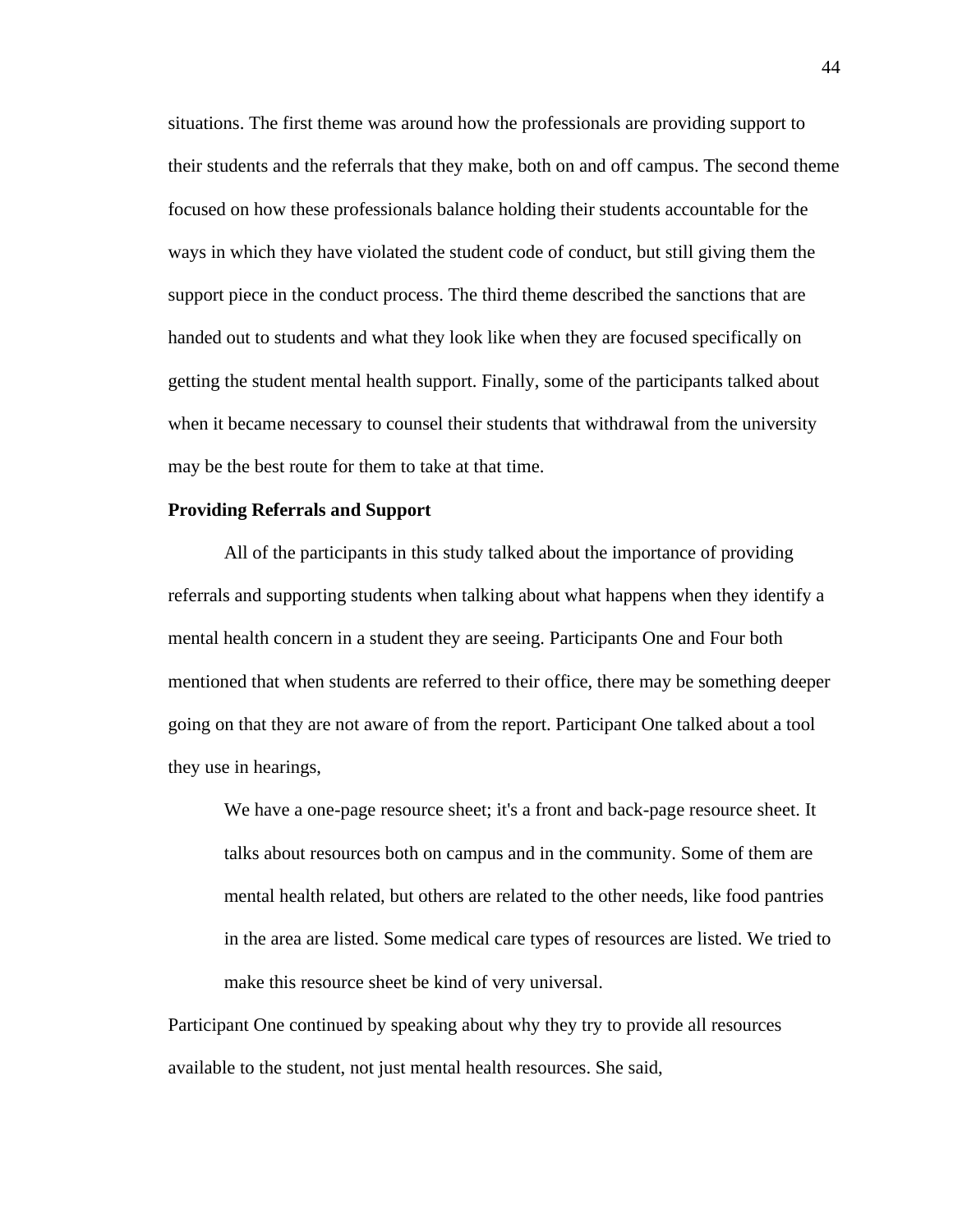situations. The first theme was around how the professionals are providing support to their students and the referrals that they make, both on and off campus. The second theme focused on how these professionals balance holding their students accountable for the ways in which they have violated the student code of conduct, but still giving them the support piece in the conduct process. The third theme described the sanctions that are handed out to students and what they look like when they are focused specifically on getting the student mental health support. Finally, some of the participants talked about when it became necessary to counsel their students that withdrawal from the university may be the best route for them to take at that time.

**Providing Referrals and Support**

All of the participants in this study talked about the importance of providing referrals and supporting students when talking about what happens when they identify a mental health concern in a student they are seeing. Participants One and Four both mentioned that when students are referred to their office, there may be something deeper going on that they are not aware of from the report. Participant One talked about a tool they use in hearings,

> We have a one-page resource sheet; it's a front and back-page resource sheet. It talks about resources both on campus and in the community. Some of them are mental health related, but others are related to the other needs, like food pantries in the area are listed. Some medical care types of resources are listed. We tried to make this resource sheet be kind of very universal.

Participant One continued by speaking about why they try to provide all resources available to the student, not just mental health resources. She said,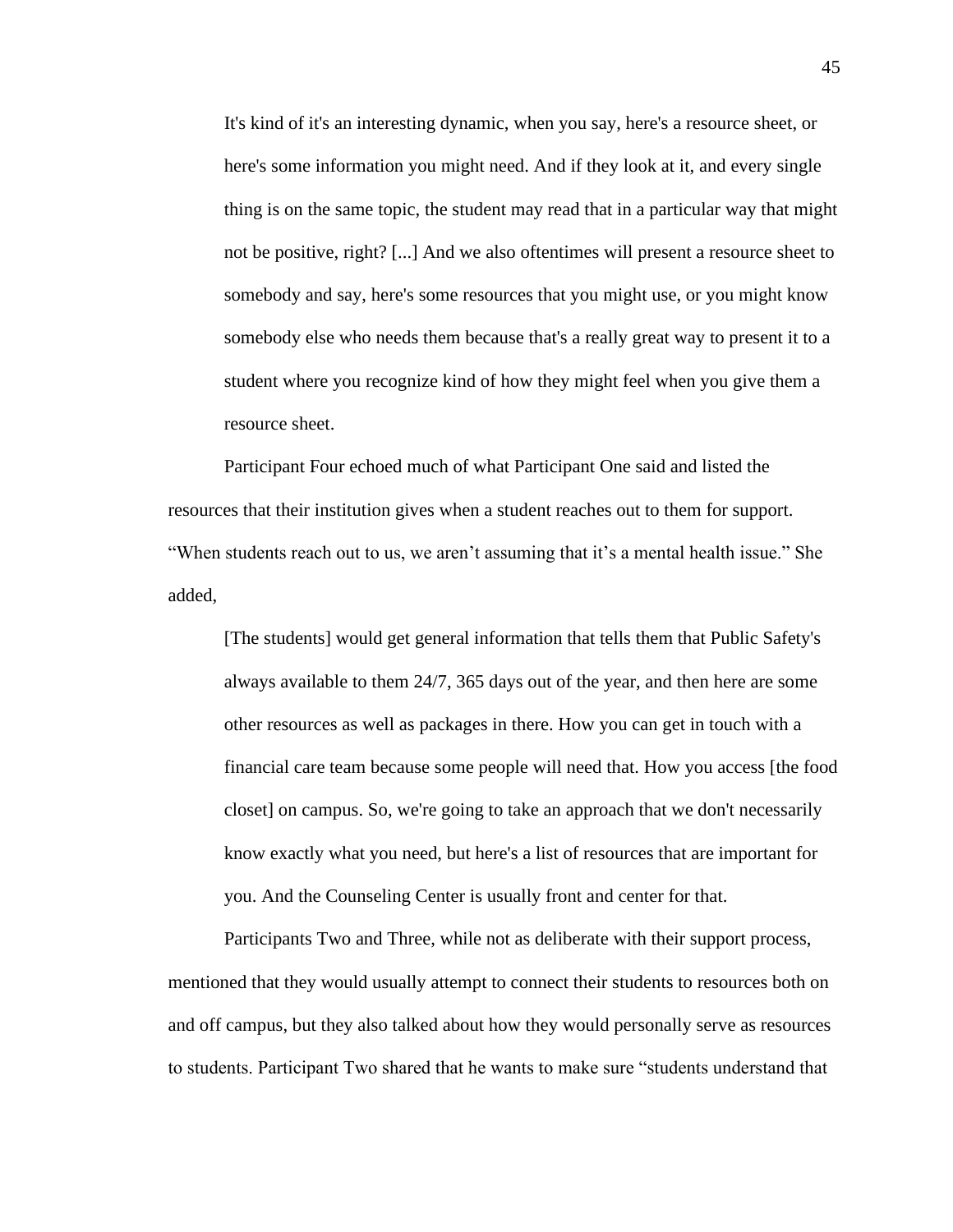> It's kind of it's an interesting dynamic, when you say, here's a resource sheet, or here's some information you might need. And if they look at it, and every single thing is on the same topic, the student may read that in a particular way that might not be positive, right? [...] And we also oftentimes will present a resource sheet to somebody and say, here's some resources that you might use, or you might know somebody else who needs them because that's a really great way to present it to a student where you recognize kind of how they might feel when you give them a resource sheet.

Participant Four echoed much of what Participant One said and listed the resources that their institution gives when a student reaches out to them for support. "When students reach out to us, we aren't assuming that it's a mental health issue." She added,

> [The students] would get general information that tells them that Public Safety's always available to them 24/7, 365 days out of the year, and then here are some other resources as well as packages in there. How you can get in touch with a financial care team because some people will need that. How you access [the food closet] on campus. So, we're going to take an approach that we don't necessarily know exactly what you need, but here's a list of resources that are important for you. And the Counseling Center is usually front and center for that.

Participants Two and Three, while not as deliberate with their support process, mentioned that they would usually attempt to connect their students to resources both on and off campus, but they also talked about how they would personally serve as resources to students. Participant Two shared that he wants to make sure "students understand that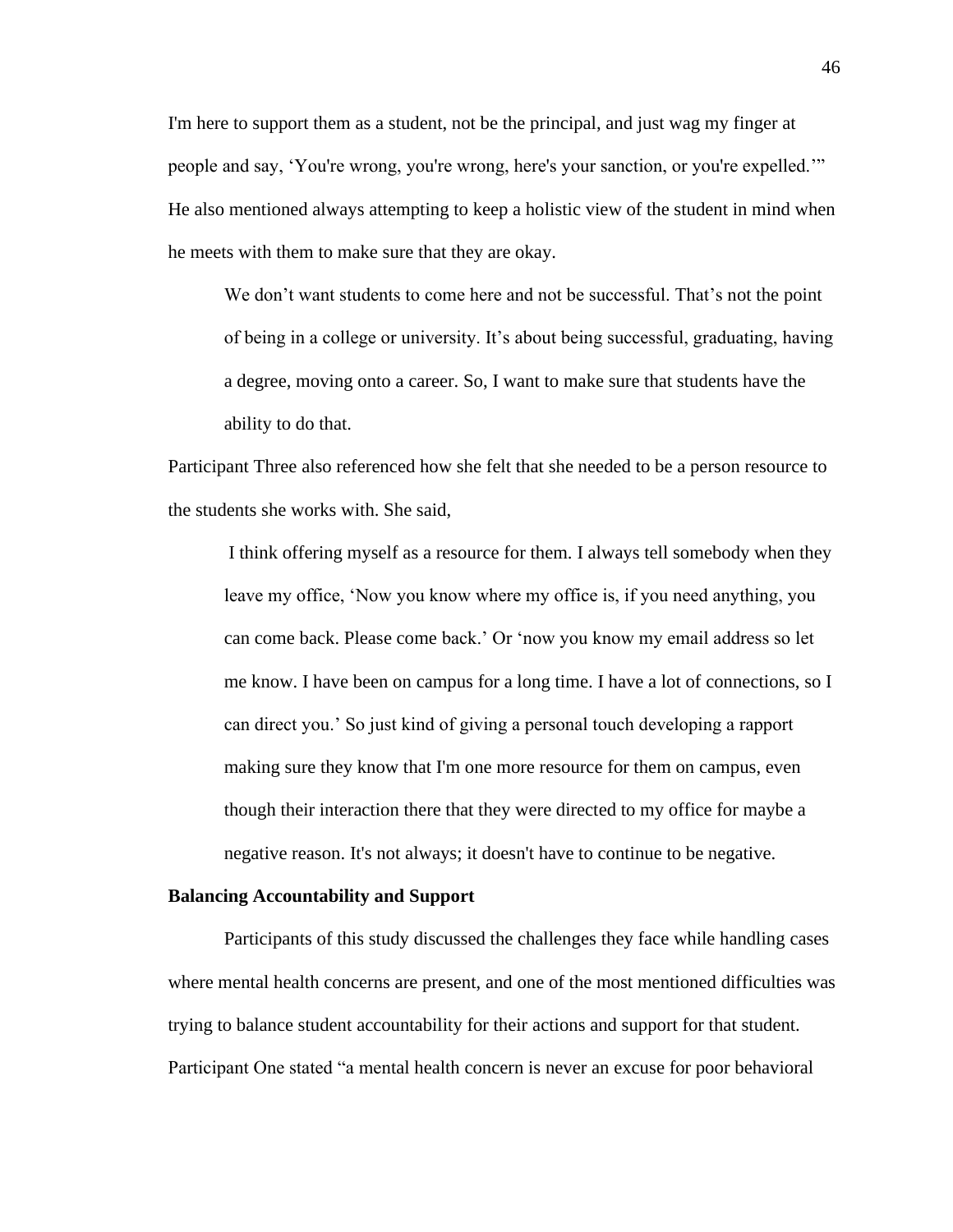I'm here to support them as a student, not be the principal, and just wag my finger at people and say, 'You're wrong, you're wrong, here's your sanction, or you're expelled.'" He also mentioned always attempting to keep a holistic view of the student in mind when he meets with them to make sure that they are okay.

> We don't want students to come here and not be successful. That's not the point of being in a college or university. It's about being successful, graduating, having a degree, moving onto a career. So, I want to make sure that students have the ability to do that.

Participant Three also referenced how she felt that she needed to be a person resource to the students she works with. She said,

> I think offering myself as a resource for them. I always tell somebody when they leave my office, 'Now you know where my office is, if you need anything, you can come back. Please come back.' Or 'now you know my email address so let me know. I have been on campus for a long time. I have a lot of connections, so I can direct you.' So just kind of giving a personal touch developing a rapport making sure they know that I'm one more resource for them on campus, even though their interaction there that they were directed to my office for maybe a negative reason. It's not always; it doesn't have to continue to be negative.

**Balancing Accountability and Support**

Participants of this study discussed the challenges they face while handling cases where mental health concerns are present, and one of the most mentioned difficulties was trying to balance student accountability for their actions and support for that student. Participant One stated "a mental health concern is never an excuse for poor behavioral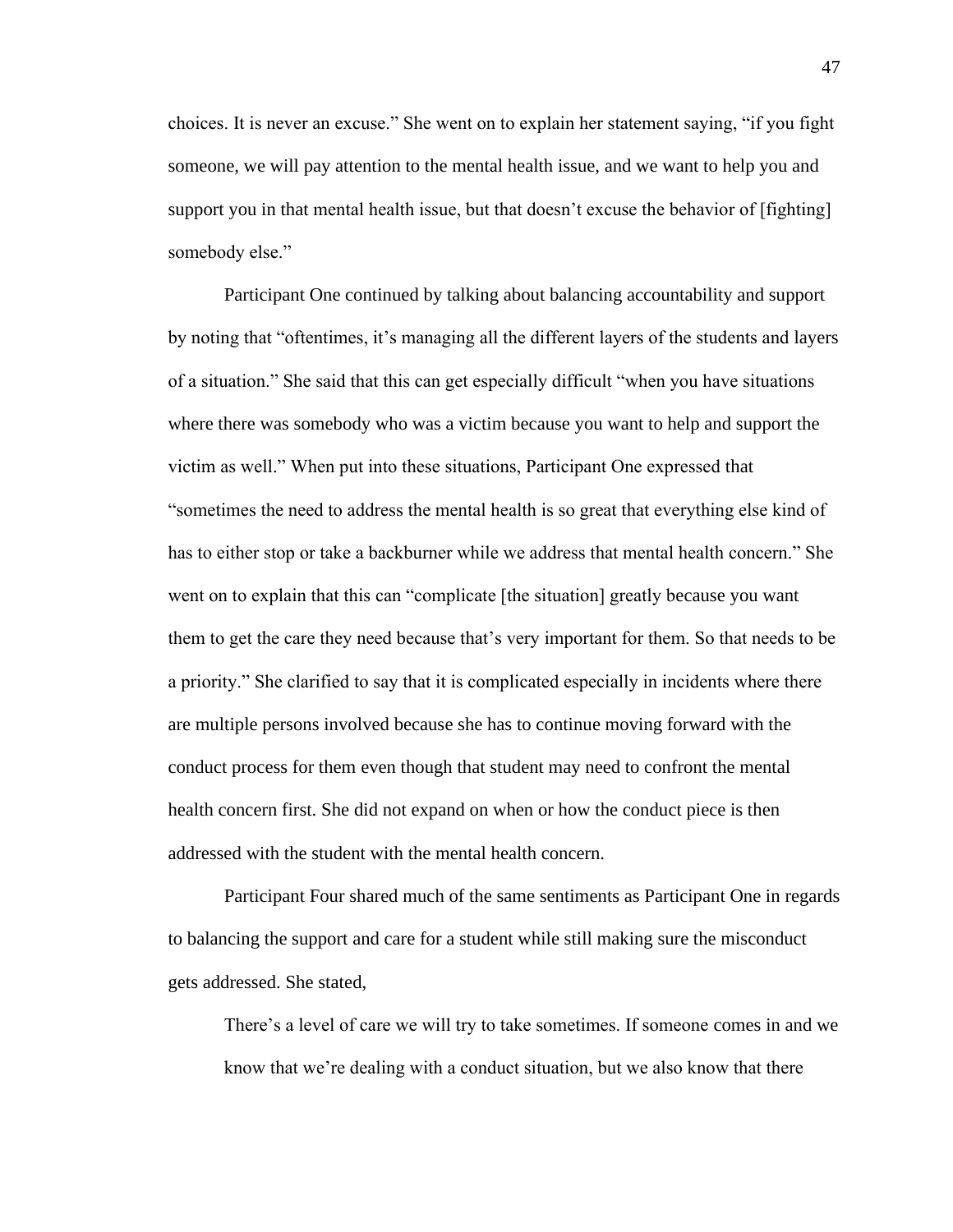choices. It is never an excuse." She went on to explain her statement saying, "if you fight someone, we will pay attention to the mental health issue, and we want to help you and support you in that mental health issue, but that doesn't excuse the behavior of [fighting] somebody else."

Participant One continued by talking about balancing accountability and support by noting that "oftentimes, it's managing all the different layers of the students and layers of a situation." She said that this can get especially difficult "when you have situations where there was somebody who was a victim because you want to help and support the victim as well." When put into these situations, Participant One expressed that "sometimes the need to address the mental health is so great that everything else kind of has to either stop or take a backburner while we address that mental health concern." She went on to explain that this can "complicate [the situation] greatly because you want them to get the care they need because that's very important for them. So that needs to be a priority." She clarified to say that it is complicated especially in incidents where there are multiple persons involved because she has to continue moving forward with the conduct process for them even though that student may need to confront the mental health concern first. She did not expand on when or how the conduct piece is then addressed with the student with the mental health concern.

Participant Four shared much of the same sentiments as Participant One in regards to balancing the support and care for a student while still making sure the misconduct gets addressed. She stated,

> There's a level of care we will try to take sometimes. If someone comes in and we know that we're dealing with a conduct situation, but we also know that there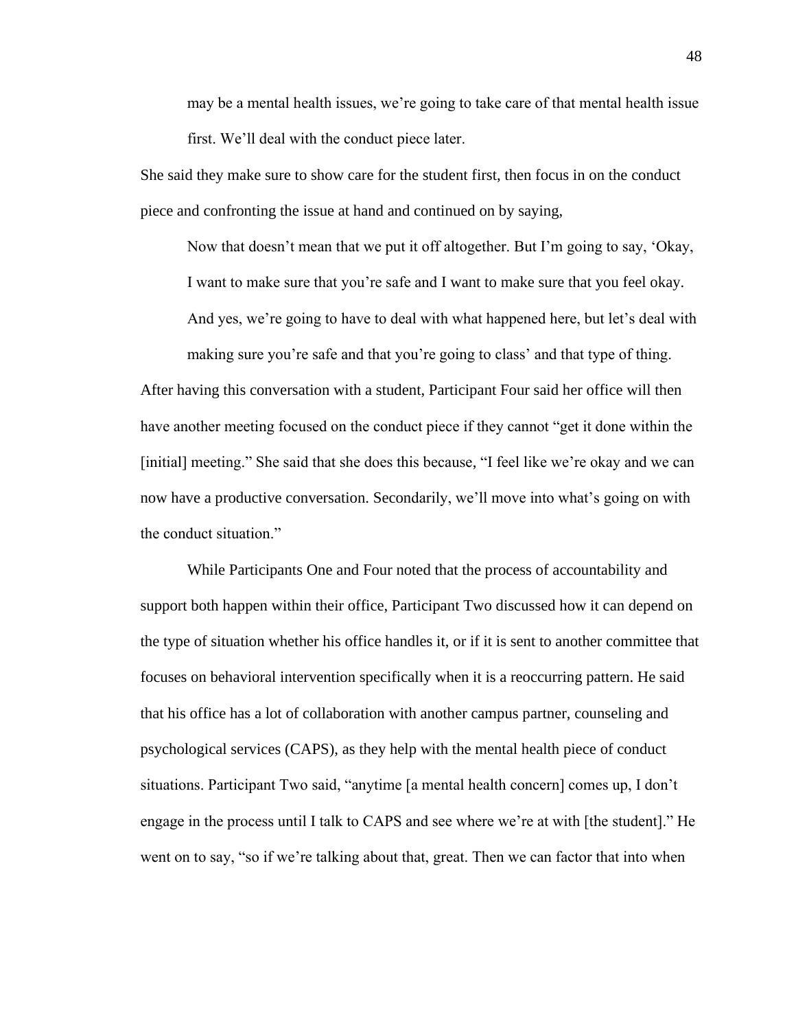> may be a mental health issues, we're going to take care of that mental health issue first. We'll deal with the conduct piece later.

She said they make sure to show care for the student first, then focus in on the conduct piece and confronting the issue at hand and continued on by saying,

> Now that doesn't mean that we put it off altogether. But I'm going to say, 'Okay, I want to make sure that you're safe and I want to make sure that you feel okay. And yes, we're going to have to deal with what happened here, but let's deal with making sure you're safe and that you're going to class' and that type of thing.

After having this conversation with a student, Participant Four said her office will then have another meeting focused on the conduct piece if they cannot "get it done within the [initial] meeting." She said that she does this because, "I feel like we're okay and we can now have a productive conversation. Secondarily, we'll move into what's going on with the conduct situation."

While Participants One and Four noted that the process of accountability and support both happen within their office, Participant Two discussed how it can depend on the type of situation whether his office handles it, or if it is sent to another committee that focuses on behavioral intervention specifically when it is a reoccurring pattern. He said that his office has a lot of collaboration with another campus partner, counseling and psychological services (CAPS), as they help with the mental health piece of conduct situations. Participant Two said, "anytime [a mental health concern] comes up, I don't engage in the process until I talk to CAPS and see where we're at with [the student]." He went on to say, "so if we're talking about that, great. Then we can factor that into when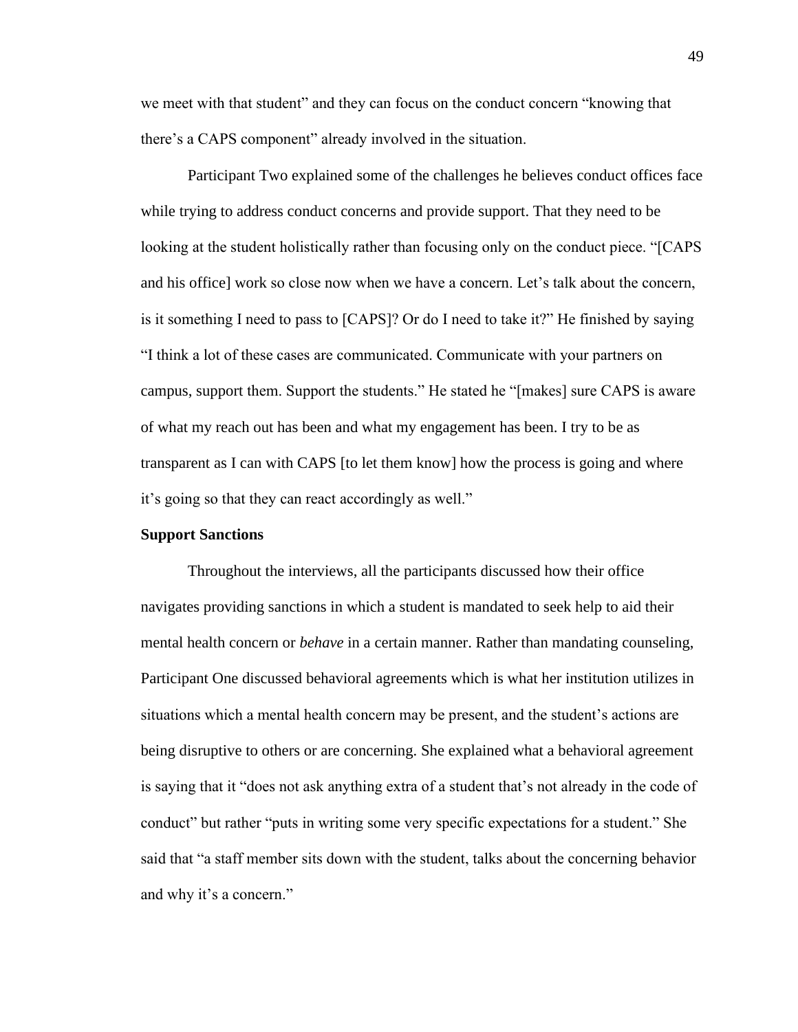we meet with that student" and they can focus on the conduct concern "knowing that there's a CAPS component" already involved in the situation.

Participant Two explained some of the challenges he believes conduct offices face while trying to address conduct concerns and provide support. That they need to be looking at the student holistically rather than focusing only on the conduct piece. "[CAPS and his office] work so close now when we have a concern. Let's talk about the concern, is it something I need to pass to [CAPS]? Or do I need to take it?" He finished by saying "I think a lot of these cases are communicated. Communicate with your partners on campus, support them. Support the students." He stated he "[makes] sure CAPS is aware of what my reach out has been and what my engagement has been. I try to be as transparent as I can with CAPS [to let them know] how the process is going and where it's going so that they can react accordingly as well."

**Support Sanctions**

Throughout the interviews, all the participants discussed how their office navigates providing sanctions in which a student is mandated to seek help to aid their mental health concern or *behave* in a certain manner. Rather than mandating counseling, Participant One discussed behavioral agreements which is what her institution utilizes in situations which a mental health concern may be present, and the student's actions are being disruptive to others or are concerning. She explained what a behavioral agreement is saying that it "does not ask anything extra of a student that's not already in the code of conduct" but rather "puts in writing some very specific expectations for a student." She said that "a staff member sits down with the student, talks about the concerning behavior and why it's a concern."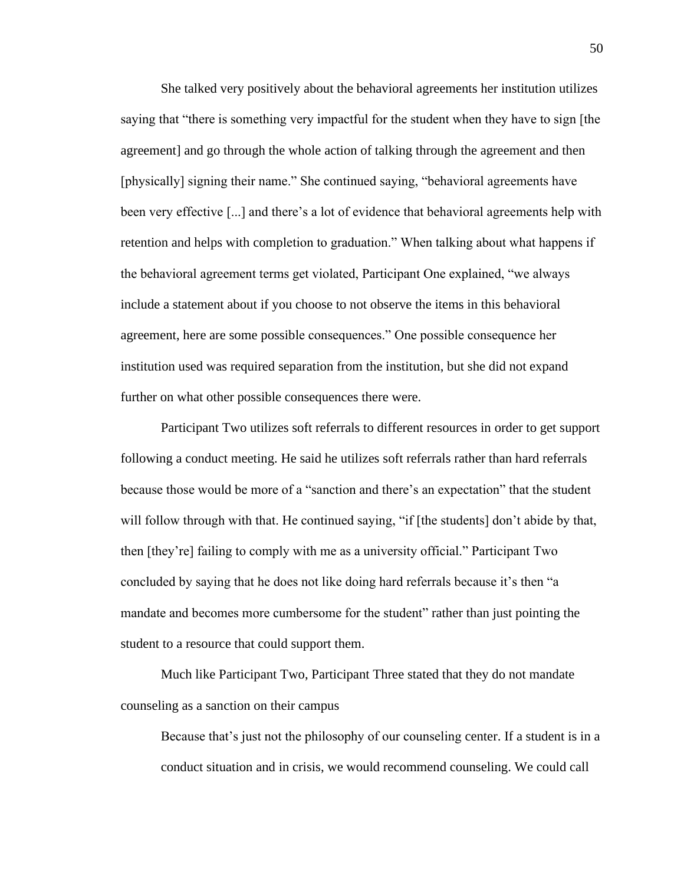She talked very positively about the behavioral agreements her institution utilizes saying that "there is something very impactful for the student when they have to sign [the agreement] and go through the whole action of talking through the agreement and then [physically] signing their name." She continued saying, "behavioral agreements have been very effective [...] and there's a lot of evidence that behavioral agreements help with retention and helps with completion to graduation." When talking about what happens if the behavioral agreement terms get violated, Participant One explained, "we always include a statement about if you choose to not observe the items in this behavioral agreement, here are some possible consequences." One possible consequence her institution used was required separation from the institution, but she did not expand further on what other possible consequences there were.

Participant Two utilizes soft referrals to different resources in order to get support following a conduct meeting. He said he utilizes soft referrals rather than hard referrals because those would be more of a "sanction and there's an expectation" that the student will follow through with that. He continued saying, "if [the students] don't abide by that, then [they're] failing to comply with me as a university official." Participant Two concluded by saying that he does not like doing hard referrals because it's then "a mandate and becomes more cumbersome for the student" rather than just pointing the student to a resource that could support them.

Much like Participant Two, Participant Three stated that they do not mandate counseling as a sanction on their campus

> Because that's just not the philosophy of our counseling center. If a student is in a conduct situation and in crisis, we would recommend counseling. We could call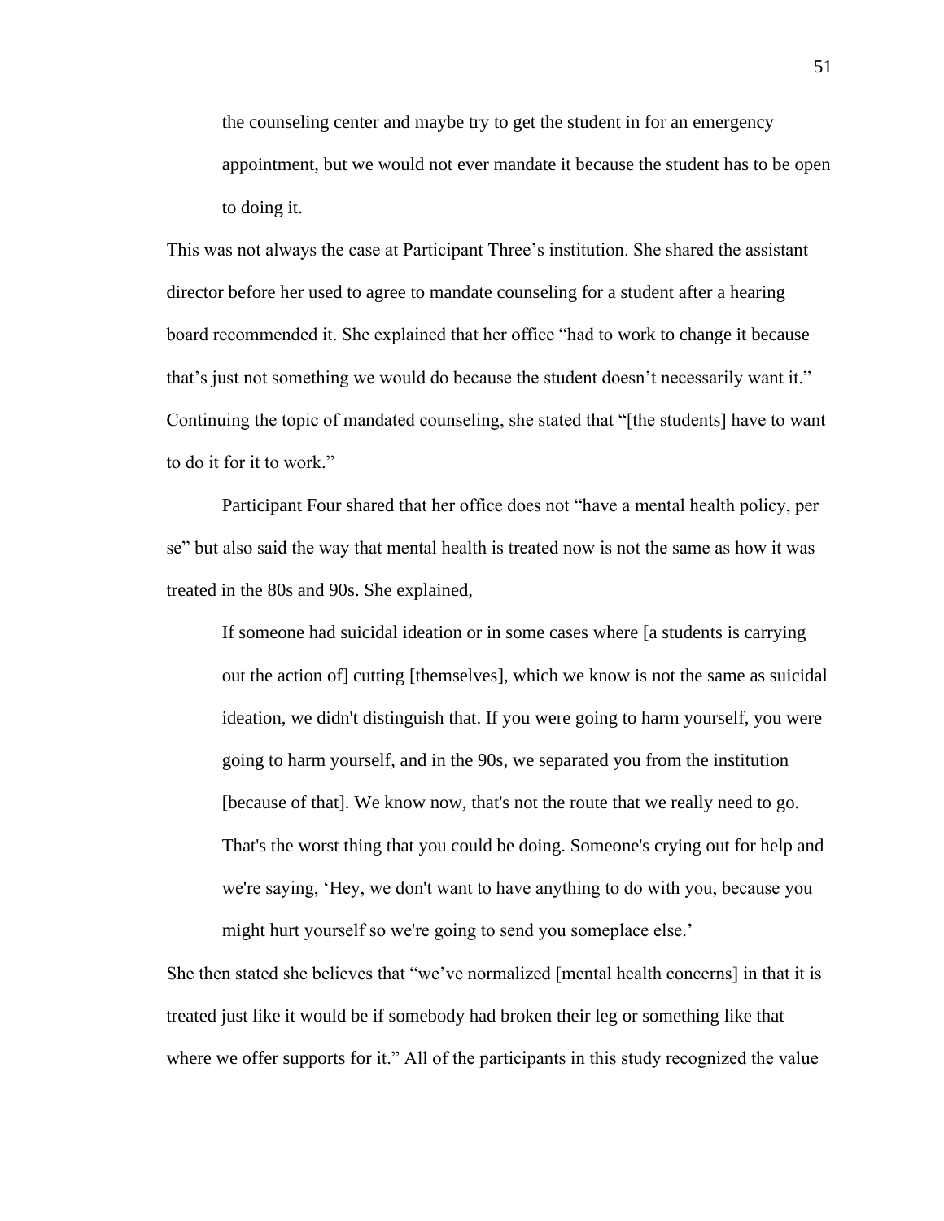> the counseling center and maybe try to get the student in for an emergency appointment, but we would not ever mandate it because the student has to be open to doing it.

This was not always the case at Participant Three's institution. She shared the assistant director before her used to agree to mandate counseling for a student after a hearing board recommended it. She explained that her office "had to work to change it because that's just not something we would do because the student doesn't necessarily want it." Continuing the topic of mandated counseling, she stated that "[the students] have to want to do it for it to work."

Participant Four shared that her office does not "have a mental health policy, per se" but also said the way that mental health is treated now is not the same as how it was treated in the 80s and 90s. She explained,

> If someone had suicidal ideation or in some cases where [a students is carrying out the action of] cutting [themselves], which we know is not the same as suicidal ideation, we didn't distinguish that. If you were going to harm yourself, you were going to harm yourself, and in the 90s, we separated you from the institution [because of that]. We know now, that's not the route that we really need to go. That's the worst thing that you could be doing. Someone's crying out for help and we're saying, 'Hey, we don't want to have anything to do with you, because you might hurt yourself so we're going to send you someplace else.'

She then stated she believes that "we've normalized [mental health concerns] in that it is treated just like it would be if somebody had broken their leg or something like that where we offer supports for it." All of the participants in this study recognized the value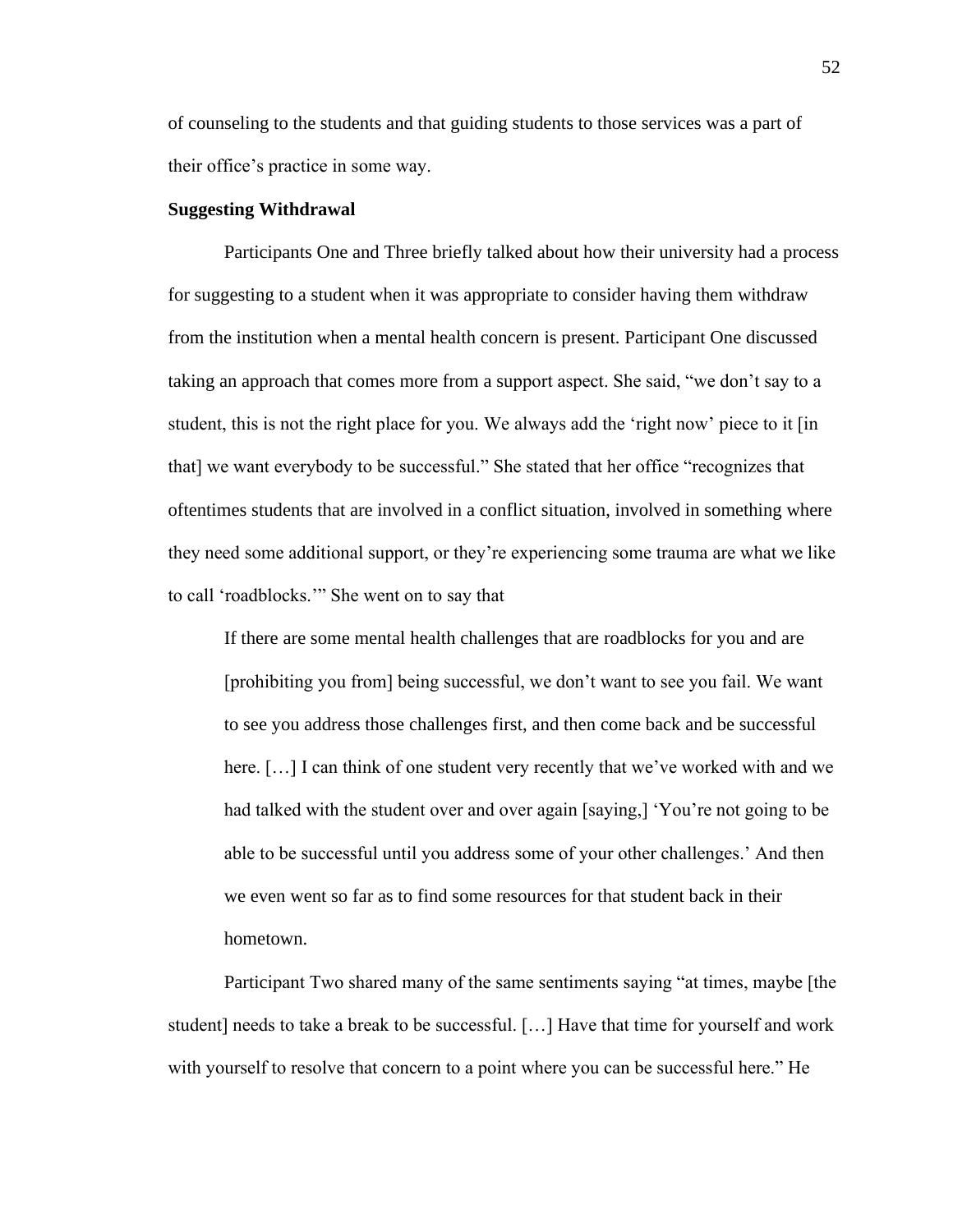of counseling to the students and that guiding students to those services was a part of their office's practice in some way.

**Suggesting Withdrawal**

Participants One and Three briefly talked about how their university had a process for suggesting to a student when it was appropriate to consider having them withdraw from the institution when a mental health concern is present. Participant One discussed taking an approach that comes more from a support aspect. She said, "we don't say to a student, this is not the right place for you. We always add the 'right now' piece to it [in that] we want everybody to be successful." She stated that her office "recognizes that oftentimes students that are involved in a conflict situation, involved in something where they need some additional support, or they're experiencing some trauma are what we like to call 'roadblocks.'" She went on to say that

> If there are some mental health challenges that are roadblocks for you and are [prohibiting you from] being successful, we don't want to see you fail. We want to see you address those challenges first, and then come back and be successful here. […] I can think of one student very recently that we've worked with and we had talked with the student over and over again [saying,] 'You're not going to be able to be successful until you address some of your other challenges.' And then we even went so far as to find some resources for that student back in their hometown.

Participant Two shared many of the same sentiments saying "at times, maybe [the student] needs to take a break to be successful. […] Have that time for yourself and work with yourself to resolve that concern to a point where you can be successful here." He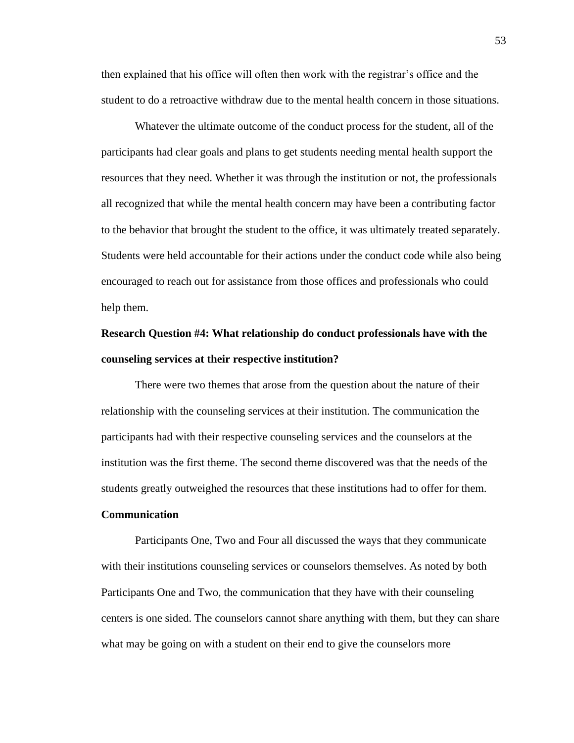then explained that his office will often then work with the registrar's office and the student to do a retroactive withdraw due to the mental health concern in those situations.

Whatever the ultimate outcome of the conduct process for the student, all of the participants had clear goals and plans to get students needing mental health support the resources that they need. Whether it was through the institution or not, the professionals all recognized that while the mental health concern may have been a contributing factor to the behavior that brought the student to the office, it was ultimately treated separately. Students were held accountable for their actions under the conduct code while also being encouraged to reach out for assistance from those offices and professionals who could help them.

**Research Question #4: What relationship do conduct professionals have with the counseling services at their respective institution?**

There were two themes that arose from the question about the nature of their relationship with the counseling services at their institution. The communication the participants had with their respective counseling services and the counselors at the institution was the first theme. The second theme discovered was that the needs of the students greatly outweighed the resources that these institutions had to offer for them.

**Communication**

Participants One, Two and Four all discussed the ways that they communicate with their institutions counseling services or counselors themselves. As noted by both Participants One and Two, the communication that they have with their counseling centers is one sided. The counselors cannot share anything with them, but they can share what may be going on with a student on their end to give the counselors more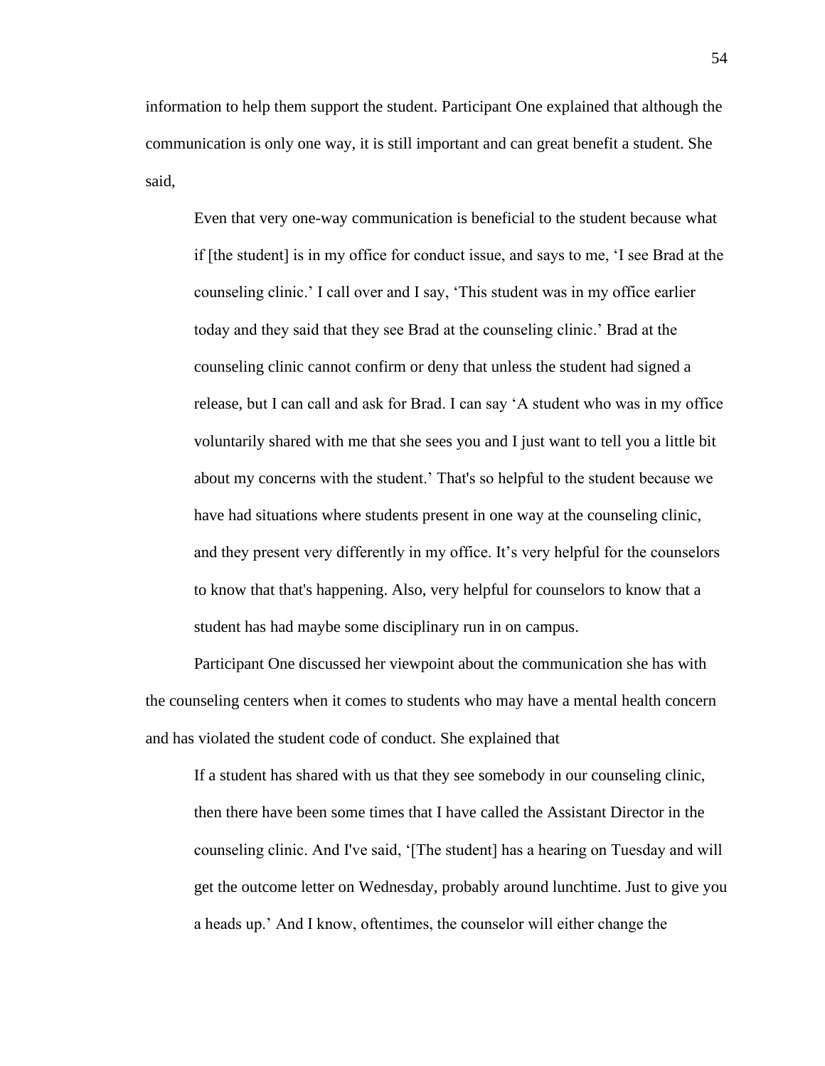information to help them support the student. Participant One explained that although the communication is only one way, it is still important and can great benefit a student. She said,

> Even that very one-way communication is beneficial to the student because what if [the student] is in my office for conduct issue, and says to me, 'I see Brad at the counseling clinic.' I call over and I say, 'This student was in my office earlier today and they said that they see Brad at the counseling clinic.' Brad at the counseling clinic cannot confirm or deny that unless the student had signed a release, but I can call and ask for Brad. I can say 'A student who was in my office voluntarily shared with me that she sees you and I just want to tell you a little bit about my concerns with the student.' That's so helpful to the student because we have had situations where students present in one way at the counseling clinic, and they present very differently in my office. It's very helpful for the counselors to know that that's happening. Also, very helpful for counselors to know that a student has had maybe some disciplinary run in on campus.

Participant One discussed her viewpoint about the communication she has with the counseling centers when it comes to students who may have a mental health concern and has violated the student code of conduct. She explained that

> If a student has shared with us that they see somebody in our counseling clinic, then there have been some times that I have called the Assistant Director in the counseling clinic. And I've said, '[The student] has a hearing on Tuesday and will get the outcome letter on Wednesday, probably around lunchtime. Just to give you a heads up.' And I know, oftentimes, the counselor will either change the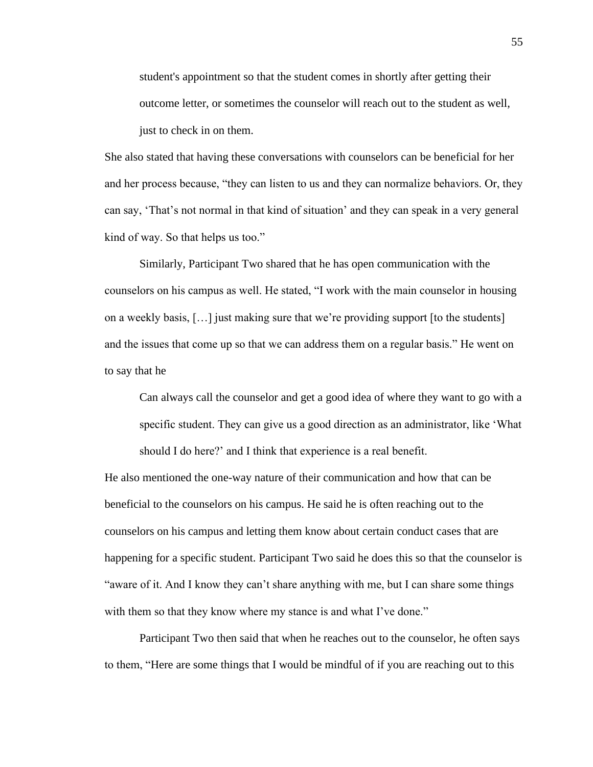> student's appointment so that the student comes in shortly after getting their outcome letter, or sometimes the counselor will reach out to the student as well, just to check in on them.

She also stated that having these conversations with counselors can be beneficial for her and her process because, "they can listen to us and they can normalize behaviors. Or, they can say, 'That's not normal in that kind of situation' and they can speak in a very general kind of way. So that helps us too."

Similarly, Participant Two shared that he has open communication with the counselors on his campus as well. He stated, "I work with the main counselor in housing on a weekly basis, […] just making sure that we're providing support [to the students] and the issues that come up so that we can address them on a regular basis." He went on to say that he

> Can always call the counselor and get a good idea of where they want to go with a specific student. They can give us a good direction as an administrator, like 'What should I do here?' and I think that experience is a real benefit.

He also mentioned the one-way nature of their communication and how that can be beneficial to the counselors on his campus. He said he is often reaching out to the counselors on his campus and letting them know about certain conduct cases that are happening for a specific student. Participant Two said he does this so that the counselor is "aware of it. And I know they can't share anything with me, but I can share some things with them so that they know where my stance is and what I've done."

Participant Two then said that when he reaches out to the counselor, he often says to them, "Here are some things that I would be mindful of if you are reaching out to this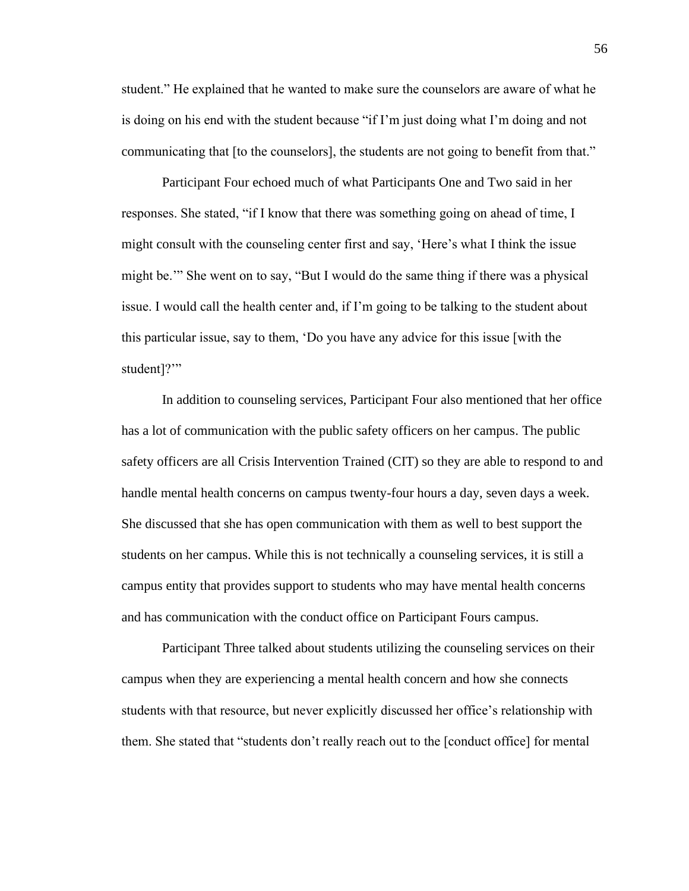student." He explained that he wanted to make sure the counselors are aware of what he is doing on his end with the student because "if I'm just doing what I'm doing and not communicating that [to the counselors], the students are not going to benefit from that."

Participant Four echoed much of what Participants One and Two said in her responses. She stated, "if I know that there was something going on ahead of time, I might consult with the counseling center first and say, 'Here's what I think the issue might be.'" She went on to say, "But I would do the same thing if there was a physical issue. I would call the health center and, if I'm going to be talking to the student about this particular issue, say to them, 'Do you have any advice for this issue [with the student]?'"

In addition to counseling services, Participant Four also mentioned that her office has a lot of communication with the public safety officers on her campus. The public safety officers are all Crisis Intervention Trained (CIT) so they are able to respond to and handle mental health concerns on campus twenty-four hours a day, seven days a week. She discussed that she has open communication with them as well to best support the students on her campus. While this is not technically a counseling services, it is still a campus entity that provides support to students who may have mental health concerns and has communication with the conduct office on Participant Fours campus.

Participant Three talked about students utilizing the counseling services on their campus when they are experiencing a mental health concern and how she connects students with that resource, but never explicitly discussed her office's relationship with them. She stated that "students don't really reach out to the [conduct office] for mental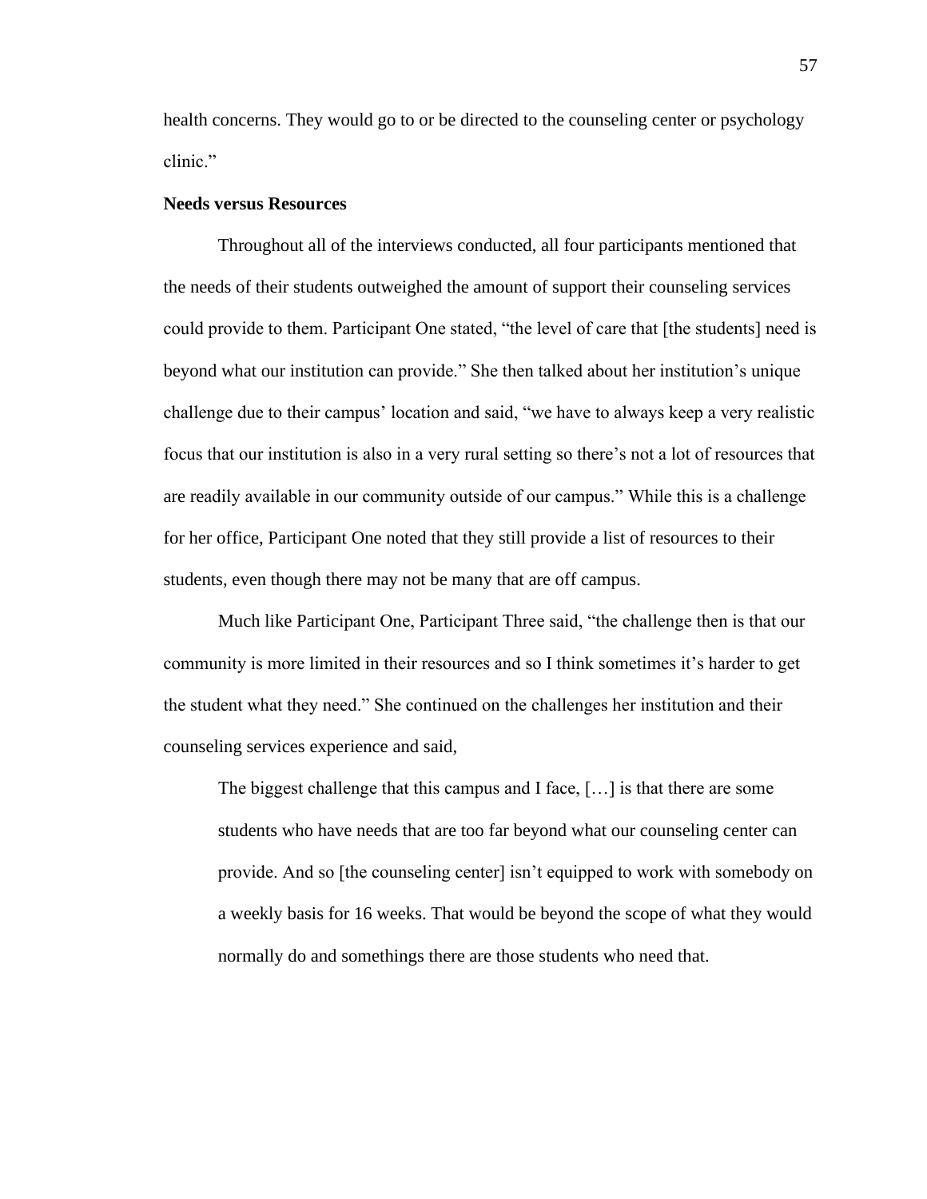health concerns. They would go to or be directed to the counseling center or psychology clinic."

**Needs versus Resources**

Throughout all of the interviews conducted, all four participants mentioned that the needs of their students outweighed the amount of support their counseling services could provide to them. Participant One stated, "the level of care that [the students] need is beyond what our institution can provide." She then talked about her institution's unique challenge due to their campus' location and said, "we have to always keep a very realistic focus that our institution is also in a very rural setting so there's not a lot of resources that are readily available in our community outside of our campus." While this is a challenge for her office, Participant One noted that they still provide a list of resources to their students, even though there may not be many that are off campus.

Much like Participant One, Participant Three said, "the challenge then is that our community is more limited in their resources and so I think sometimes it's harder to get the student what they need." She continued on the challenges her institution and their counseling services experience and said,

> The biggest challenge that this campus and I face, […] is that there are some students who have needs that are too far beyond what our counseling center can provide. And so [the counseling center] isn't equipped to work with somebody on a weekly basis for 16 weeks. That would be beyond the scope of what they would normally do and somethings there are those students who need that.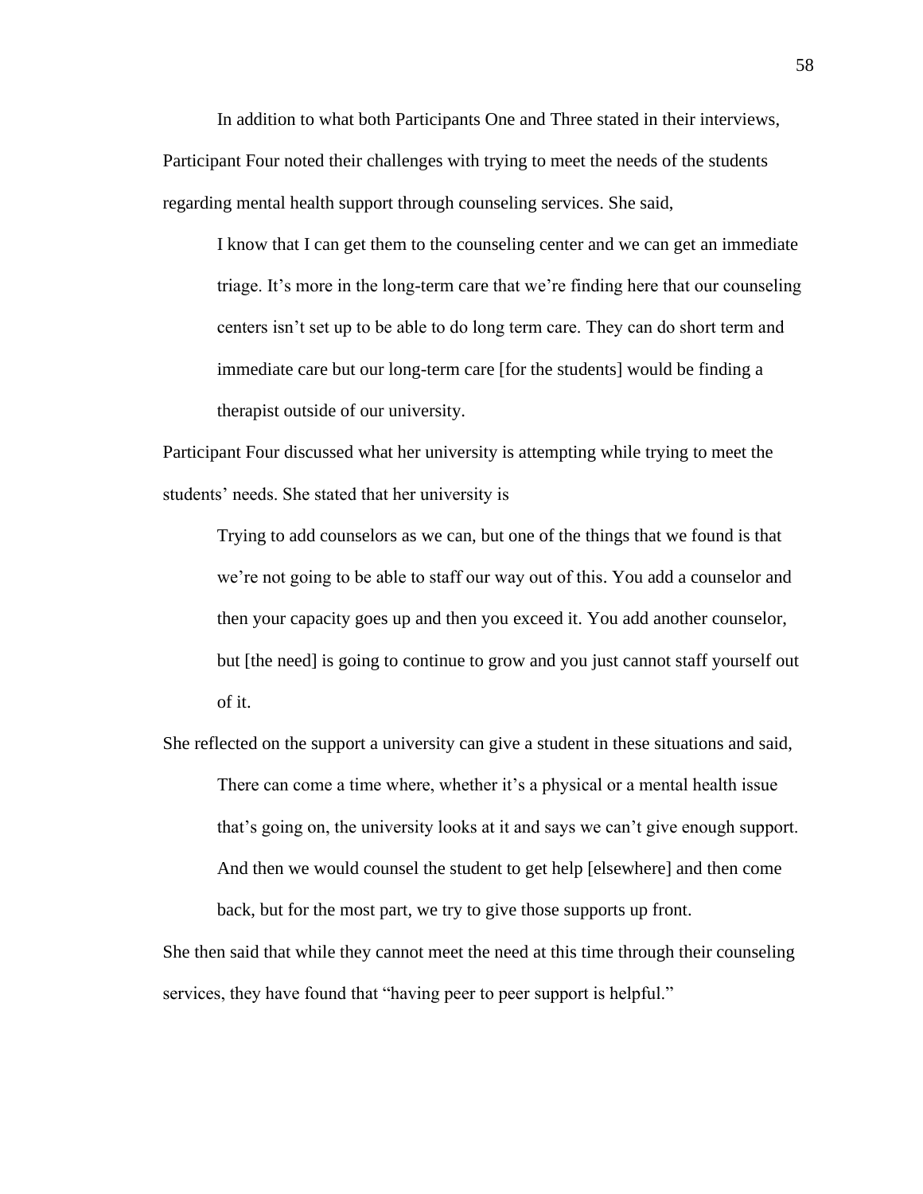In addition to what both Participants One and Three stated in their interviews, Participant Four noted their challenges with trying to meet the needs of the students regarding mental health support through counseling services. She said,

> I know that I can get them to the counseling center and we can get an immediate triage. It's more in the long-term care that we're finding here that our counseling centers isn't set up to be able to do long term care. They can do short term and immediate care but our long-term care [for the students] would be finding a therapist outside of our university.

Participant Four discussed what her university is attempting while trying to meet the students' needs. She stated that her university is

> Trying to add counselors as we can, but one of the things that we found is that we're not going to be able to staff our way out of this. You add a counselor and then your capacity goes up and then you exceed it. You add another counselor, but [the need] is going to continue to grow and you just cannot staff yourself out of it.

She reflected on the support a university can give a student in these situations and said,

> There can come a time where, whether it's a physical or a mental health issue that's going on, the university looks at it and says we can't give enough support. And then we would counsel the student to get help [elsewhere] and then come back, but for the most part, we try to give those supports up front.

She then said that while they cannot meet the need at this time through their counseling services, they have found that "having peer to peer support is helpful."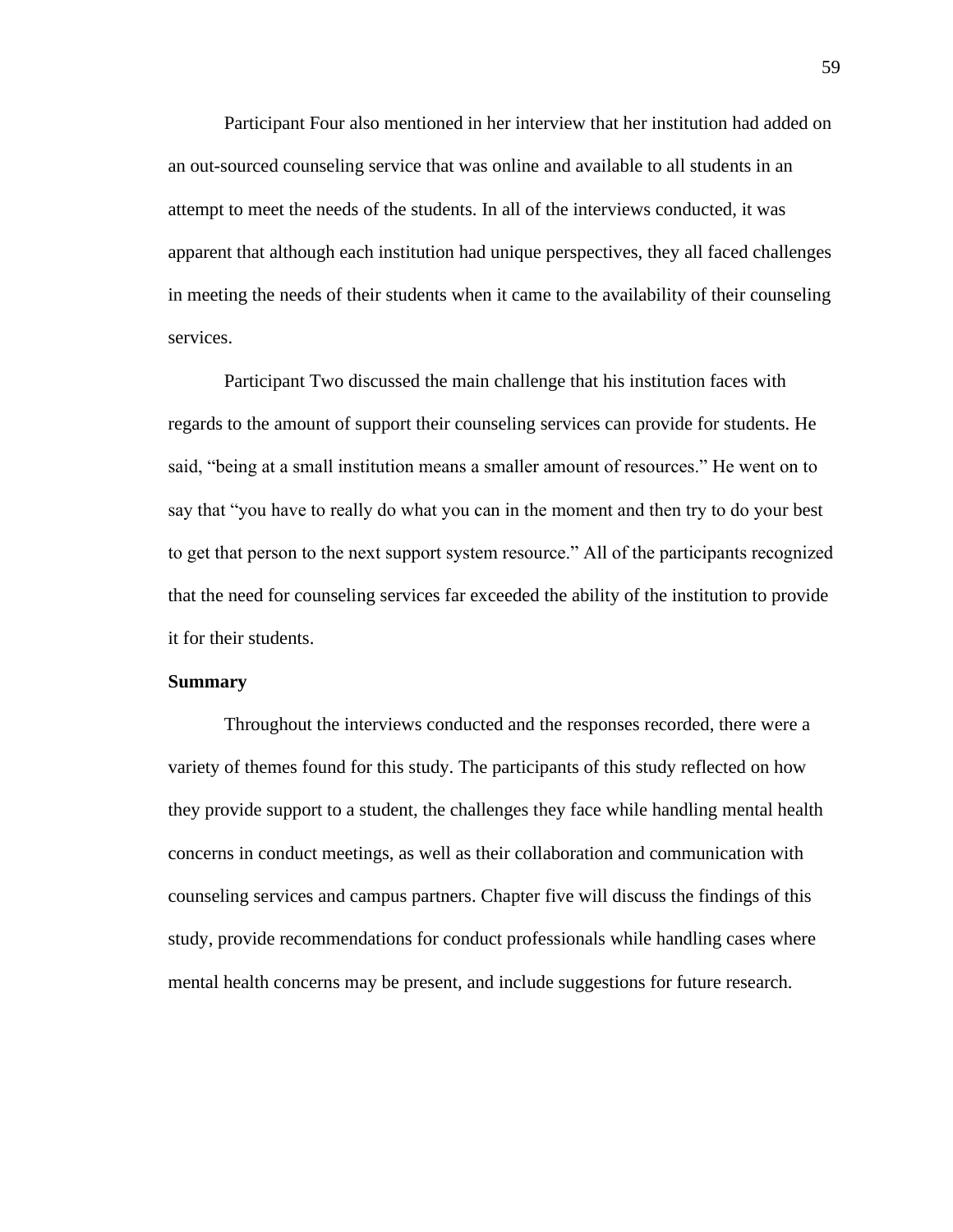Participant Four also mentioned in her interview that her institution had added on an out-sourced counseling service that was online and available to all students in an attempt to meet the needs of the students. In all of the interviews conducted, it was apparent that although each institution had unique perspectives, they all faced challenges in meeting the needs of their students when it came to the availability of their counseling services.

Participant Two discussed the main challenge that his institution faces with regards to the amount of support their counseling services can provide for students. He said, "being at a small institution means a smaller amount of resources." He went on to say that "you have to really do what you can in the moment and then try to do your best to get that person to the next support system resource." All of the participants recognized that the need for counseling services far exceeded the ability of the institution to provide it for their students.

**Summary**

Throughout the interviews conducted and the responses recorded, there were a variety of themes found for this study. The participants of this study reflected on how they provide support to a student, the challenges they face while handling mental health concerns in conduct meetings, as well as their collaboration and communication with counseling services and campus partners. Chapter five will discuss the findings of this study, provide recommendations for conduct professionals while handling cases where mental health concerns may be present, and include suggestions for future research.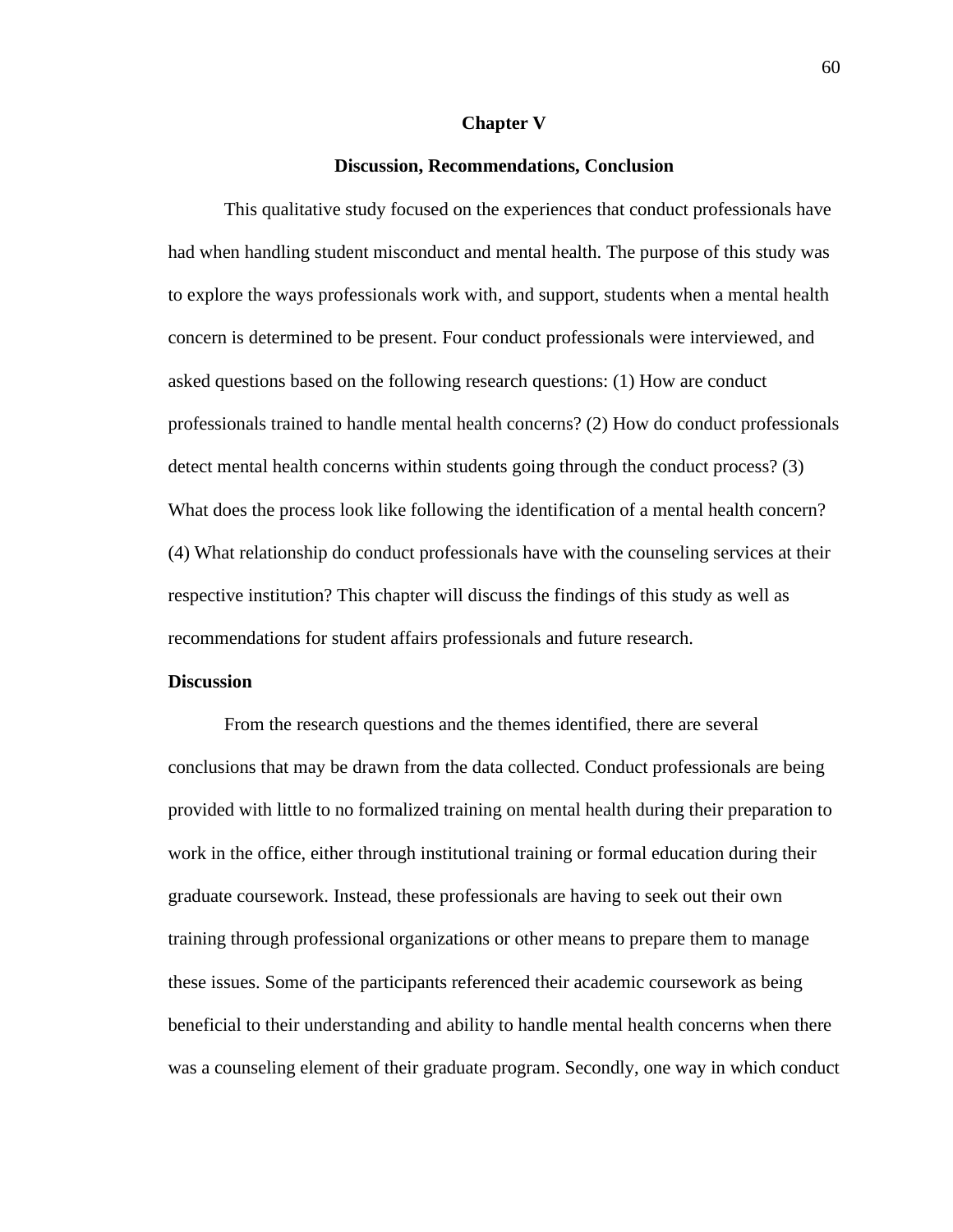# Chapter V

## Discussion, Recommendations, Conclusion

This qualitative study focused on the experiences that conduct professionals have had when handling student misconduct and mental health. The purpose of this study was to explore the ways professionals work with, and support, students when a mental health concern is determined to be present. Four conduct professionals were interviewed, and asked questions based on the following research questions: (1) How are conduct professionals trained to handle mental health concerns? (2) How do conduct professionals detect mental health concerns within students going through the conduct process? (3) What does the process look like following the identification of a mental health concern? (4) What relationship do conduct professionals have with the counseling services at their respective institution? This chapter will discuss the findings of this study as well as recommendations for student affairs professionals and future research.

### Discussion

From the research questions and the themes identified, there are several conclusions that may be drawn from the data collected. Conduct professionals are being provided with little to no formalized training on mental health during their preparation to work in the office, either through institutional training or formal education during their graduate coursework. Instead, these professionals are having to seek out their own training through professional organizations or other means to prepare them to manage these issues. Some of the participants referenced their academic coursework as being beneficial to their understanding and ability to handle mental health concerns when there was a counseling element of their graduate program. Secondly, one way in which conduct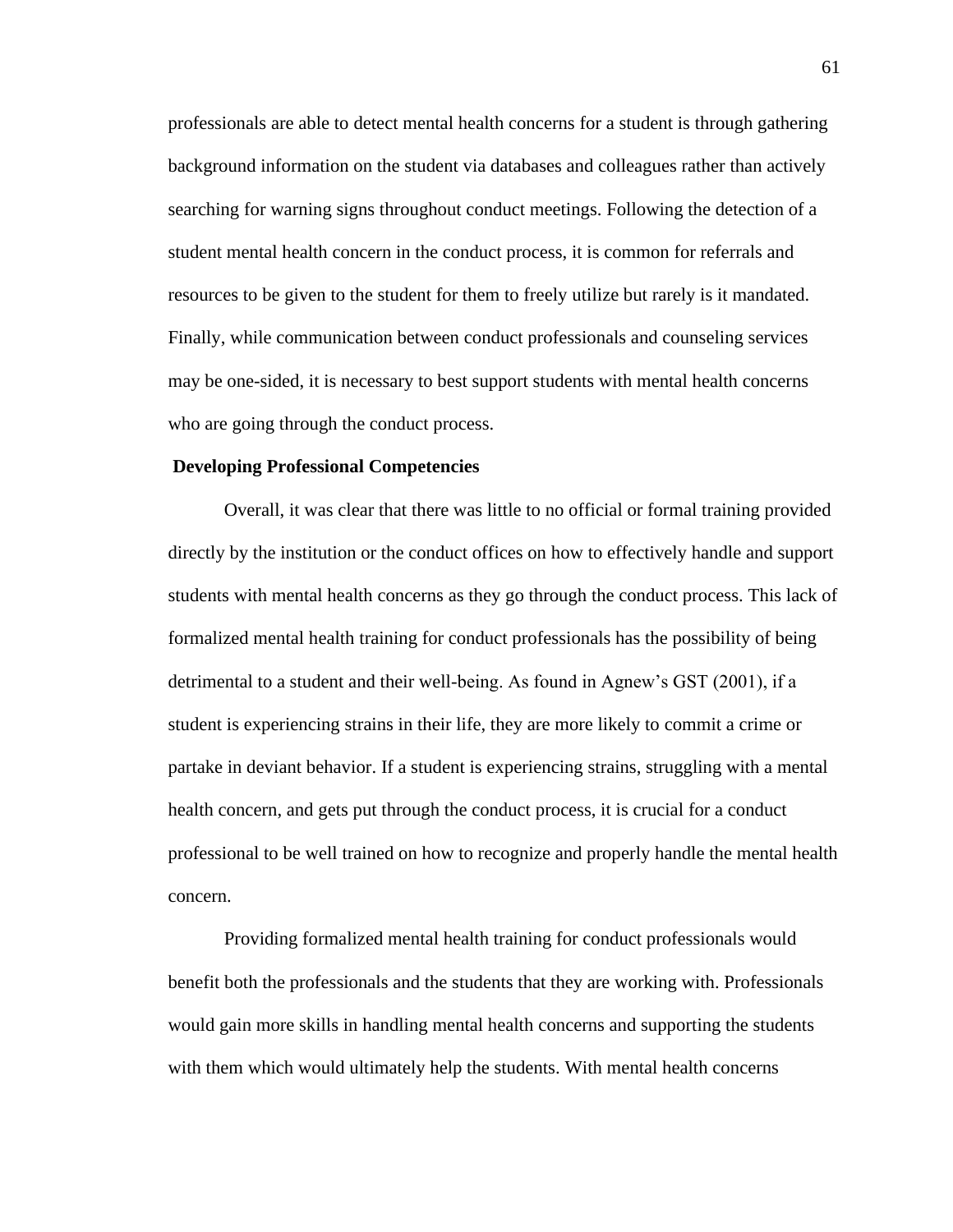professionals are able to detect mental health concerns for a student is through gathering background information on the student via databases and colleagues rather than actively searching for warning signs throughout conduct meetings. Following the detection of a student mental health concern in the conduct process, it is common for referrals and resources to be given to the student for them to freely utilize but rarely is it mandated. Finally, while communication between conduct professionals and counseling services may be one-sided, it is necessary to best support students with mental health concerns who are going through the conduct process.

**Developing Professional Competencies**

Overall, it was clear that there was little to no official or formal training provided directly by the institution or the conduct offices on how to effectively handle and support students with mental health concerns as they go through the conduct process. This lack of formalized mental health training for conduct professionals has the possibility of being detrimental to a student and their well-being. As found in Agnew's GST (2001), if a student is experiencing strains in their life, they are more likely to commit a crime or partake in deviant behavior. If a student is experiencing strains, struggling with a mental health concern, and gets put through the conduct process, it is crucial for a conduct professional to be well trained on how to recognize and properly handle the mental health concern.

Providing formalized mental health training for conduct professionals would benefit both the professionals and the students that they are working with. Professionals would gain more skills in handling mental health concerns and supporting the students with them which would ultimately help the students. With mental health concerns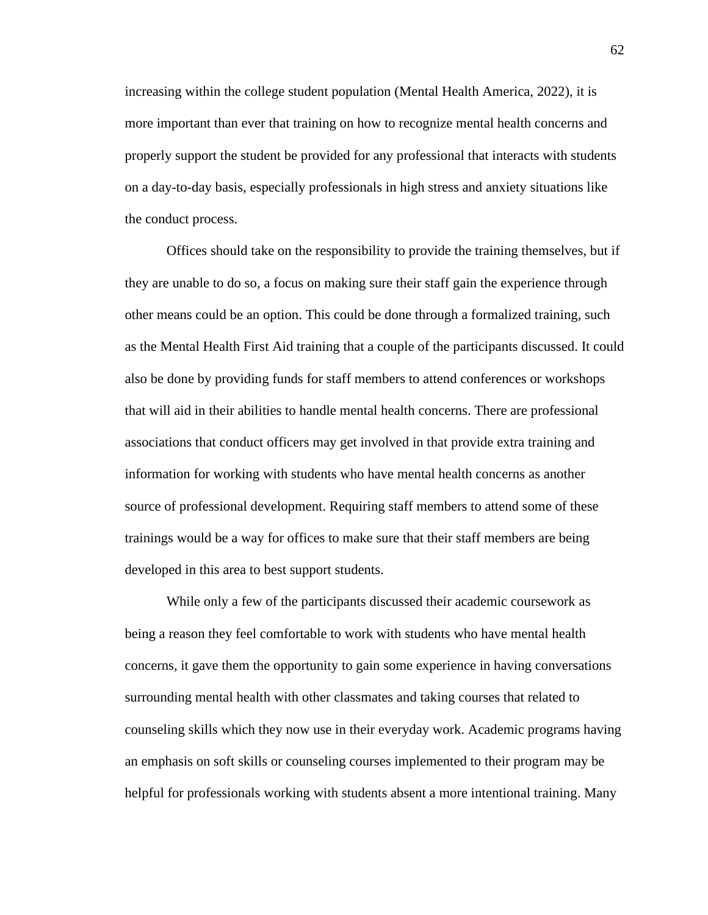increasing within the college student population (Mental Health America, 2022), it is more important than ever that training on how to recognize mental health concerns and properly support the student be provided for any professional that interacts with students on a day-to-day basis, especially professionals in high stress and anxiety situations like the conduct process.

Offices should take on the responsibility to provide the training themselves, but if they are unable to do so, a focus on making sure their staff gain the experience through other means could be an option. This could be done through a formalized training, such as the Mental Health First Aid training that a couple of the participants discussed. It could also be done by providing funds for staff members to attend conferences or workshops that will aid in their abilities to handle mental health concerns. There are professional associations that conduct officers may get involved in that provide extra training and information for working with students who have mental health concerns as another source of professional development. Requiring staff members to attend some of these trainings would be a way for offices to make sure that their staff members are being developed in this area to best support students.

While only a few of the participants discussed their academic coursework as being a reason they feel comfortable to work with students who have mental health concerns, it gave them the opportunity to gain some experience in having conversations surrounding mental health with other classmates and taking courses that related to counseling skills which they now use in their everyday work. Academic programs having an emphasis on soft skills or counseling courses implemented to their program may be helpful for professionals working with students absent a more intentional training. Many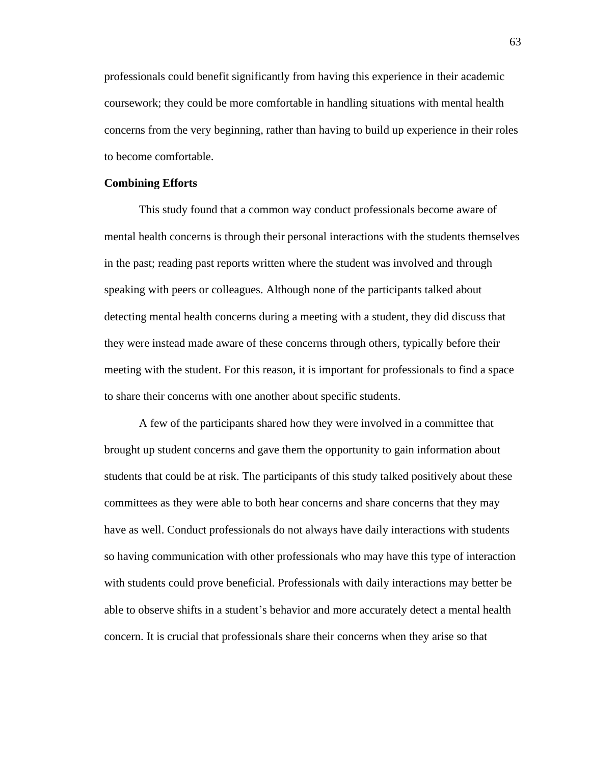professionals could benefit significantly from having this experience in their academic coursework; they could be more comfortable in handling situations with mental health concerns from the very beginning, rather than having to build up experience in their roles to become comfortable.

**Combining Efforts**

This study found that a common way conduct professionals become aware of mental health concerns is through their personal interactions with the students themselves in the past; reading past reports written where the student was involved and through speaking with peers or colleagues. Although none of the participants talked about detecting mental health concerns during a meeting with a student, they did discuss that they were instead made aware of these concerns through others, typically before their meeting with the student. For this reason, it is important for professionals to find a space to share their concerns with one another about specific students.

A few of the participants shared how they were involved in a committee that brought up student concerns and gave them the opportunity to gain information about students that could be at risk. The participants of this study talked positively about these committees as they were able to both hear concerns and share concerns that they may have as well. Conduct professionals do not always have daily interactions with students so having communication with other professionals who may have this type of interaction with students could prove beneficial. Professionals with daily interactions may better be able to observe shifts in a student's behavior and more accurately detect a mental health concern. It is crucial that professionals share their concerns when they arise so that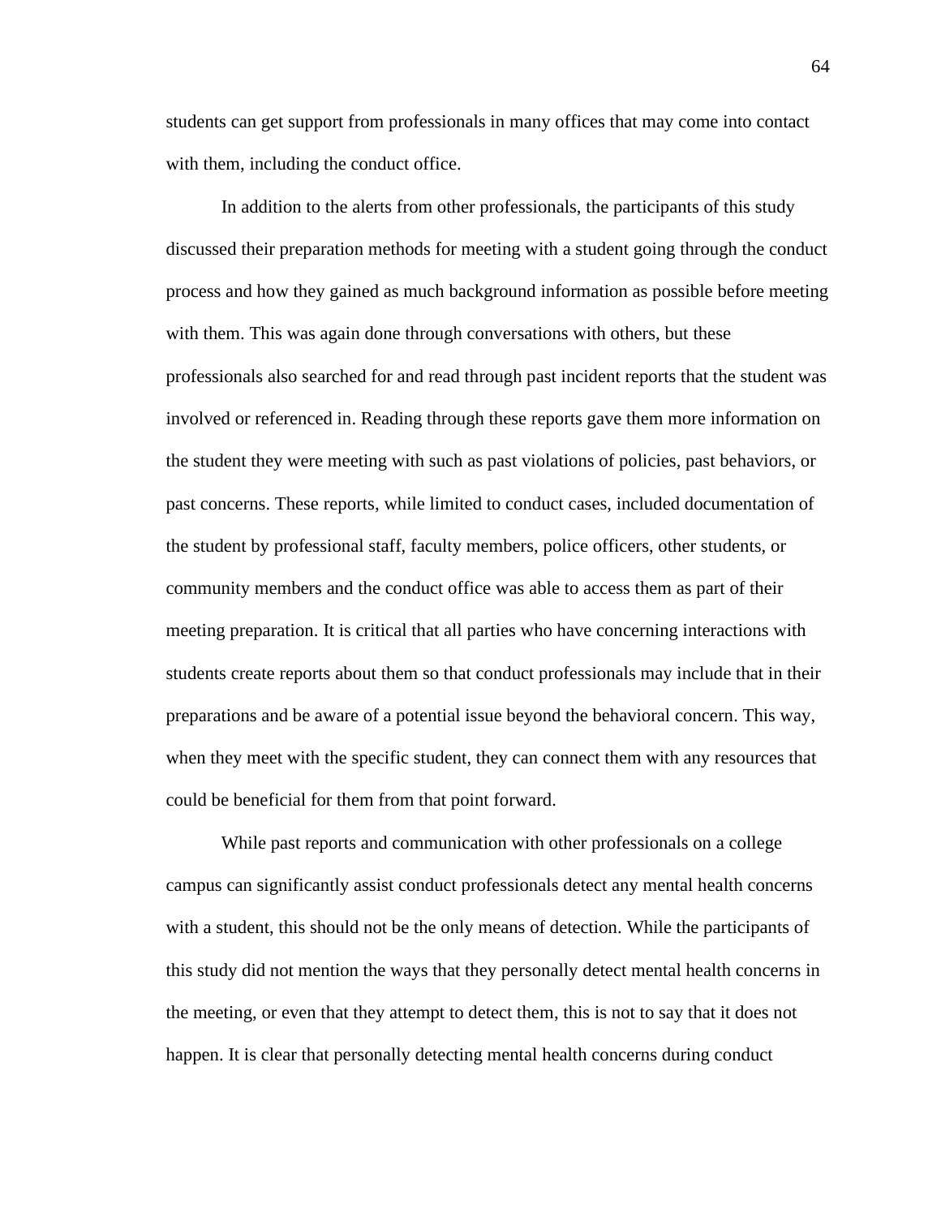students can get support from professionals in many offices that may come into contact with them, including the conduct office.

In addition to the alerts from other professionals, the participants of this study discussed their preparation methods for meeting with a student going through the conduct process and how they gained as much background information as possible before meeting with them. This was again done through conversations with others, but these professionals also searched for and read through past incident reports that the student was involved or referenced in. Reading through these reports gave them more information on the student they were meeting with such as past violations of policies, past behaviors, or past concerns. These reports, while limited to conduct cases, included documentation of the student by professional staff, faculty members, police officers, other students, or community members and the conduct office was able to access them as part of their meeting preparation. It is critical that all parties who have concerning interactions with students create reports about them so that conduct professionals may include that in their preparations and be aware of a potential issue beyond the behavioral concern. This way, when they meet with the specific student, they can connect them with any resources that could be beneficial for them from that point forward.

While past reports and communication with other professionals on a college campus can significantly assist conduct professionals detect any mental health concerns with a student, this should not be the only means of detection. While the participants of this study did not mention the ways that they personally detect mental health concerns in the meeting, or even that they attempt to detect them, this is not to say that it does not happen. It is clear that personally detecting mental health concerns during conduct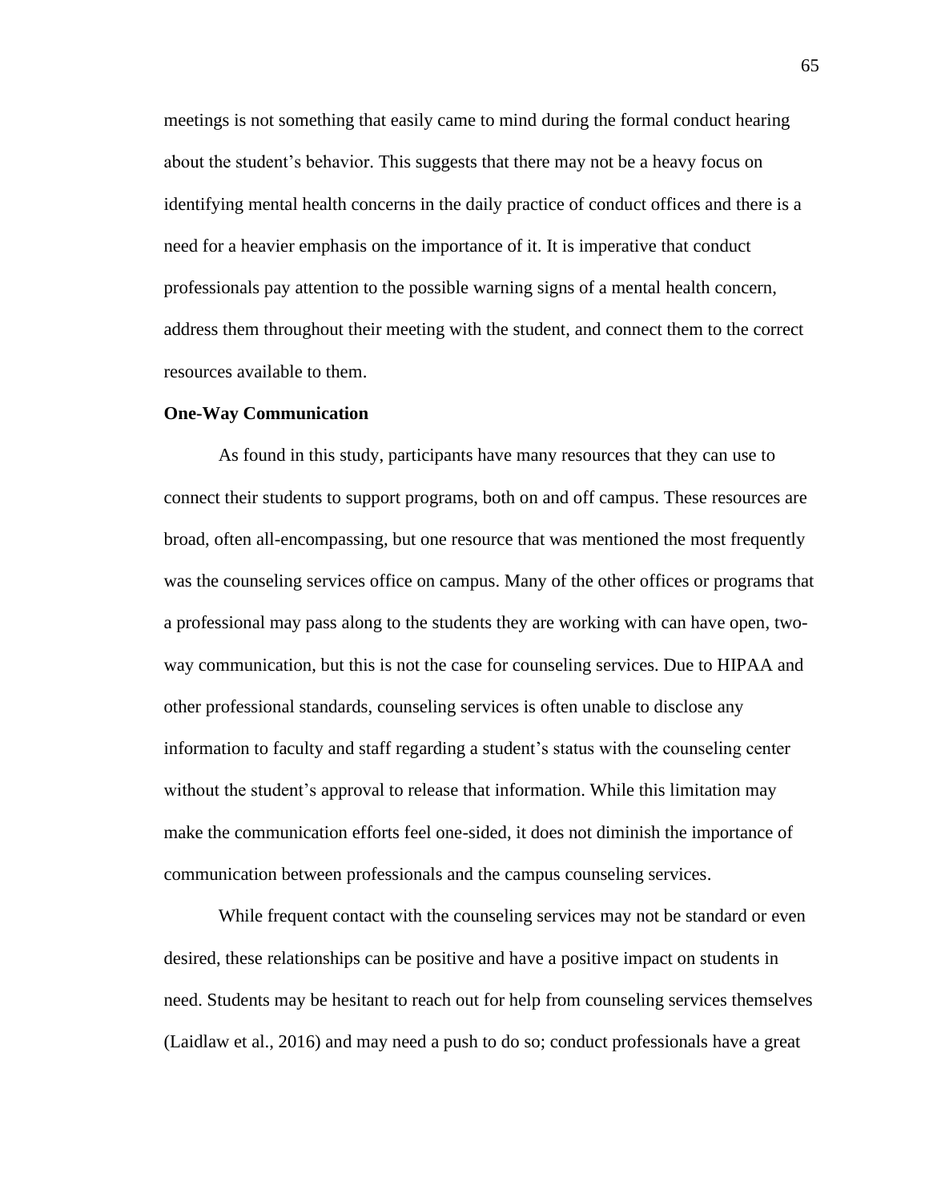meetings is not something that easily came to mind during the formal conduct hearing about the student's behavior. This suggests that there may not be a heavy focus on identifying mental health concerns in the daily practice of conduct offices and there is a need for a heavier emphasis on the importance of it. It is imperative that conduct professionals pay attention to the possible warning signs of a mental health concern, address them throughout their meeting with the student, and connect them to the correct resources available to them.

**One-Way Communication**

As found in this study, participants have many resources that they can use to connect their students to support programs, both on and off campus. These resources are broad, often all-encompassing, but one resource that was mentioned the most frequently was the counseling services office on campus. Many of the other offices or programs that a professional may pass along to the students they are working with can have open, two-way communication, but this is not the case for counseling services. Due to HIPAA and other professional standards, counseling services is often unable to disclose any information to faculty and staff regarding a student's status with the counseling center without the student's approval to release that information. While this limitation may make the communication efforts feel one-sided, it does not diminish the importance of communication between professionals and the campus counseling services.

While frequent contact with the counseling services may not be standard or even desired, these relationships can be positive and have a positive impact on students in need. Students may be hesitant to reach out for help from counseling services themselves (Laidlaw et al., 2016) and may need a push to do so; conduct professionals have a great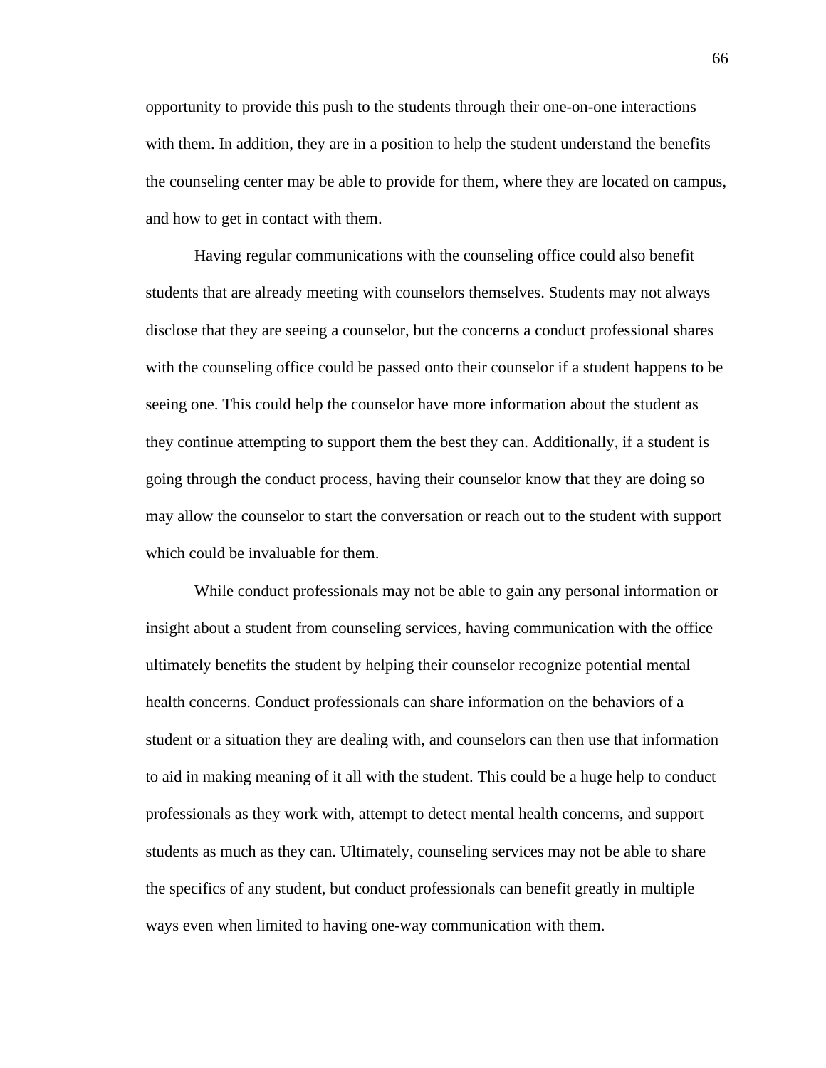opportunity to provide this push to the students through their one-on-one interactions with them. In addition, they are in a position to help the student understand the benefits the counseling center may be able to provide for them, where they are located on campus, and how to get in contact with them.

Having regular communications with the counseling office could also benefit students that are already meeting with counselors themselves. Students may not always disclose that they are seeing a counselor, but the concerns a conduct professional shares with the counseling office could be passed onto their counselor if a student happens to be seeing one. This could help the counselor have more information about the student as they continue attempting to support them the best they can. Additionally, if a student is going through the conduct process, having their counselor know that they are doing so may allow the counselor to start the conversation or reach out to the student with support which could be invaluable for them.

While conduct professionals may not be able to gain any personal information or insight about a student from counseling services, having communication with the office ultimately benefits the student by helping their counselor recognize potential mental health concerns. Conduct professionals can share information on the behaviors of a student or a situation they are dealing with, and counselors can then use that information to aid in making meaning of it all with the student. This could be a huge help to conduct professionals as they work with, attempt to detect mental health concerns, and support students as much as they can. Ultimately, counseling services may not be able to share the specifics of any student, but conduct professionals can benefit greatly in multiple ways even when limited to having one-way communication with them.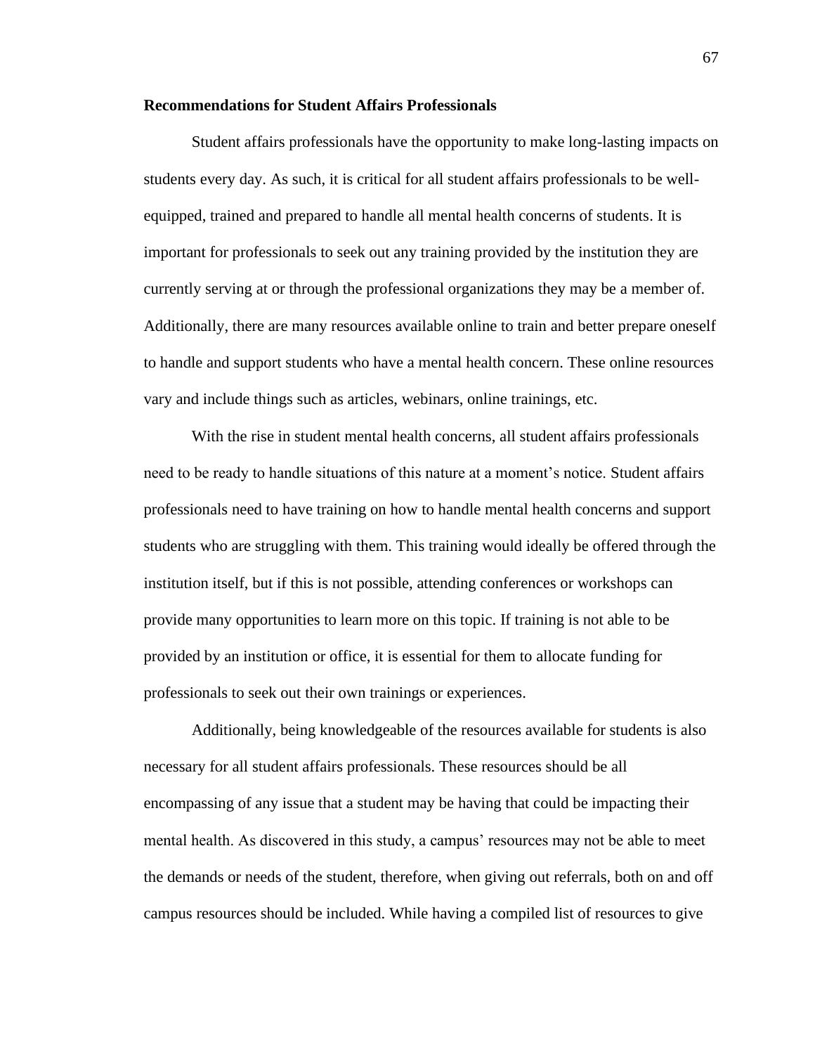**Recommendations for Student Affairs Professionals**

Student affairs professionals have the opportunity to make long-lasting impacts on students every day. As such, it is critical for all student affairs professionals to be well-equipped, trained and prepared to handle all mental health concerns of students. It is important for professionals to seek out any training provided by the institution they are currently serving at or through the professional organizations they may be a member of. Additionally, there are many resources available online to train and better prepare oneself to handle and support students who have a mental health concern. These online resources vary and include things such as articles, webinars, online trainings, etc.

With the rise in student mental health concerns, all student affairs professionals need to be ready to handle situations of this nature at a moment's notice. Student affairs professionals need to have training on how to handle mental health concerns and support students who are struggling with them. This training would ideally be offered through the institution itself, but if this is not possible, attending conferences or workshops can provide many opportunities to learn more on this topic. If training is not able to be provided by an institution or office, it is essential for them to allocate funding for professionals to seek out their own trainings or experiences.

Additionally, being knowledgeable of the resources available for students is also necessary for all student affairs professionals. These resources should be all encompassing of any issue that a student may be having that could be impacting their mental health. As discovered in this study, a campus' resources may not be able to meet the demands or needs of the student, therefore, when giving out referrals, both on and off campus resources should be included. While having a compiled list of resources to give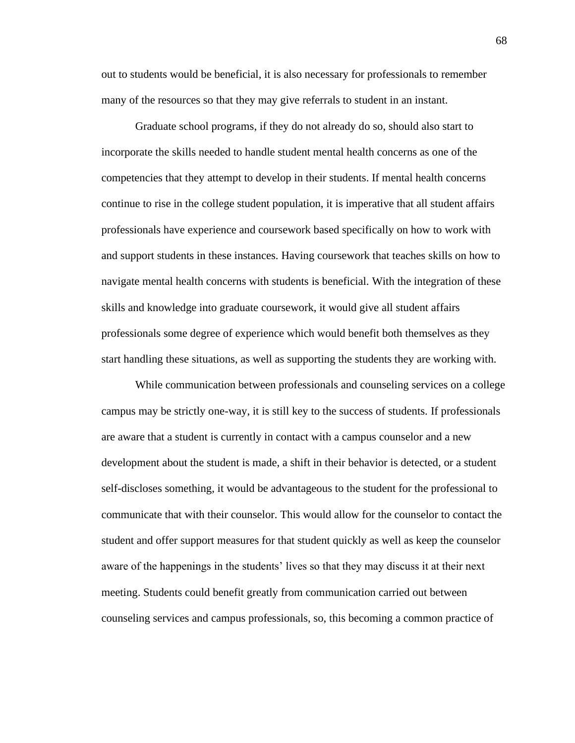out to students would be beneficial, it is also necessary for professionals to remember many of the resources so that they may give referrals to student in an instant.

Graduate school programs, if they do not already do so, should also start to incorporate the skills needed to handle student mental health concerns as one of the competencies that they attempt to develop in their students. If mental health concerns continue to rise in the college student population, it is imperative that all student affairs professionals have experience and coursework based specifically on how to work with and support students in these instances. Having coursework that teaches skills on how to navigate mental health concerns with students is beneficial. With the integration of these skills and knowledge into graduate coursework, it would give all student affairs professionals some degree of experience which would benefit both themselves as they start handling these situations, as well as supporting the students they are working with.

While communication between professionals and counseling services on a college campus may be strictly one-way, it is still key to the success of students. If professionals are aware that a student is currently in contact with a campus counselor and a new development about the student is made, a shift in their behavior is detected, or a student self-discloses something, it would be advantageous to the student for the professional to communicate that with their counselor. This would allow for the counselor to contact the student and offer support measures for that student quickly as well as keep the counselor aware of the happenings in the students' lives so that they may discuss it at their next meeting. Students could benefit greatly from communication carried out between counseling services and campus professionals, so, this becoming a common practice of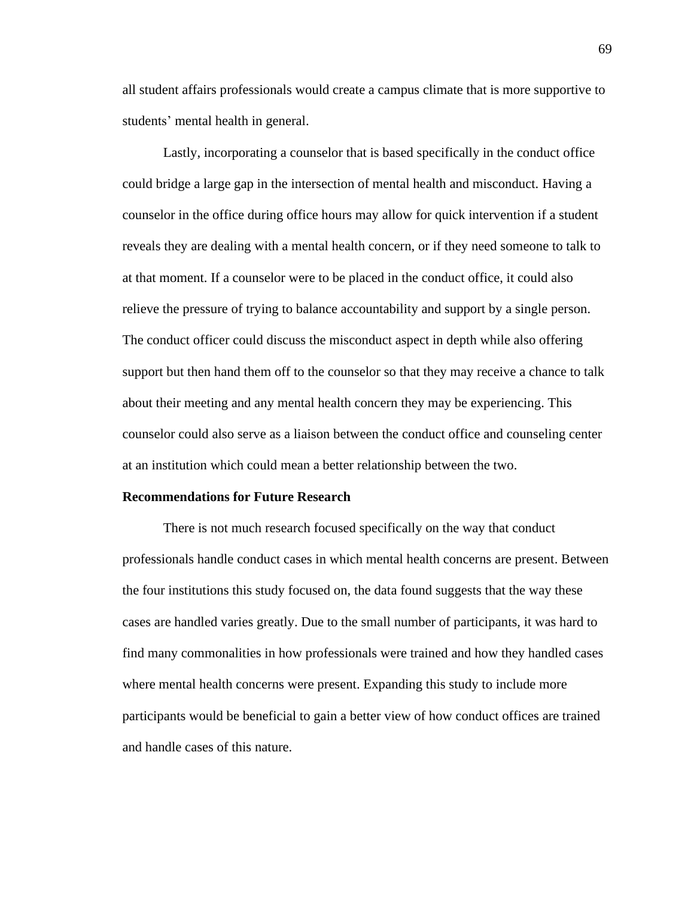all student affairs professionals would create a campus climate that is more supportive to students' mental health in general.

Lastly, incorporating a counselor that is based specifically in the conduct office could bridge a large gap in the intersection of mental health and misconduct. Having a counselor in the office during office hours may allow for quick intervention if a student reveals they are dealing with a mental health concern, or if they need someone to talk to at that moment. If a counselor were to be placed in the conduct office, it could also relieve the pressure of trying to balance accountability and support by a single person. The conduct officer could discuss the misconduct aspect in depth while also offering support but then hand them off to the counselor so that they may receive a chance to talk about their meeting and any mental health concern they may be experiencing. This counselor could also serve as a liaison between the conduct office and counseling center at an institution which could mean a better relationship between the two.

**Recommendations for Future Research**

There is not much research focused specifically on the way that conduct professionals handle conduct cases in which mental health concerns are present. Between the four institutions this study focused on, the data found suggests that the way these cases are handled varies greatly. Due to the small number of participants, it was hard to find many commonalities in how professionals were trained and how they handled cases where mental health concerns were present. Expanding this study to include more participants would be beneficial to gain a better view of how conduct offices are trained and handle cases of this nature.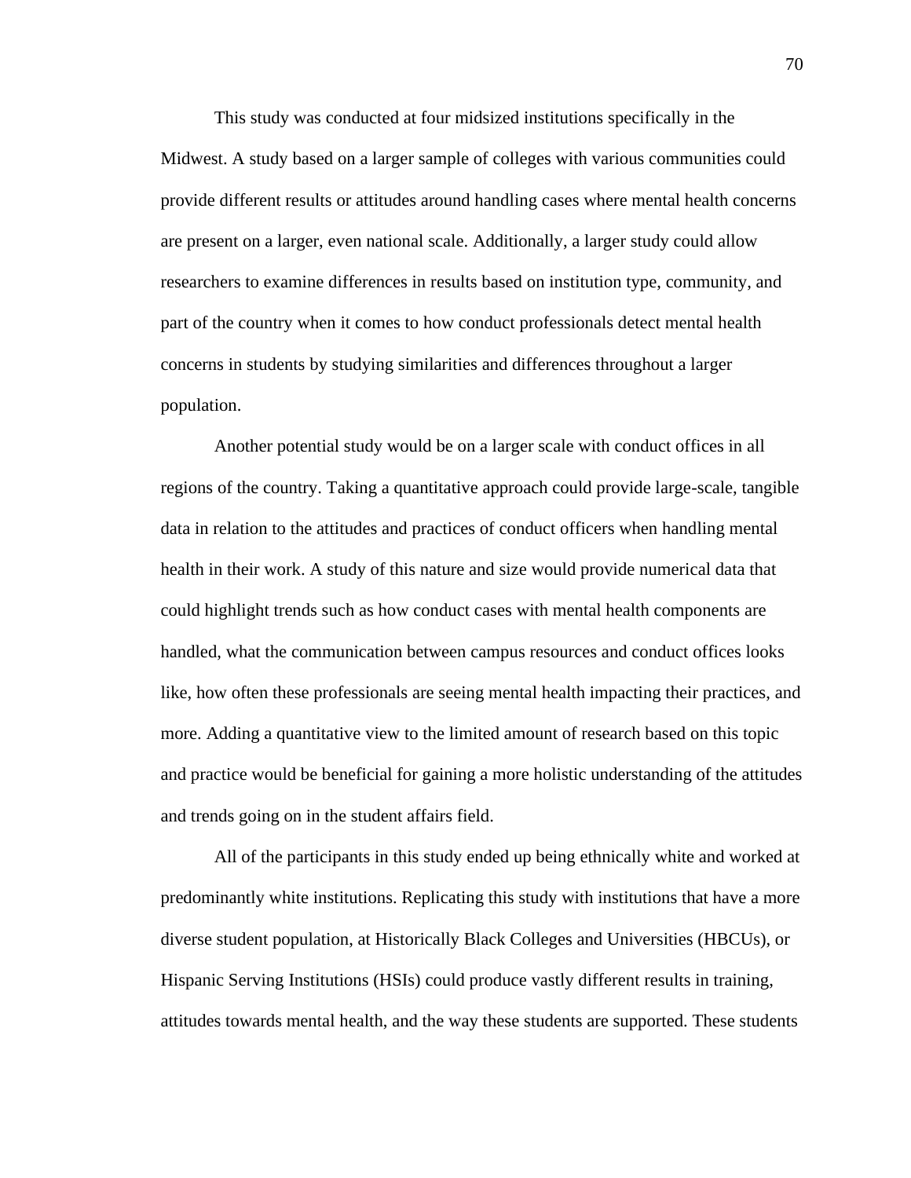This study was conducted at four midsized institutions specifically in the Midwest. A study based on a larger sample of colleges with various communities could provide different results or attitudes around handling cases where mental health concerns are present on a larger, even national scale. Additionally, a larger study could allow researchers to examine differences in results based on institution type, community, and part of the country when it comes to how conduct professionals detect mental health concerns in students by studying similarities and differences throughout a larger population.

Another potential study would be on a larger scale with conduct offices in all regions of the country. Taking a quantitative approach could provide large-scale, tangible data in relation to the attitudes and practices of conduct officers when handling mental health in their work. A study of this nature and size would provide numerical data that could highlight trends such as how conduct cases with mental health components are handled, what the communication between campus resources and conduct offices looks like, how often these professionals are seeing mental health impacting their practices, and more. Adding a quantitative view to the limited amount of research based on this topic and practice would be beneficial for gaining a more holistic understanding of the attitudes and trends going on in the student affairs field.

All of the participants in this study ended up being ethnically white and worked at predominantly white institutions. Replicating this study with institutions that have a more diverse student population, at Historically Black Colleges and Universities (HBCUs), or Hispanic Serving Institutions (HSIs) could produce vastly different results in training, attitudes towards mental health, and the way these students are supported. These students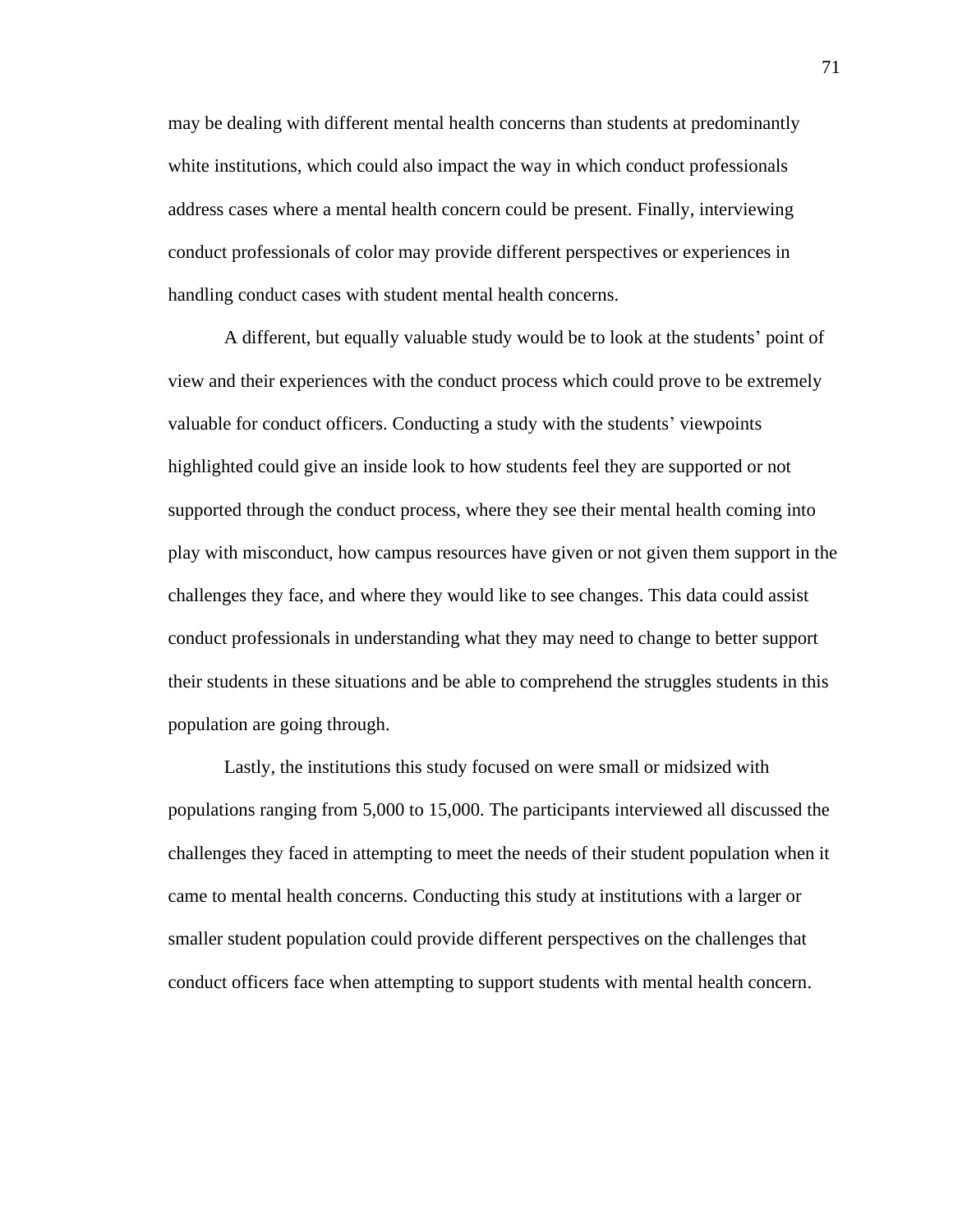may be dealing with different mental health concerns than students at predominantly white institutions, which could also impact the way in which conduct professionals address cases where a mental health concern could be present. Finally, interviewing conduct professionals of color may provide different perspectives or experiences in handling conduct cases with student mental health concerns.

A different, but equally valuable study would be to look at the students' point of view and their experiences with the conduct process which could prove to be extremely valuable for conduct officers. Conducting a study with the students' viewpoints highlighted could give an inside look to how students feel they are supported or not supported through the conduct process, where they see their mental health coming into play with misconduct, how campus resources have given or not given them support in the challenges they face, and where they would like to see changes. This data could assist conduct professionals in understanding what they may need to change to better support their students in these situations and be able to comprehend the struggles students in this population are going through.

Lastly, the institutions this study focused on were small or midsized with populations ranging from 5,000 to 15,000. The participants interviewed all discussed the challenges they faced in attempting to meet the needs of their student population when it came to mental health concerns. Conducting this study at institutions with a larger or smaller student population could provide different perspectives on the challenges that conduct officers face when attempting to support students with mental health concern.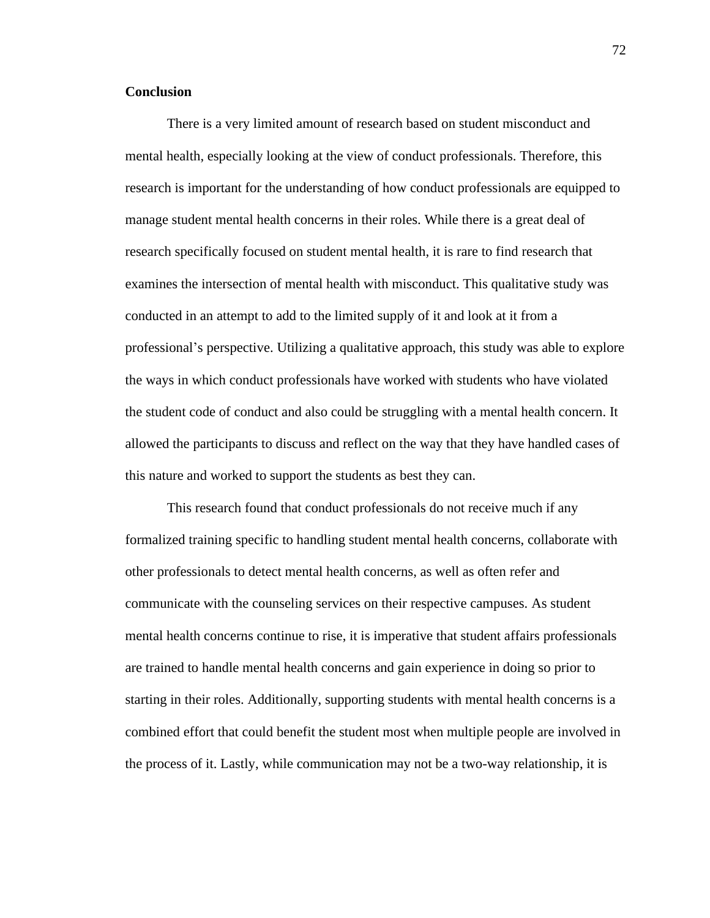**Conclusion**

There is a very limited amount of research based on student misconduct and mental health, especially looking at the view of conduct professionals. Therefore, this research is important for the understanding of how conduct professionals are equipped to manage student mental health concerns in their roles. While there is a great deal of research specifically focused on student mental health, it is rare to find research that examines the intersection of mental health with misconduct. This qualitative study was conducted in an attempt to add to the limited supply of it and look at it from a professional's perspective. Utilizing a qualitative approach, this study was able to explore the ways in which conduct professionals have worked with students who have violated the student code of conduct and also could be struggling with a mental health concern. It allowed the participants to discuss and reflect on the way that they have handled cases of this nature and worked to support the students as best they can.

This research found that conduct professionals do not receive much if any formalized training specific to handling student mental health concerns, collaborate with other professionals to detect mental health concerns, as well as often refer and communicate with the counseling services on their respective campuses. As student mental health concerns continue to rise, it is imperative that student affairs professionals are trained to handle mental health concerns and gain experience in doing so prior to starting in their roles. Additionally, supporting students with mental health concerns is a combined effort that could benefit the student most when multiple people are involved in the process of it. Lastly, while communication may not be a two-way relationship, it is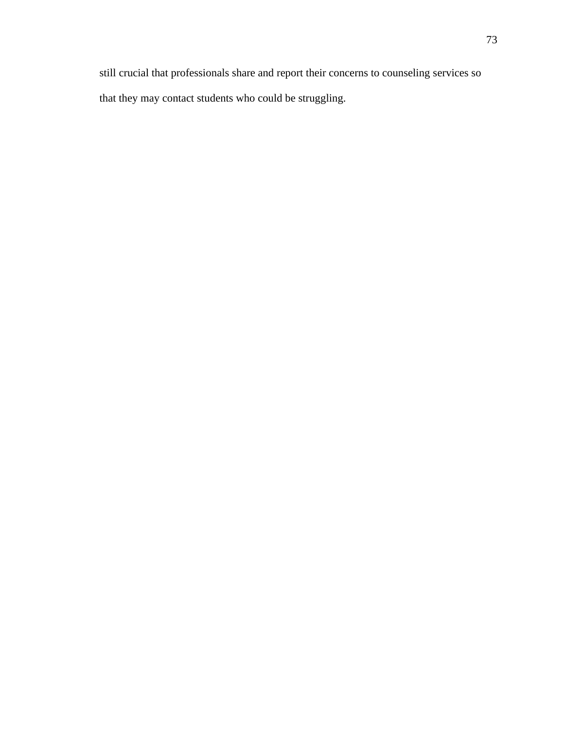still crucial that professionals share and report their concerns to counseling services so that they may contact students who could be struggling.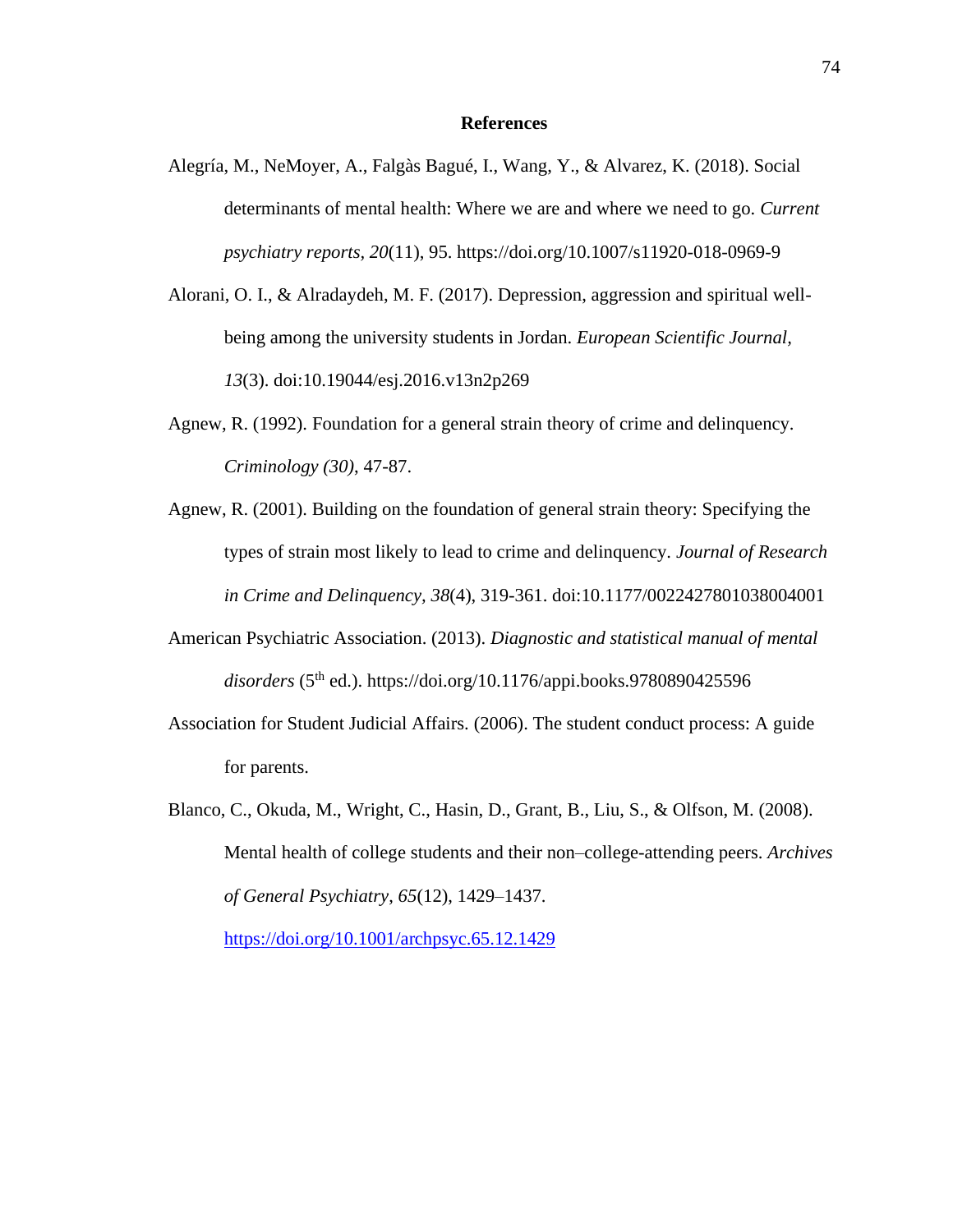**References**

Alegría, M., NeMoyer, A., Falgàs Bagué, I., Wang, Y., & Alvarez, K. (2018). Social determinants of mental health: Where we are and where we need to go. *Current psychiatry reports, 20*(11), 95. https://doi.org/10.1007/s11920-018-0969-9

Alorani, O. I., & Alradaydeh, M. F. (2017). Depression, aggression and spiritual well-being among the university students in Jordan. *European Scientific Journal, 13*(3). doi:10.19044/esj.2016.v13n2p269

Agnew, R. (1992). Foundation for a general strain theory of crime and delinquency. *Criminology (30)*, 47-87.

Agnew, R. (2001). Building on the foundation of general strain theory: Specifying the types of strain most likely to lead to crime and delinquency. *Journal of Research in Crime and Delinquency, 38*(4), 319-361. doi:10.1177/0022427801038004001

American Psychiatric Association. (2013). *Diagnostic and statistical manual of mental disorders* (5th ed.). https://doi.org/10.1176/appi.books.9780890425596

Association for Student Judicial Affairs. (2006). The student conduct process: A guide for parents.

Blanco, C., Okuda, M., Wright, C., Hasin, D., Grant, B., Liu, S., & Olfson, M. (2008). Mental health of college students and their non–college-attending peers. *Archives of General Psychiatry, 65*(12), 1429–1437. https://doi.org/10.1001/archpsyc.65.12.1429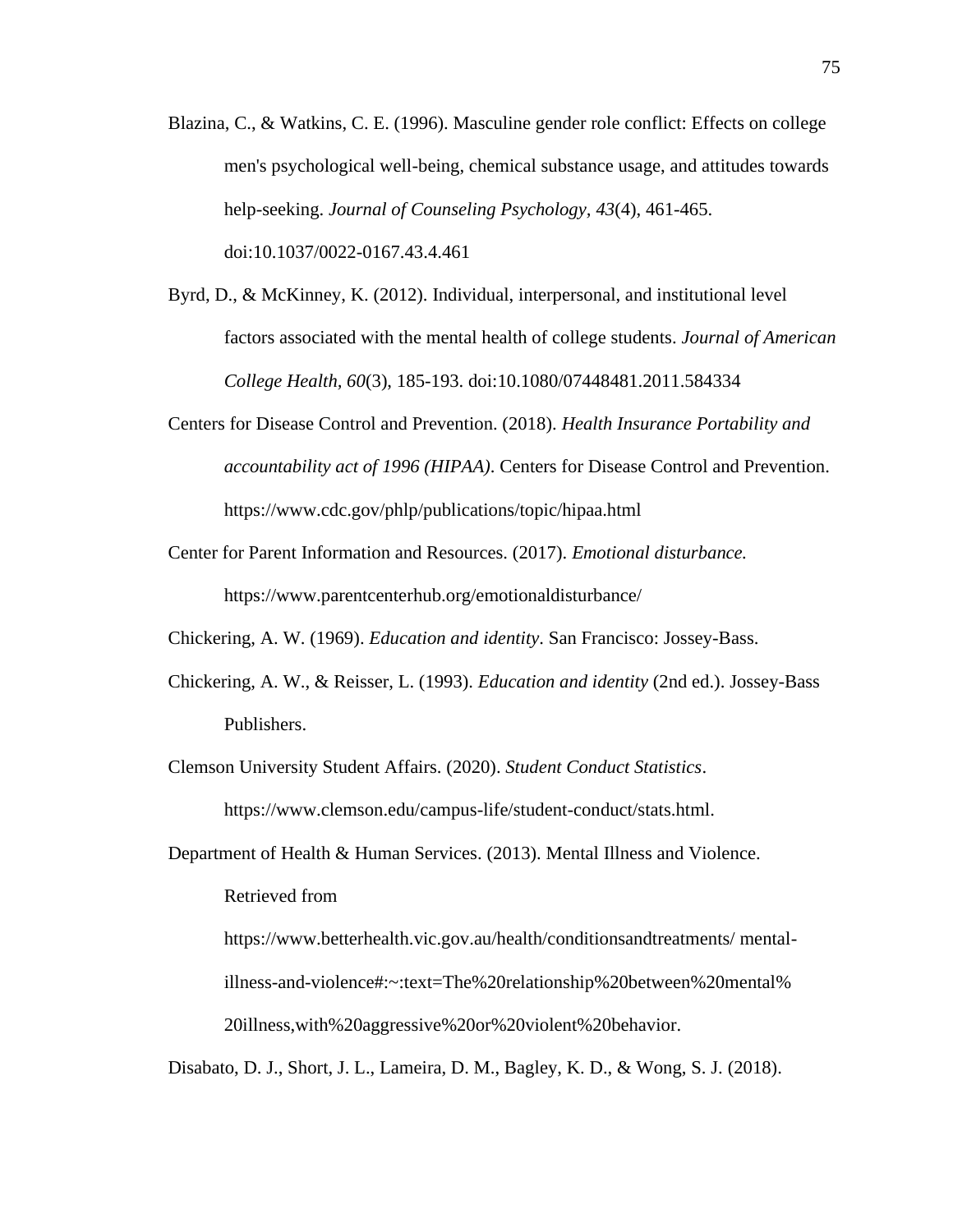Blazina, C., & Watkins, C. E. (1996). Masculine gender role conflict: Effects on college men's psychological well-being, chemical substance usage, and attitudes towards help-seeking. *Journal of Counseling Psychology, 43*(4), 461-465. doi:10.1037/0022-0167.43.4.461

Byrd, D., & McKinney, K. (2012). Individual, interpersonal, and institutional level factors associated with the mental health of college students. *Journal of American College Health, 60*(3), 185-193. doi:10.1080/07448481.2011.584334

Centers for Disease Control and Prevention. (2018). *Health Insurance Portability and accountability act of 1996 (HIPAA)*. Centers for Disease Control and Prevention. https://www.cdc.gov/phlp/publications/topic/hipaa.html

Center for Parent Information and Resources. (2017). *Emotional disturbance.* https://www.parentcenterhub.org/emotionaldisturbance/

Chickering, A. W. (1969). *Education and identity*. San Francisco: Jossey-Bass.

Chickering, A. W., & Reisser, L. (1993). *Education and identity* (2nd ed.). Jossey-Bass Publishers.

Clemson University Student Affairs. (2020). *Student Conduct Statistics*. https://www.clemson.edu/campus-life/student-conduct/stats.html.

Department of Health & Human Services. (2013). Mental Illness and Violence. Retrieved from https://www.betterhealth.vic.gov.au/health/conditionsandtreatments/ mental-illness-and-violence#:~:text=The%20relationship%20between%20mental%20illness,with%20aggressive%20or%20violent%20behavior.

Disabato, D. J., Short, J. L., Lameira, D. M., Bagley, K. D., & Wong, S. J. (2018).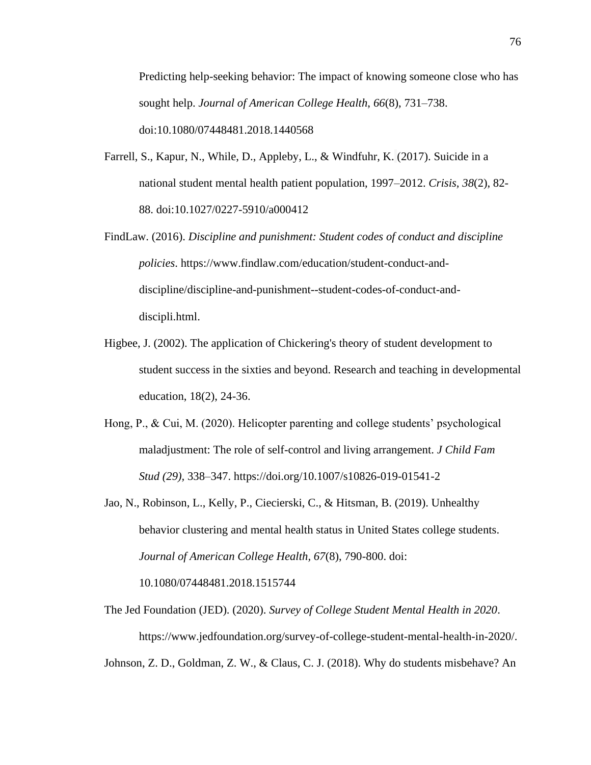Predicting help-seeking behavior: The impact of knowing someone close who has sought help. *Journal of American College Health*, *66*(8), 731–738. doi:10.1080/07448481.2018.1440568

Farrell, S., Kapur, N., While, D., Appleby, L., & Windfuhr, K. (2017). Suicide in a national student mental health patient population, 1997–2012. *Crisis*, *38*(2), 82-88. doi:10.1027/0227-5910/a000412

FindLaw. (2016). *Discipline and punishment: Student codes of conduct and discipline policies*. https://www.findlaw.com/education/student-conduct-and-discipline/discipline-and-punishment--student-codes-of-conduct-and-discipli.html.

Higbee, J. (2002). The application of Chickering's theory of student development to student success in the sixties and beyond. Research and teaching in developmental education, 18(2), 24-36.

Hong, P., & Cui, M. (2020). Helicopter parenting and college students' psychological maladjustment: The role of self-control and living arrangement. *J Child Fam Stud (29)*, 338–347. https://doi.org/10.1007/s10826-019-01541-2

Jao, N., Robinson, L., Kelly, P., Ciecierski, C., & Hitsman, B. (2019). Unhealthy behavior clustering and mental health status in United States college students. *Journal of American College Health, 67*(8), 790-800. doi: 10.1080/07448481.2018.1515744

The Jed Foundation (JED). (2020). *Survey of College Student Mental Health in 2020*. https://www.jedfoundation.org/survey-of-college-student-mental-health-in-2020/.

Johnson, Z. D., Goldman, Z. W., & Claus, C. J. (2018). Why do students misbehave? An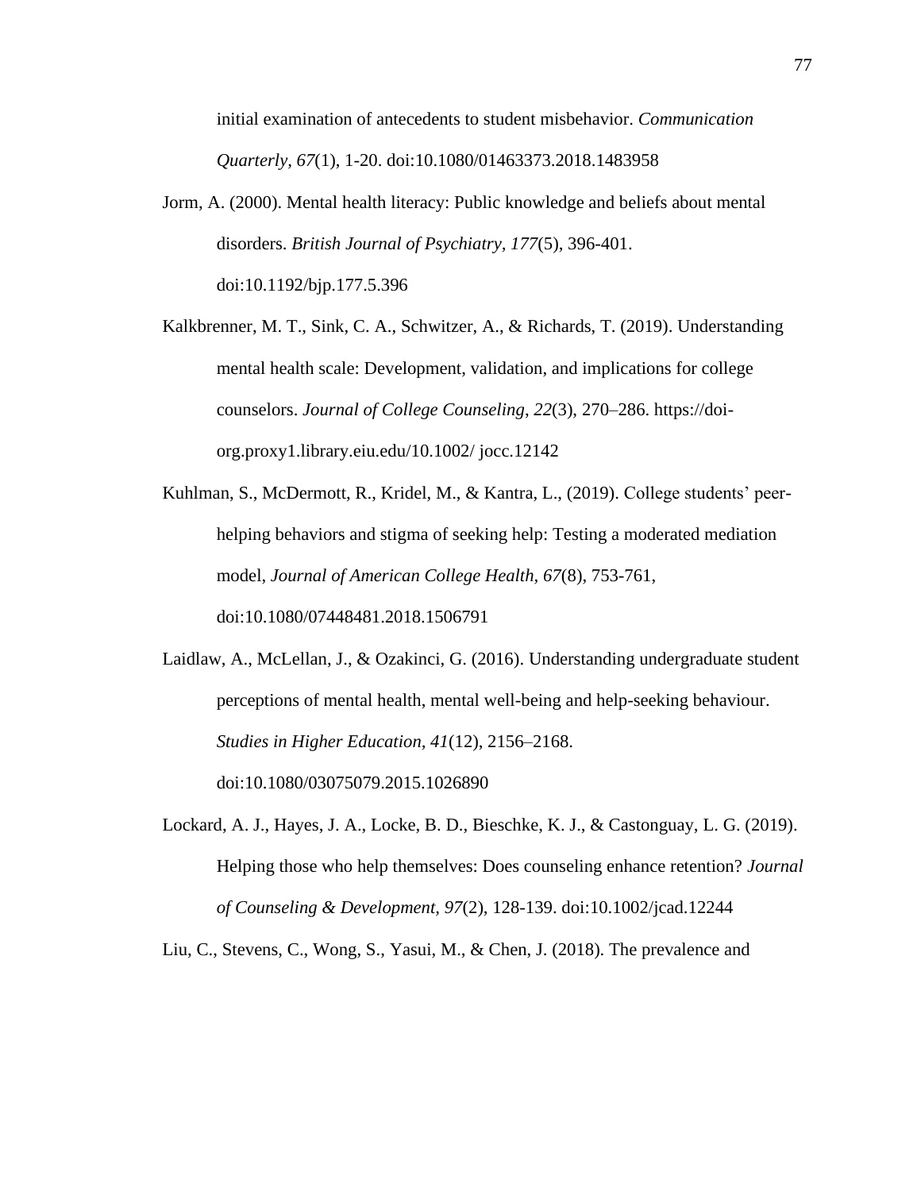initial examination of antecedents to student misbehavior. *Communication Quarterly, 67*(1), 1-20. doi:10.1080/01463373.2018.1483958

Jorm, A. (2000). Mental health literacy: Public knowledge and beliefs about mental disorders. *British Journal of Psychiatry, 177*(5), 396-401. doi:10.1192/bjp.177.5.396

Kalkbrenner, M. T., Sink, C. A., Schwitzer, A., & Richards, T. (2019). Understanding mental health scale: Development, validation, and implications for college counselors. *Journal of College Counseling*, *22*(3), 270–286. https://doi-org.proxy1.library.eiu.edu/10.1002/ jocc.12142

Kuhlman, S., McDermott, R., Kridel, M., & Kantra, L., (2019). College students' peer-helping behaviors and stigma of seeking help: Testing a moderated mediation model, *Journal of American College Health, 67*(8), 753-761, doi:10.1080/07448481.2018.1506791

Laidlaw, A., McLellan, J., & Ozakinci, G. (2016). Understanding undergraduate student perceptions of mental health, mental well-being and help-seeking behaviour. *Studies in Higher Education, 41*(12), 2156–2168. doi:10.1080/03075079.2015.1026890

Lockard, A. J., Hayes, J. A., Locke, B. D., Bieschke, K. J., & Castonguay, L. G. (2019). Helping those who help themselves: Does counseling enhance retention? *Journal of Counseling & Development, 97*(2), 128-139. doi:10.1002/jcad.12244

Liu, C., Stevens, C., Wong, S., Yasui, M., & Chen, J. (2018). The prevalence and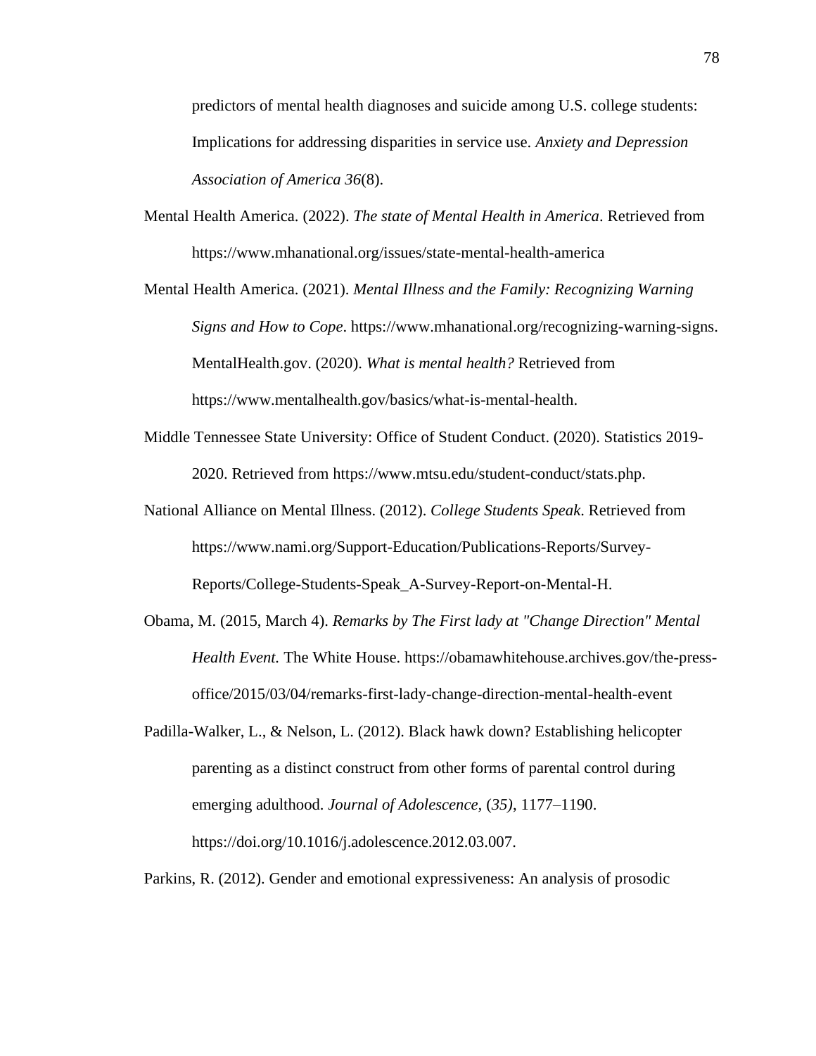predictors of mental health diagnoses and suicide among U.S. college students: Implications for addressing disparities in service use. *Anxiety and Depression Association of America 36*(8).

Mental Health America. (2022). *The state of Mental Health in America*. Retrieved from https://www.mhanational.org/issues/state-mental-health-america

Mental Health America. (2021). *Mental Illness and the Family: Recognizing Warning Signs and How to Cope*. https://www.mhanational.org/recognizing-warning-signs. MentalHealth.gov. (2020). *What is mental health?* Retrieved from https://www.mentalhealth.gov/basics/what-is-mental-health.

Middle Tennessee State University: Office of Student Conduct. (2020). Statistics 2019-2020. Retrieved from https://www.mtsu.edu/student-conduct/stats.php.

National Alliance on Mental Illness. (2012). *College Students Speak*. Retrieved from https://www.nami.org/Support-Education/Publications-Reports/Survey-Reports/College-Students-Speak_A-Survey-Report-on-Mental-H.

Obama, M. (2015, March 4). *Remarks by The First lady at "Change Direction" Mental Health Event.* The White House. https://obamawhitehouse.archives.gov/the-press-office/2015/03/04/remarks-first-lady-change-direction-mental-health-event

Padilla-Walker, L., & Nelson, L. (2012). Black hawk down? Establishing helicopter parenting as a distinct construct from other forms of parental control during emerging adulthood. *Journal of Adolescence*, (*35)*, 1177–1190. https://doi.org/10.1016/j.adolescence.2012.03.007.

Parkins, R. (2012). Gender and emotional expressiveness: An analysis of prosodic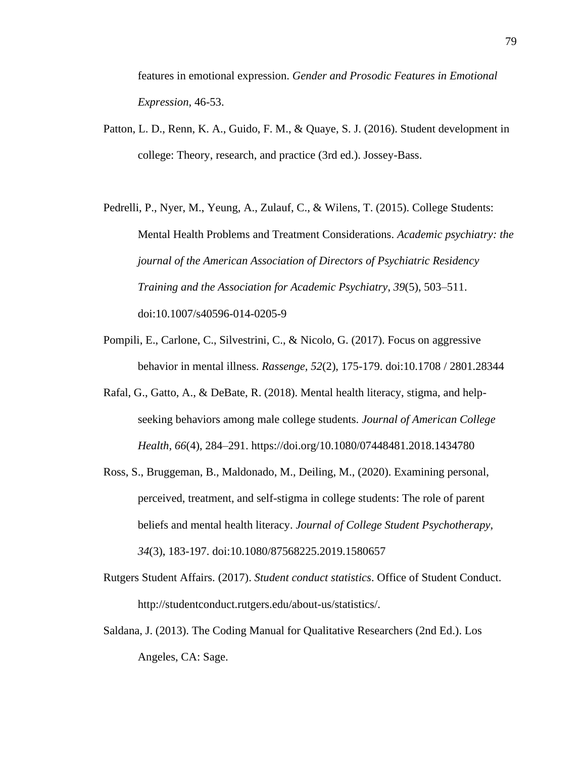features in emotional expression. *Gender and Prosodic Features in Emotional Expression*, 46-53.

Patton, L. D., Renn, K. A., Guido, F. M., & Quaye, S. J. (2016). Student development in college: Theory, research, and practice (3rd ed.). Jossey-Bass.

Pedrelli, P., Nyer, M., Yeung, A., Zulauf, C., & Wilens, T. (2015). College Students: Mental Health Problems and Treatment Considerations. *Academic psychiatry: the journal of the American Association of Directors of Psychiatric Residency Training and the Association for Academic Psychiatry*, *39*(5), 503–511. doi:10.1007/s40596-014-0205-9

Pompili, E., Carlone, C., Silvestrini, C., & Nicolo, G. (2017). Focus on aggressive behavior in mental illness. *Rassenge, 52*(2), 175-179. doi:10.1708 / 2801.28344

Rafal, G., Gatto, A., & DeBate, R. (2018). Mental health literacy, stigma, and help-seeking behaviors among male college students. *Journal of American College Health*, *66*(4), 284–291. https://doi.org/10.1080/07448481.2018.1434780

Ross, S., Bruggeman, B., Maldonado, M., Deiling, M., (2020). Examining personal, perceived, treatment, and self-stigma in college students: The role of parent beliefs and mental health literacy. *Journal of College Student Psychotherapy, 34*(3), 183-197. doi:10.1080/87568225.2019.1580657

Rutgers Student Affairs. (2017). *Student conduct statistics*. Office of Student Conduct. http://studentconduct.rutgers.edu/about-us/statistics/.

Saldana, J. (2013). The Coding Manual for Qualitative Researchers (2nd Ed.). Los Angeles, CA: Sage.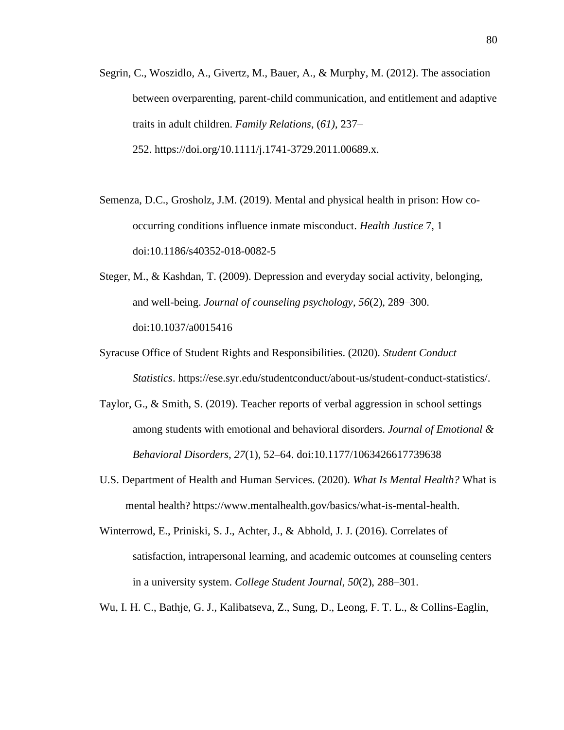Segrin, C., Woszidlo, A., Givertz, M., Bauer, A., & Murphy, M. (2012). The association between overparenting, parent-child communication, and entitlement and adaptive traits in adult children. *Family Relations*, (*61)*, 237–252. https://doi.org/10.1111/j.1741-3729.2011.00689.x.

Semenza, D.C., Grosholz, J.M. (2019). Mental and physical health in prison: How co-occurring conditions influence inmate misconduct. *Health Justice* 7, 1 doi:10.1186/s40352-018-0082-5

Steger, M., & Kashdan, T. (2009). Depression and everyday social activity, belonging, and well-being. *Journal of counseling psychology*, *56*(2), 289–300. doi:10.1037/a0015416

Syracuse Office of Student Rights and Responsibilities. (2020). *Student Conduct Statistics*. https://ese.syr.edu/studentconduct/about-us/student-conduct-statistics/.

Taylor, G., & Smith, S. (2019). Teacher reports of verbal aggression in school settings among students with emotional and behavioral disorders. *Journal of Emotional & Behavioral Disorders, 27*(1), 52–64. doi:10.1177/1063426617739638

U.S. Department of Health and Human Services. (2020). *What Is Mental Health?* What is mental health? https://www.mentalhealth.gov/basics/what-is-mental-health.

Winterrowd, E., Priniski, S. J., Achter, J., & Abhold, J. J. (2016). Correlates of satisfaction, intrapersonal learning, and academic outcomes at counseling centers in a university system. *College Student Journal, 50*(2), 288–301.

Wu, I. H. C., Bathje, G. J., Kalibatseva, Z., Sung, D., Leong, F. T. L., & Collins-Eaglin,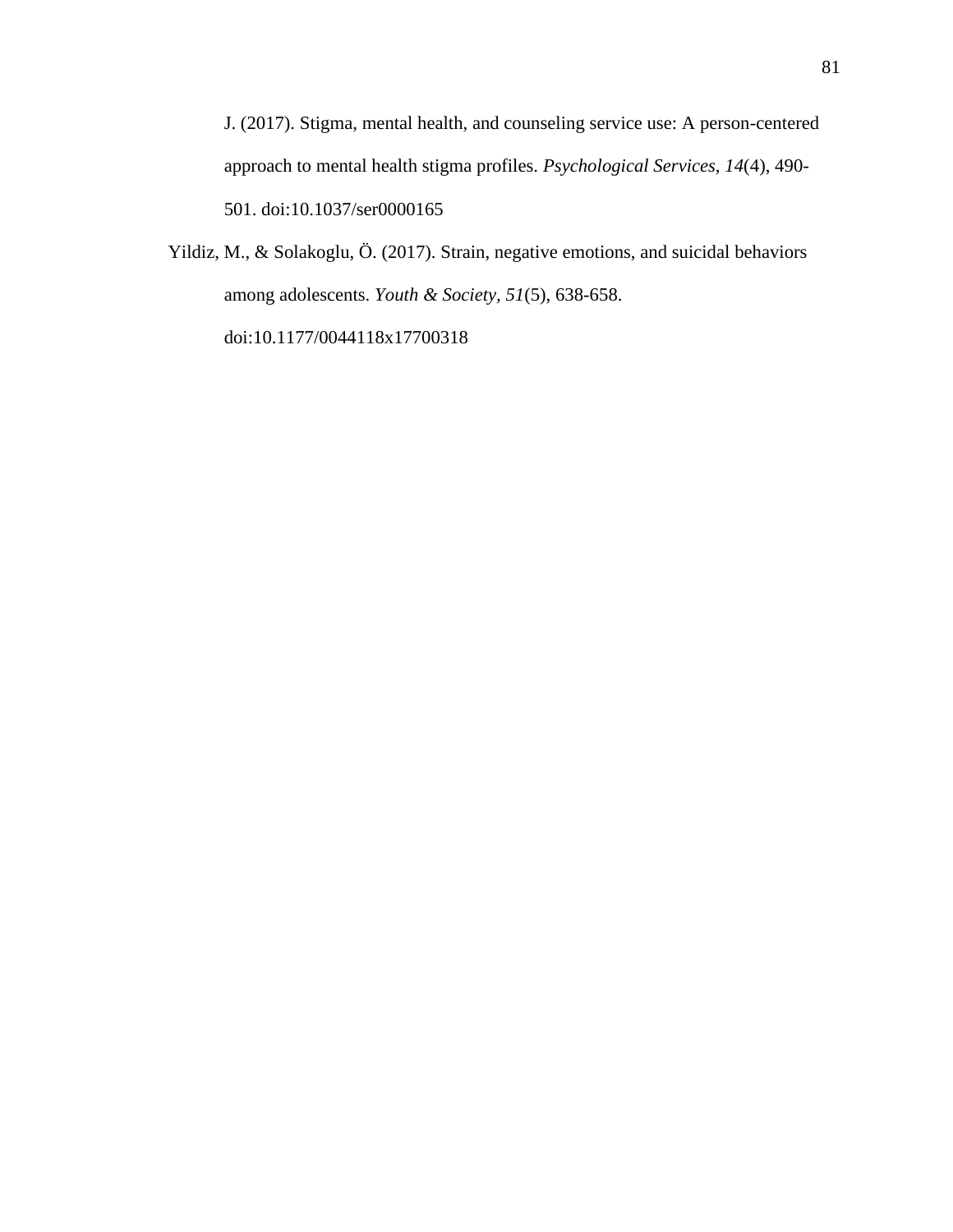J. (2017). Stigma, mental health, and counseling service use: A person-centered approach to mental health stigma profiles. *Psychological Services, 14*(4), 490-501. doi:10.1037/ser0000165

Yildiz, M., & Solakoglu, Ö. (2017). Strain, negative emotions, and suicidal behaviors among adolescents. *Youth & Society, 51*(5), 638-658. doi:10.1177/0044118x17700318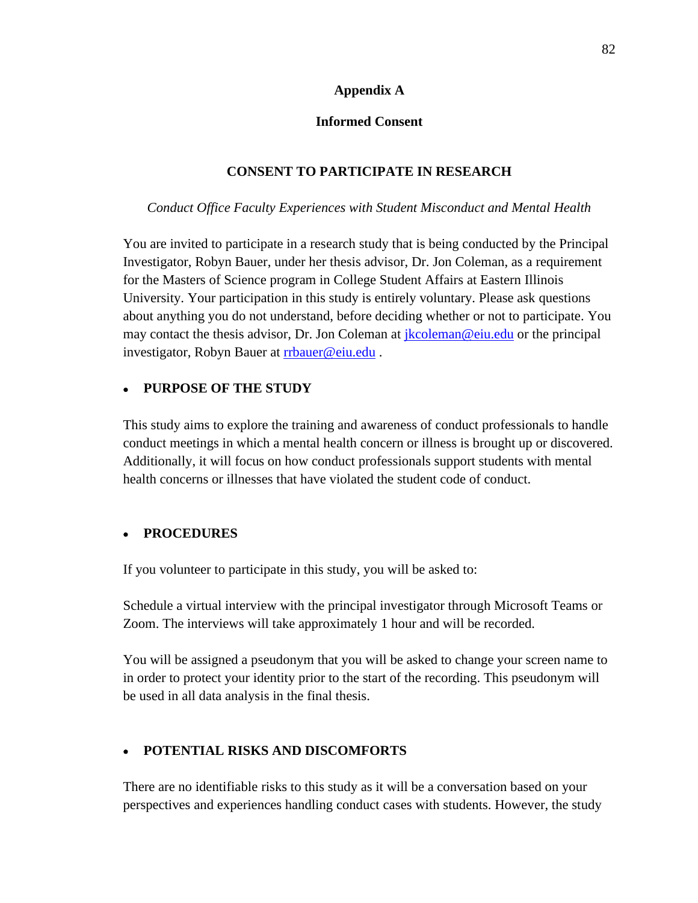## Appendix A

## Informed Consent

### CONSENT TO PARTICIPATE IN RESEARCH

*Conduct Office Faculty Experiences with Student Misconduct and Mental Health*

You are invited to participate in a research study that is being conducted by the Principal Investigator, Robyn Bauer, under her thesis advisor, Dr. Jon Coleman, as a requirement for the Masters of Science program in College Student Affairs at Eastern Illinois University. Your participation in this study is entirely voluntary. Please ask questions about anything you do not understand, before deciding whether or not to participate. You may contact the thesis advisor, Dr. Jon Coleman at jkcoleman@eiu.edu or the principal investigator, Robyn Bauer at rrbauer@eiu.edu .

- **PURPOSE OF THE STUDY**

This study aims to explore the training and awareness of conduct professionals to handle conduct meetings in which a mental health concern or illness is brought up or discovered. Additionally, it will focus on how conduct professionals support students with mental health concerns or illnesses that have violated the student code of conduct.

- **PROCEDURES**

If you volunteer to participate in this study, you will be asked to:

Schedule a virtual interview with the principal investigator through Microsoft Teams or Zoom. The interviews will take approximately 1 hour and will be recorded.

You will be assigned a pseudonym that you will be asked to change your screen name to in order to protect your identity prior to the start of the recording. This pseudonym will be used in all data analysis in the final thesis.

- **POTENTIAL RISKS AND DISCOMFORTS**

There are no identifiable risks to this study as it will be a conversation based on your perspectives and experiences handling conduct cases with students. However, the study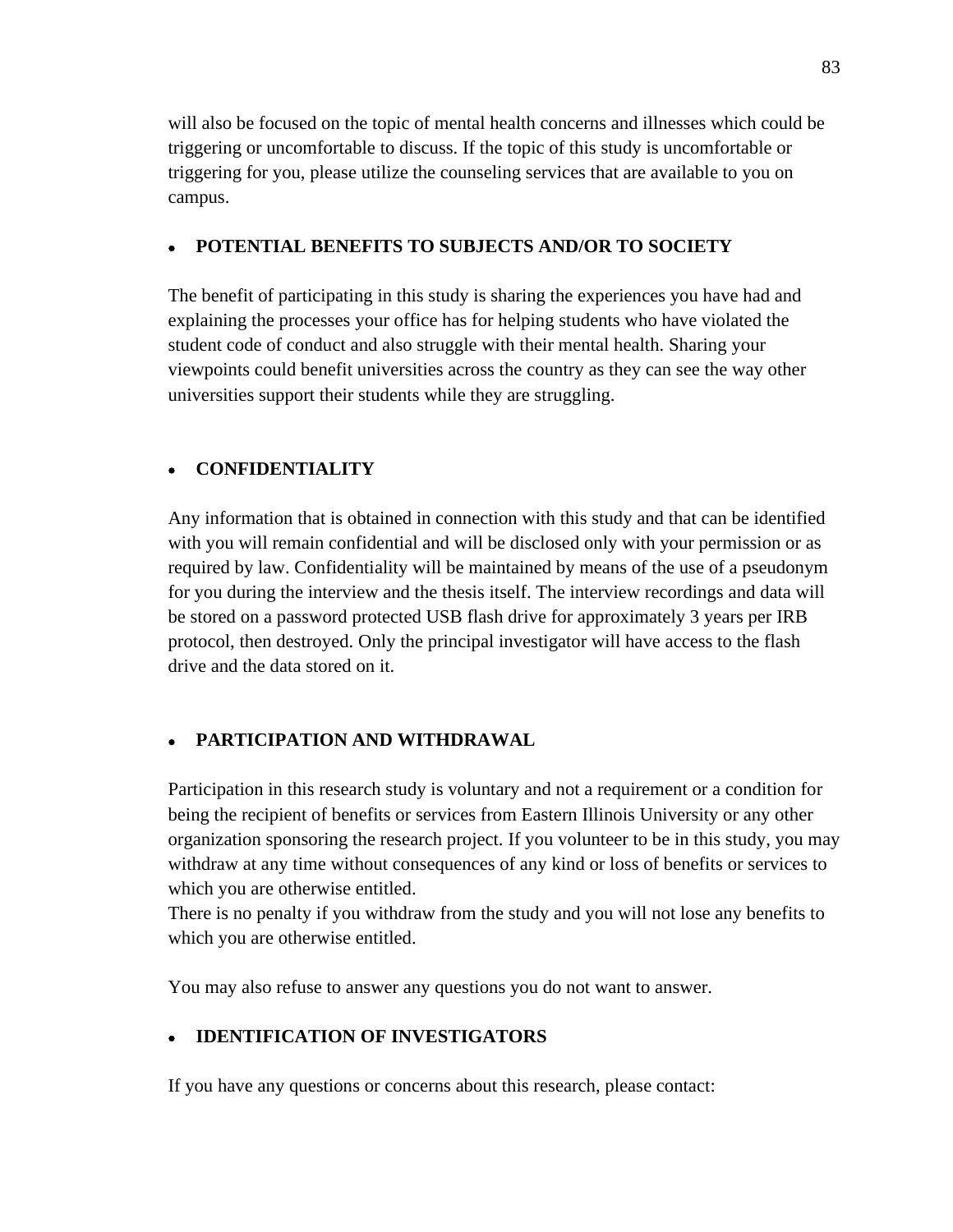will also be focused on the topic of mental health concerns and illnesses which could be triggering or uncomfortable to discuss. If the topic of this study is uncomfortable or triggering for you, please utilize the counseling services that are available to you on campus.

- **POTENTIAL BENEFITS TO SUBJECTS AND/OR TO SOCIETY**

The benefit of participating in this study is sharing the experiences you have had and explaining the processes your office has for helping students who have violated the student code of conduct and also struggle with their mental health. Sharing your viewpoints could benefit universities across the country as they can see the way other universities support their students while they are struggling.

- **CONFIDENTIALITY**

Any information that is obtained in connection with this study and that can be identified with you will remain confidential and will be disclosed only with your permission or as required by law. Confidentiality will be maintained by means of the use of a pseudonym for you during the interview and the thesis itself. The interview recordings and data will be stored on a password protected USB flash drive for approximately 3 years per IRB protocol, then destroyed. Only the principal investigator will have access to the flash drive and the data stored on it.

- **PARTICIPATION AND WITHDRAWAL**

Participation in this research study is voluntary and not a requirement or a condition for being the recipient of benefits or services from Eastern Illinois University or any other organization sponsoring the research project. If you volunteer to be in this study, you may withdraw at any time without consequences of any kind or loss of benefits or services to which you are otherwise entitled.
There is no penalty if you withdraw from the study and you will not lose any benefits to which you are otherwise entitled.

You may also refuse to answer any questions you do not want to answer.

- **IDENTIFICATION OF INVESTIGATORS**

If you have any questions or concerns about this research, please contact: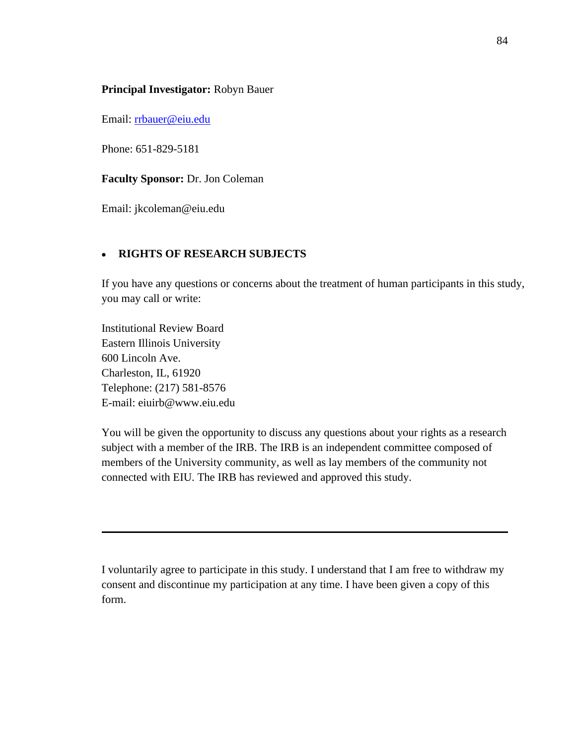**Principal Investigator:** Robyn Bauer

Email: rrbauer@eiu.edu

Phone: 651-829-5181

**Faculty Sponsor:** Dr. Jon Coleman

Email: jkcoleman@eiu.edu

- **RIGHTS OF RESEARCH SUBJECTS**

If you have any questions or concerns about the treatment of human participants in this study, you may call or write:

Institutional Review Board  
Eastern Illinois University  
600 Lincoln Ave.  
Charleston, IL, 61920  
Telephone: (217) 581-8576  
E-mail: eiuirb@www.eiu.edu

You will be given the opportunity to discuss any questions about your rights as a research subject with a member of the IRB. The IRB is an independent committee composed of members of the University community, as well as lay members of the community not connected with EIU. The IRB has reviewed and approved this study.

---

I voluntarily agree to participate in this study. I understand that I am free to withdraw my consent and discontinue my participation at any time. I have been given a copy of this form.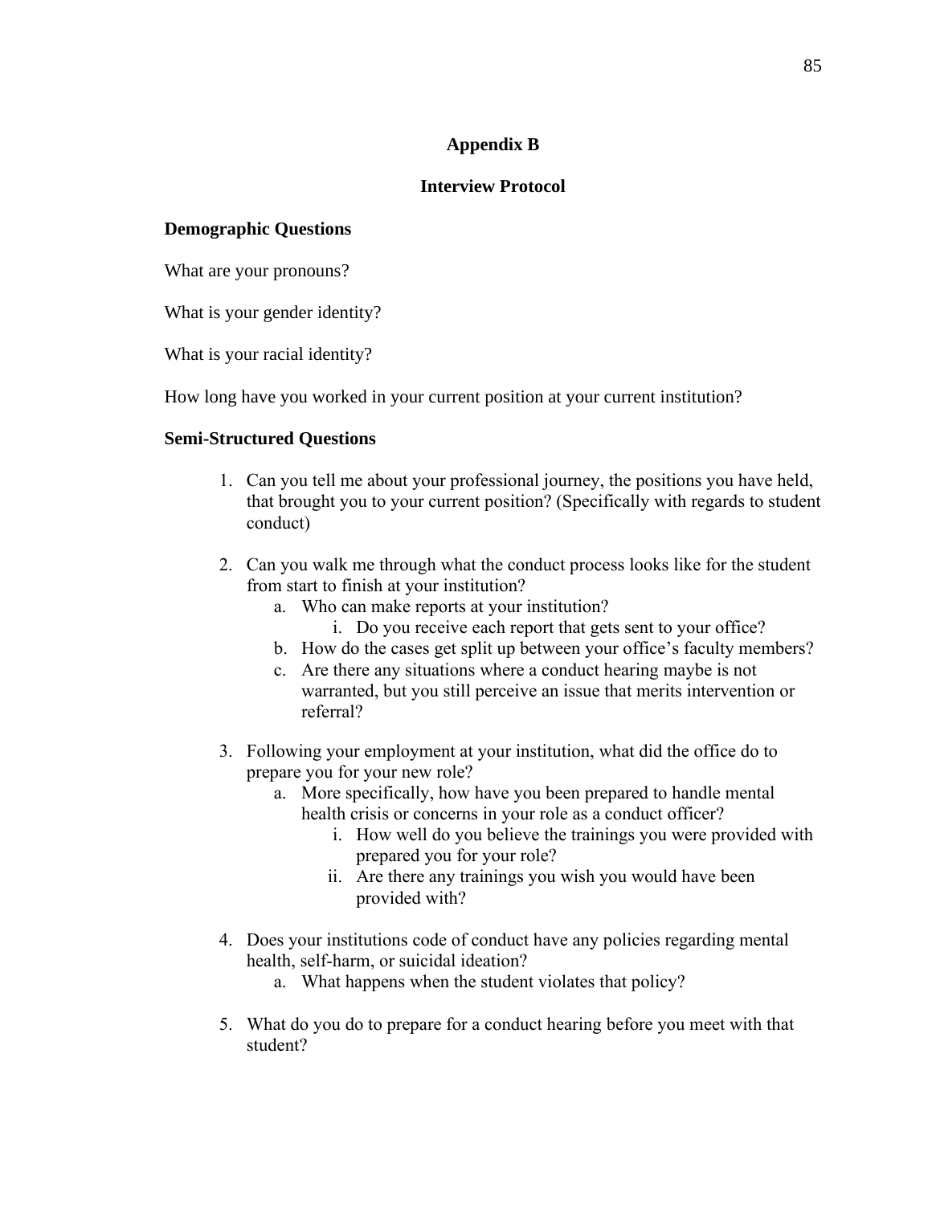# Appendix B

## Interview Protocol

**Demographic Questions**

What are your pronouns?

What is your gender identity?

What is your racial identity?

How long have you worked in your current position at your current institution?

**Semi-Structured Questions**

1. Can you tell me about your professional journey, the positions you have held, that brought you to your current position? (Specifically with regards to student conduct)

2. Can you walk me through what the conduct process looks like for the student from start to finish at your institution?
   a. Who can make reports at your institution?
      i. Do you receive each report that gets sent to your office?
   b. How do the cases get split up between your office's faculty members?
   c. Are there any situations where a conduct hearing maybe is not warranted, but you still perceive an issue that merits intervention or referral?

3. Following your employment at your institution, what did the office do to prepare you for your new role?
   a. More specifically, how have you been prepared to handle mental health crisis or concerns in your role as a conduct officer?
      i. How well do you believe the trainings you were provided with prepared you for your role?
      ii. Are there any trainings you wish you would have been provided with?

4. Does your institutions code of conduct have any policies regarding mental health, self-harm, or suicidal ideation?
   a. What happens when the student violates that policy?

5. What do you do to prepare for a conduct hearing before you meet with that student?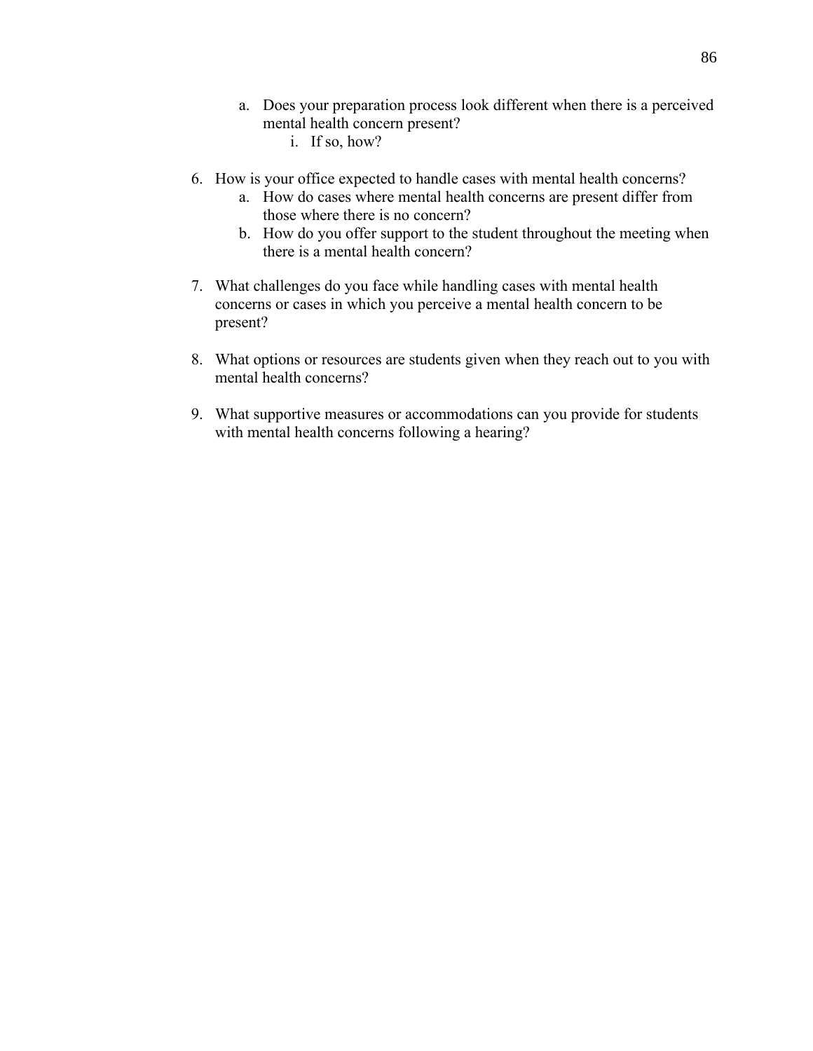a. Does your preparation process look different when there is a perceived mental health concern present?
      i. If so, how?

6. How is your office expected to handle cases with mental health concerns?
   a. How do cases where mental health concerns are present differ from those where there is no concern?
   b. How do you offer support to the student throughout the meeting when there is a mental health concern?

7. What challenges do you face while handling cases with mental health concerns or cases in which you perceive a mental health concern to be present?

8. What options or resources are students given when they reach out to you with mental health concerns?

9. What supportive measures or accommodations can you provide for students with mental health concerns following a hearing?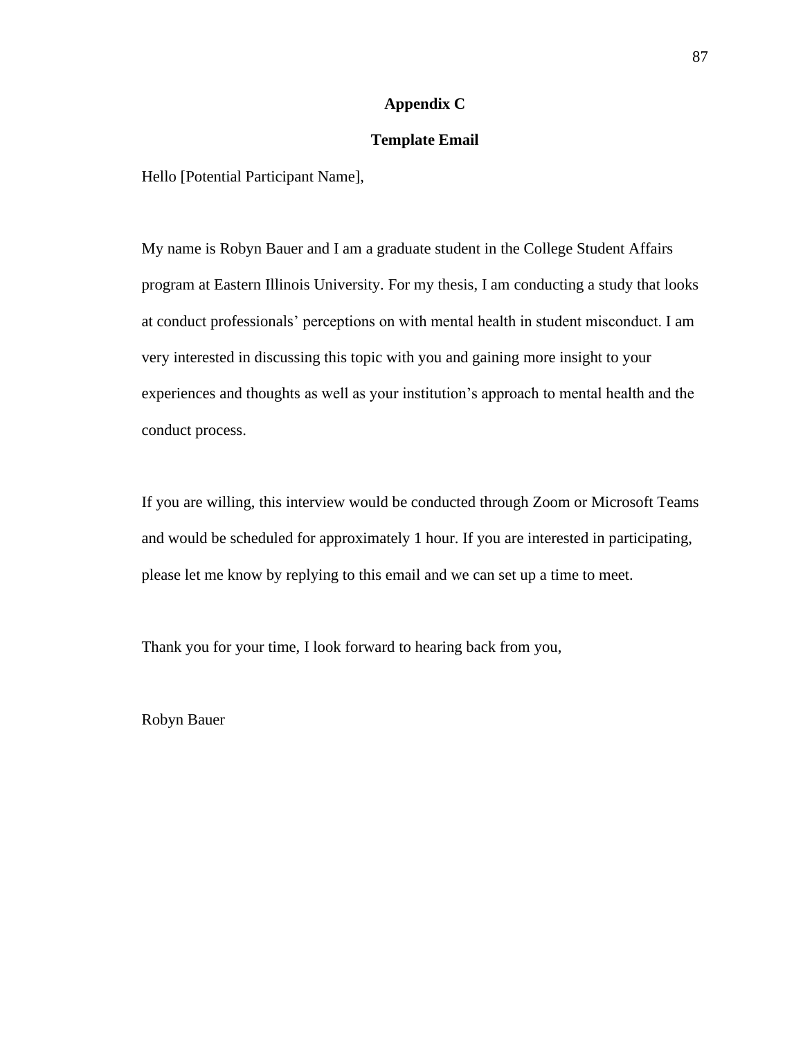# Appendix C

## Template Email

Hello [Potential Participant Name],

My name is Robyn Bauer and I am a graduate student in the College Student Affairs program at Eastern Illinois University. For my thesis, I am conducting a study that looks at conduct professionals' perceptions on with mental health in student misconduct. I am very interested in discussing this topic with you and gaining more insight to your experiences and thoughts as well as your institution's approach to mental health and the conduct process.

If you are willing, this interview would be conducted through Zoom or Microsoft Teams and would be scheduled for approximately 1 hour. If you are interested in participating, please let me know by replying to this email and we can set up a time to meet.

Thank you for your time, I look forward to hearing back from you,

Robyn Bauer